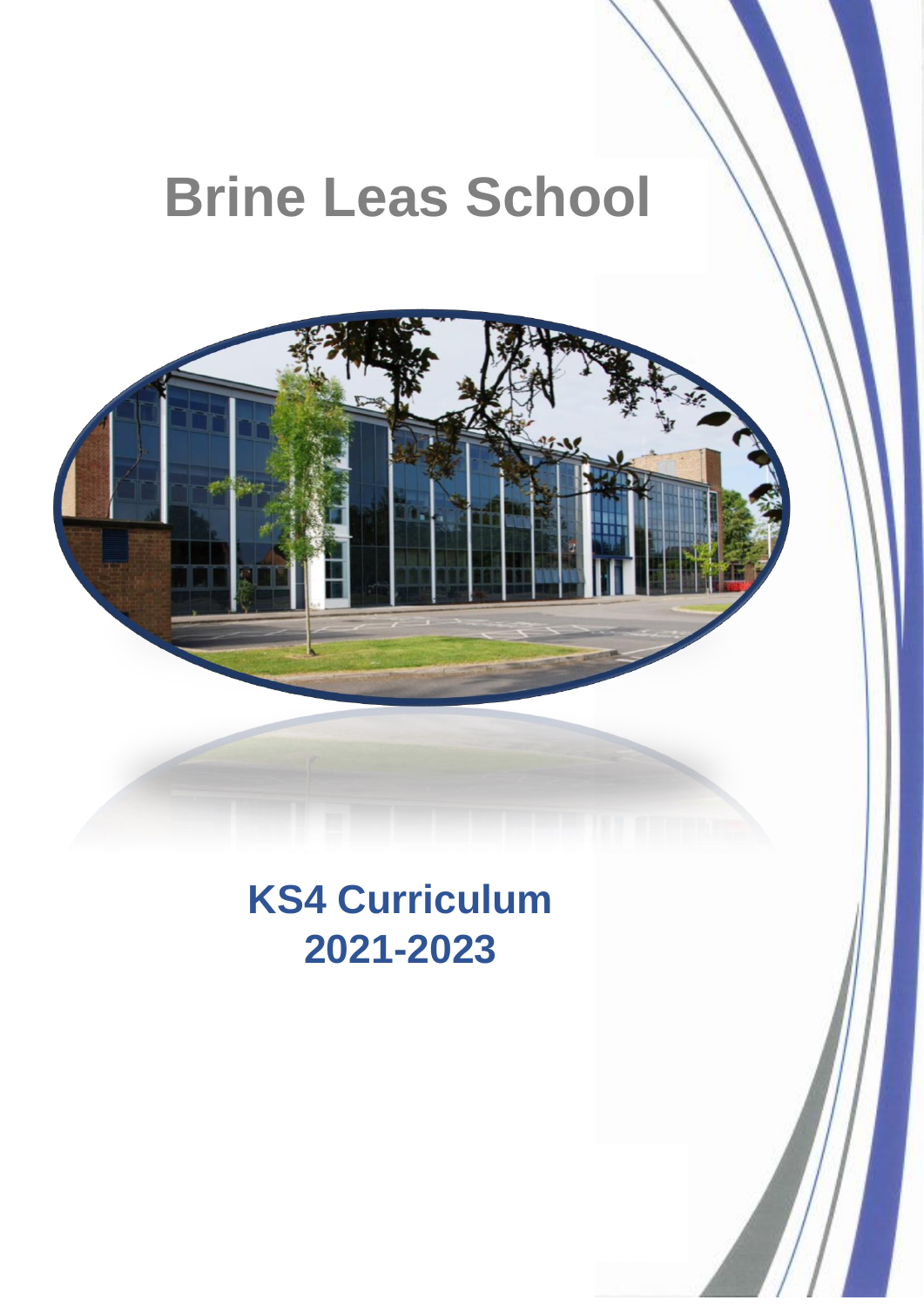# Brine Leas School

## KS4 Curriculum
## 2021-2023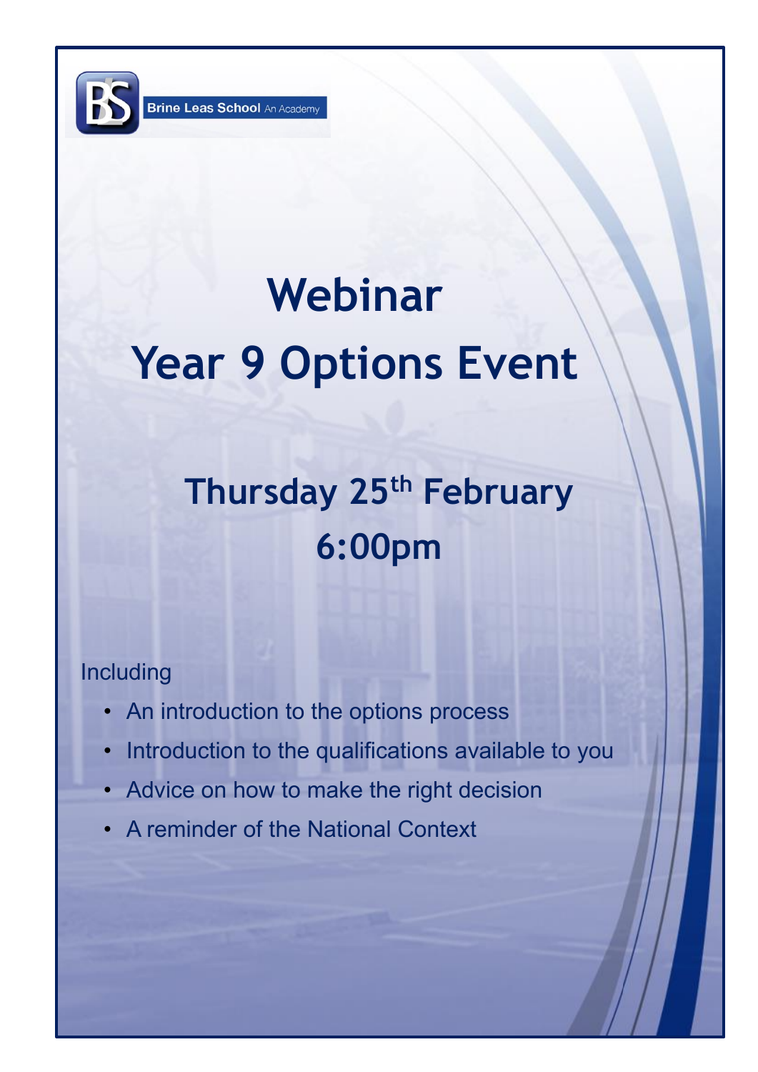Brine Leas School An Academy

# Webinar

# Year 9 Options Event

## Thursday 25th February
## 6:00pm

Including

- An introduction to the options process
- Introduction to the qualifications available to you
- Advice on how to make the right decision
- A reminder of the National Context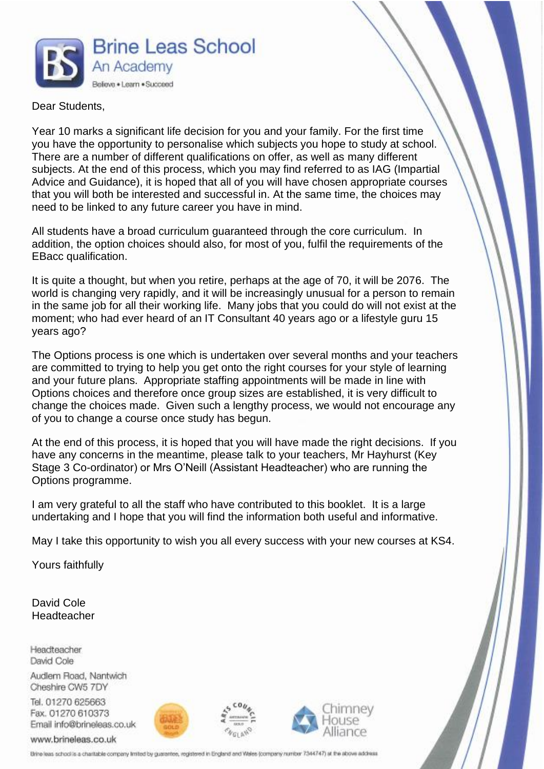**Brine Leas School**
An Academy
Believe • Learn • Succeed

Dear Students,

Year 10 marks a significant life decision for you and your family. For the first time you have the opportunity to personalise which subjects you hope to study at school. There are a number of different qualifications on offer, as well as many different subjects. At the end of this process, which you may find referred to as IAG (Impartial Advice and Guidance), it is hoped that all of you will have chosen appropriate courses that you will both be interested and successful in. At the same time, the choices may need to be linked to any future career you have in mind.

All students have a broad curriculum guaranteed through the core curriculum. In addition, the option choices should also, for most of you, fulfil the requirements of the EBacc qualification.

It is quite a thought, but when you retire, perhaps at the age of 70, it will be 2076. The world is changing very rapidly, and it will be increasingly unusual for a person to remain in the same job for all their working life. Many jobs that you could do will not exist at the moment; who had ever heard of an IT Consultant 40 years ago or a lifestyle guru 15 years ago?

The Options process is one which is undertaken over several months and your teachers are committed to trying to help you get onto the right courses for your style of learning and your future plans. Appropriate staffing appointments will be made in line with Options choices and therefore once group sizes are established, it is very difficult to change the choices made. Given such a lengthy process, we would not encourage any of you to change a course once study has begun.

At the end of this process, it is hoped that you will have made the right decisions. If you have any concerns in the meantime, please talk to your teachers, Mr Hayhurst (Key Stage 3 Co-ordinator) or Mrs O'Neill (Assistant Headteacher) who are running the Options programme.

I am very grateful to all the staff who have contributed to this booklet. It is a large undertaking and I hope that you will find the information both useful and informative.

May I take this opportunity to wish you all every success with your new courses at KS4.

Yours faithfully

David Cole
Headteacher

Headteacher
David Cole

Audlem Road, Nantwich
Cheshire CW5 7DY

Tel. 01270 625663
Fax. 01270 610373
Email info@brineleas.co.uk

www.brineleas.co.uk

Chimney House Alliance

Brine leas school is a charitable company limited by guarantee, registered in England and Wales (company number 7344747) at the above address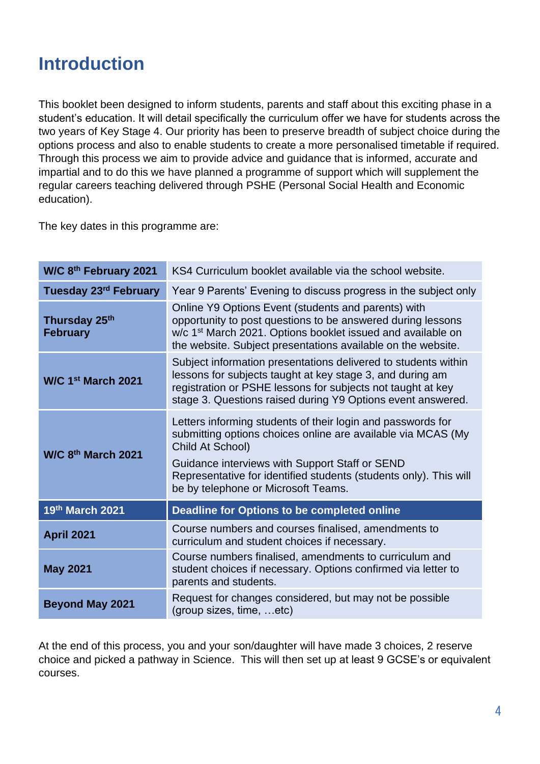# Introduction

This booklet been designed to inform students, parents and staff about this exciting phase in a student's education. It will detail specifically the curriculum offer we have for students across the two years of Key Stage 4. Our priority has been to preserve breadth of subject choice during the options process and also to enable students to create a more personalised timetable if required. Through this process we aim to provide advice and guidance that is informed, accurate and impartial and to do this we have planned a programme of support which will supplement the regular careers teaching delivered through PSHE (Personal Social Health and Economic education).

The key dates in this programme are:

| | |
|---|---|
| **W/C 8th February 2021** | KS4 Curriculum booklet available via the school website. |
| **Tuesday 23rd February** | Year 9 Parents' Evening to discuss progress in the subject only |
| **Thursday 25th February** | Online Y9 Options Event (students and parents) with opportunity to post questions to be answered during lessons w/c 1st March 2021. Options booklet issued and available on the website. Subject presentations available on the website. |
| **W/C 1st March 2021** | Subject information presentations delivered to students within lessons for subjects taught at key stage 3, and during am registration or PSHE lessons for subjects not taught at key stage 3. Questions raised during Y9 Options event answered. |
| **W/C 8th March 2021** | Letters informing students of their login and passwords for submitting options choices online are available via MCAS (My Child At School)<br><br>Guidance interviews with Support Staff or SEND Representative for identified students (students only). This will be by telephone or Microsoft Teams. |
| **19th March 2021** | **Deadline for Options to be completed online** |
| **April 2021** | Course numbers and courses finalised, amendments to curriculum and student choices if necessary. |
| **May 2021** | Course numbers finalised, amendments to curriculum and student choices if necessary. Options confirmed via letter to parents and students. |
| **Beyond May 2021** | Request for changes considered, but may not be possible (group sizes, time, …etc) |

At the end of this process, you and your son/daughter will have made 3 choices, 2 reserve choice and picked a pathway in Science. This will then set up at least 9 GCSE's or equivalent courses.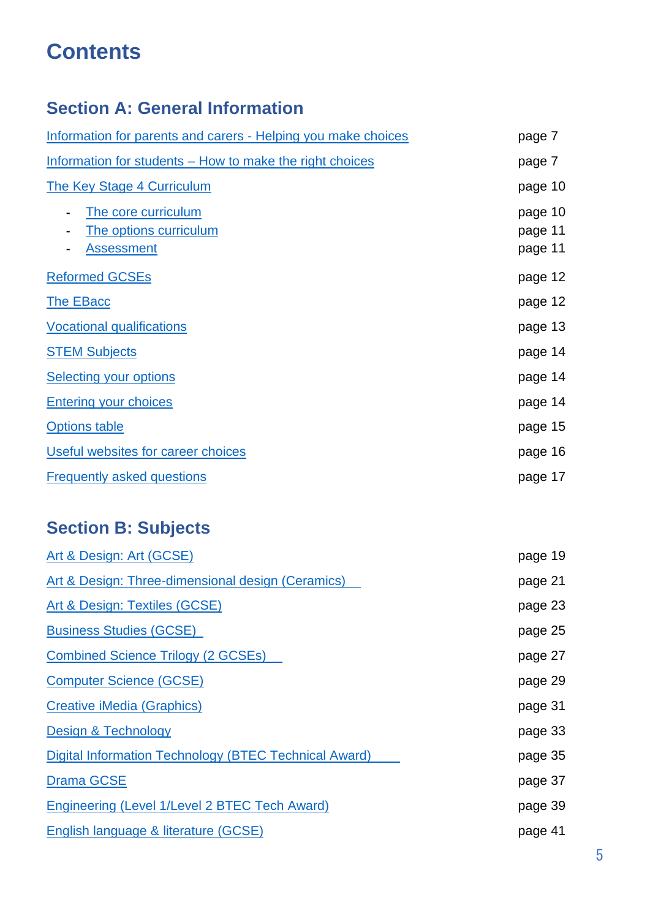# Contents

## Section A: General Information

| | |
|---|---|
| Information for parents and carers - Helping you make choices | page 7 |
| Information for students – How to make the right choices | page 7 |
| The Key Stage 4 Curriculum | page 10 |
| - The core curriculum | page 10 |
| - The options curriculum | page 11 |
| - Assessment | page 11 |
| Reformed GCSEs | page 12 |
| The EBacc | page 12 |
| Vocational qualifications | page 13 |
| STEM Subjects | page 14 |
| Selecting your options | page 14 |
| Entering your choices | page 14 |
| Options table | page 15 |
| Useful websites for career choices | page 16 |
| Frequently asked questions | page 17 |

## Section B: Subjects

| | |
|---|---|
| Art & Design: Art (GCSE) | page 19 |
| Art & Design: Three-dimensional design (Ceramics) | page 21 |
| Art & Design: Textiles (GCSE) | page 23 |
| Business Studies (GCSE) | page 25 |
| Combined Science Trilogy (2 GCSEs) | page 27 |
| Computer Science (GCSE) | page 29 |
| Creative iMedia (Graphics) | page 31 |
| Design & Technology | page 33 |
| Digital Information Technology (BTEC Technical Award) | page 35 |
| Drama GCSE | page 37 |
| Engineering (Level 1/Level 2 BTEC Tech Award) | page 39 |
| English language & literature (GCSE) | page 41 |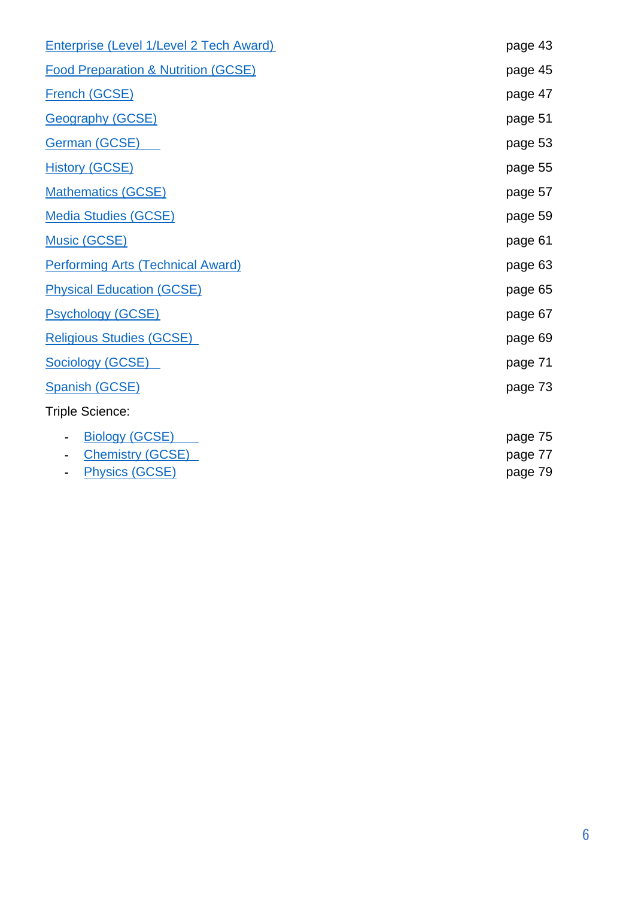| | |
|---|---|
| Enterprise (Level 1/Level 2 Tech Award) | page 43 |
| Food Preparation & Nutrition (GCSE) | page 45 |
| French (GCSE) | page 47 |
| Geography (GCSE) | page 51 |
| German (GCSE) | page 53 |
| History (GCSE) | page 55 |
| Mathematics (GCSE) | page 57 |
| Media Studies (GCSE) | page 59 |
| Music (GCSE) | page 61 |
| Performing Arts (Technical Award) | page 63 |
| Physical Education (GCSE) | page 65 |
| Psychology (GCSE) | page 67 |
| Religious Studies (GCSE) | page 69 |
| Sociology (GCSE) | page 71 |
| Spanish (GCSE) | page 73 |
| Triple Science: | |
| - Biology (GCSE) | page 75 |
| - Chemistry (GCSE) | page 77 |
| - Physics (GCSE) | page 79 |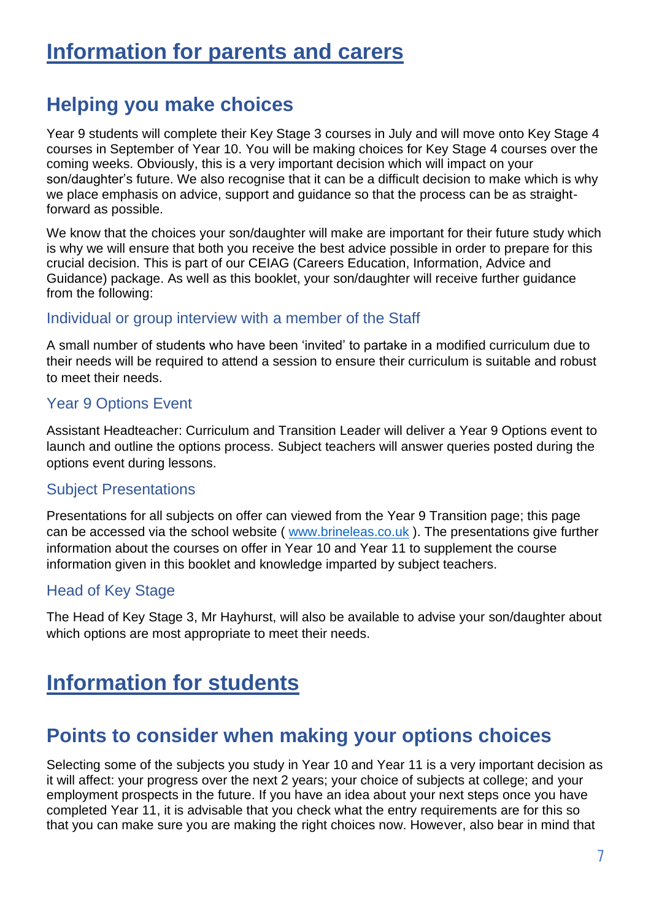# Information for parents and carers

## Helping you make choices

Year 9 students will complete their Key Stage 3 courses in July and will move onto Key Stage 4 courses in September of Year 10. You will be making choices for Key Stage 4 courses over the coming weeks. Obviously, this is a very important decision which will impact on your son/daughter's future. We also recognise that it can be a difficult decision to make which is why we place emphasis on advice, support and guidance so that the process can be as straight-forward as possible.

We know that the choices your son/daughter will make are important for their future study which is why we will ensure that both you receive the best advice possible in order to prepare for this crucial decision. This is part of our CEIAG (Careers Education, Information, Advice and Guidance) package. As well as this booklet, your son/daughter will receive further guidance from the following:

### Individual or group interview with a member of the Staff

A small number of students who have been 'invited' to partake in a modified curriculum due to their needs will be required to attend a session to ensure their curriculum is suitable and robust to meet their needs.

### Year 9 Options Event

Assistant Headteacher: Curriculum and Transition Leader will deliver a Year 9 Options event to launch and outline the options process. Subject teachers will answer queries posted during the options event during lessons.

### Subject Presentations

Presentations for all subjects on offer can viewed from the Year 9 Transition page; this page can be accessed via the school website ( www.brineleas.co.uk ). The presentations give further information about the courses on offer in Year 10 and Year 11 to supplement the course information given in this booklet and knowledge imparted by subject teachers.

### Head of Key Stage

The Head of Key Stage 3, Mr Hayhurst, will also be available to advise your son/daughter about which options are most appropriate to meet their needs.

# Information for students

## Points to consider when making your options choices

Selecting some of the subjects you study in Year 10 and Year 11 is a very important decision as it will affect: your progress over the next 2 years; your choice of subjects at college; and your employment prospects in the future. If you have an idea about your next steps once you have completed Year 11, it is advisable that you check what the entry requirements are for this so that you can make sure you are making the right choices now. However, also bear in mind that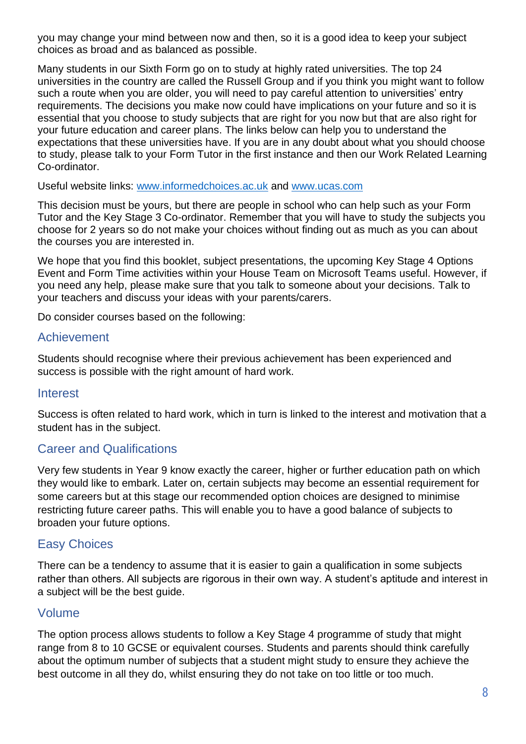you may change your mind between now and then, so it is a good idea to keep your subject choices as broad and as balanced as possible.

Many students in our Sixth Form go on to study at highly rated universities. The top 24 universities in the country are called the Russell Group and if you think you might want to follow such a route when you are older, you will need to pay careful attention to universities' entry requirements. The decisions you make now could have implications on your future and so it is essential that you choose to study subjects that are right for you now but that are also right for your future education and career plans. The links below can help you to understand the expectations that these universities have. If you are in any doubt about what you should choose to study, please talk to your Form Tutor in the first instance and then our Work Related Learning Co-ordinator.

Useful website links: [www.informedchoices.ac.uk](http://www.informedchoices.ac.uk) and [www.ucas.com](http://www.ucas.com)

This decision must be yours, but there are people in school who can help such as your Form Tutor and the Key Stage 3 Co-ordinator. Remember that you will have to study the subjects you choose for 2 years so do not make your choices without finding out as much as you can about the courses you are interested in.

We hope that you find this booklet, subject presentations, the upcoming Key Stage 4 Options Event and Form Time activities within your House Team on Microsoft Teams useful. However, if you need any help, please make sure that you talk to someone about your decisions. Talk to your teachers and discuss your ideas with your parents/carers.

Do consider courses based on the following:

## Achievement

Students should recognise where their previous achievement has been experienced and success is possible with the right amount of hard work.

## Interest

Success is often related to hard work, which in turn is linked to the interest and motivation that a student has in the subject.

## Career and Qualifications

Very few students in Year 9 know exactly the career, higher or further education path on which they would like to embark. Later on, certain subjects may become an essential requirement for some careers but at this stage our recommended option choices are designed to minimise restricting future career paths. This will enable you to have a good balance of subjects to broaden your future options.

## Easy Choices

There can be a tendency to assume that it is easier to gain a qualification in some subjects rather than others. All subjects are rigorous in their own way. A student's aptitude and interest in a subject will be the best guide.

## Volume

The option process allows students to follow a Key Stage 4 programme of study that might range from 8 to 10 GCSE or equivalent courses. Students and parents should think carefully about the optimum number of subjects that a student might study to ensure they achieve the best outcome in all they do, whilst ensuring they do not take on too little or too much.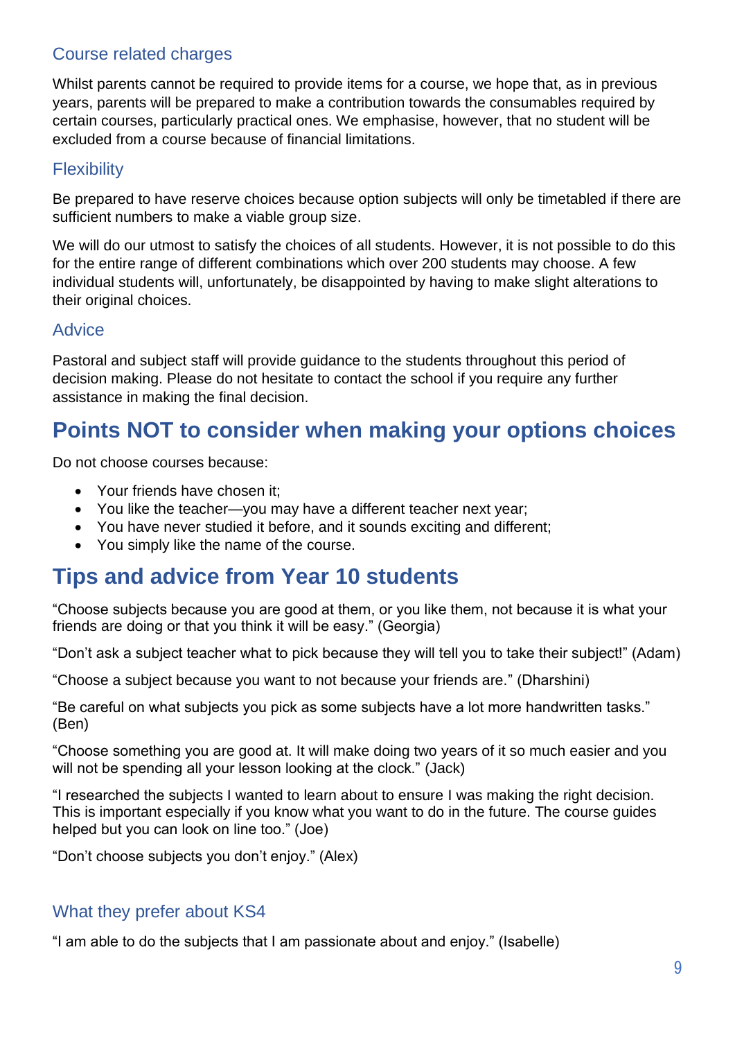### Course related charges

Whilst parents cannot be required to provide items for a course, we hope that, as in previous years, parents will be prepared to make a contribution towards the consumables required by certain courses, particularly practical ones. We emphasise, however, that no student will be excluded from a course because of financial limitations.

### Flexibility

Be prepared to have reserve choices because option subjects will only be timetabled if there are sufficient numbers to make a viable group size.

We will do our utmost to satisfy the choices of all students. However, it is not possible to do this for the entire range of different combinations which over 200 students may choose. A few individual students will, unfortunately, be disappointed by having to make slight alterations to their original choices.

### Advice

Pastoral and subject staff will provide guidance to the students throughout this period of decision making. Please do not hesitate to contact the school if you require any further assistance in making the final decision.

## Points NOT to consider when making your options choices

Do not choose courses because:

- Your friends have chosen it;
- You like the teacher—you may have a different teacher next year;
- You have never studied it before, and it sounds exciting and different;
- You simply like the name of the course.

## Tips and advice from Year 10 students

"Choose subjects because you are good at them, or you like them, not because it is what your friends are doing or that you think it will be easy." (Georgia)

"Don't ask a subject teacher what to pick because they will tell you to take their subject!" (Adam)

"Choose a subject because you want to not because your friends are." (Dharshini)

"Be careful on what subjects you pick as some subjects have a lot more handwritten tasks." (Ben)

"Choose something you are good at. It will make doing two years of it so much easier and you will not be spending all your lesson looking at the clock." (Jack)

"I researched the subjects I wanted to learn about to ensure I was making the right decision. This is important especially if you know what you want to do in the future. The course guides helped but you can look on line too." (Joe)

"Don't choose subjects you don't enjoy." (Alex)

### What they prefer about KS4

"I am able to do the subjects that I am passionate about and enjoy." (Isabelle)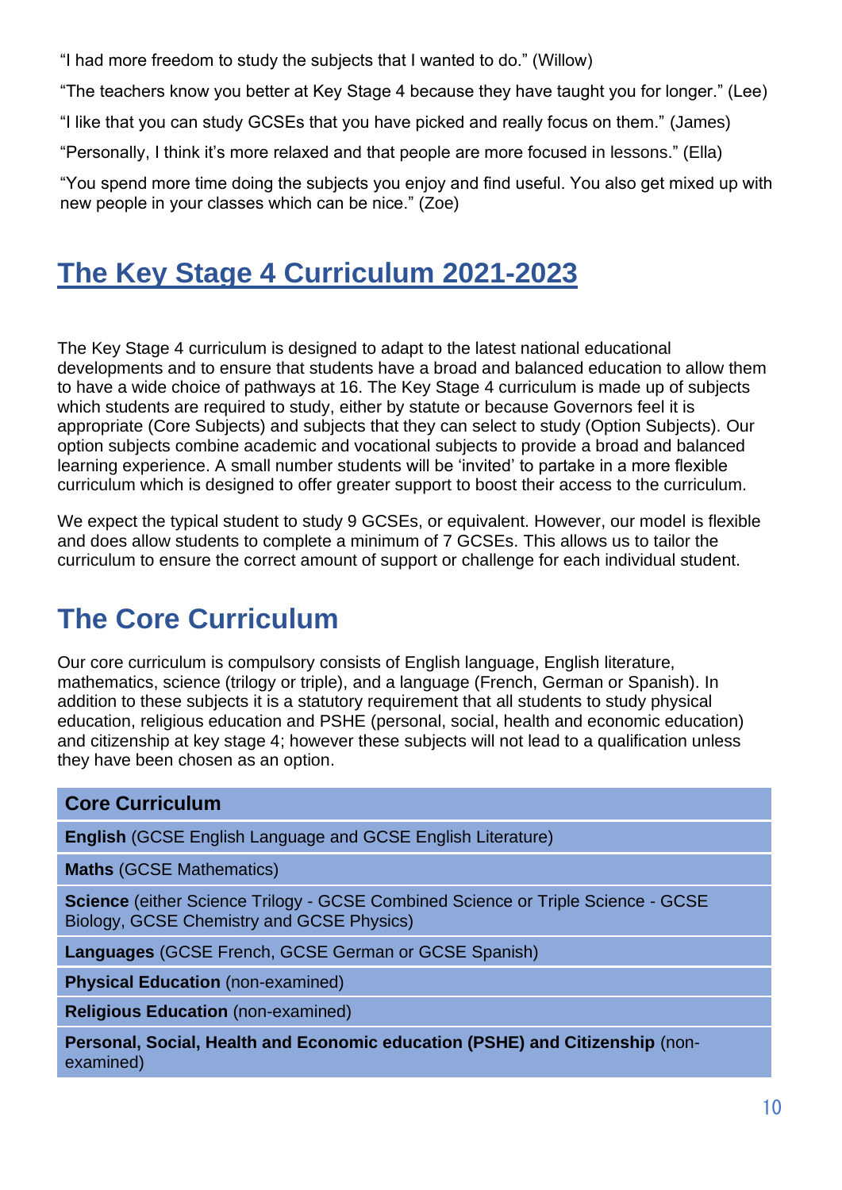"I had more freedom to study the subjects that I wanted to do." (Willow)

"The teachers know you better at Key Stage 4 because they have taught you for longer." (Lee)

"I like that you can study GCSEs that you have picked and really focus on them." (James)

"Personally, I think it's more relaxed and that people are more focused in lessons." (Ella)

"You spend more time doing the subjects you enjoy and find useful. You also get mixed up with new people in your classes which can be nice." (Zoe)

# The Key Stage 4 Curriculum 2021-2023

The Key Stage 4 curriculum is designed to adapt to the latest national educational developments and to ensure that students have a broad and balanced education to allow them to have a wide choice of pathways at 16. The Key Stage 4 curriculum is made up of subjects which students are required to study, either by statute or because Governors feel it is appropriate (Core Subjects) and subjects that they can select to study (Option Subjects). Our option subjects combine academic and vocational subjects to provide a broad and balanced learning experience. A small number students will be 'invited' to partake in a more flexible curriculum which is designed to offer greater support to boost their access to the curriculum.

We expect the typical student to study 9 GCSEs, or equivalent. However, our model is flexible and does allow students to complete a minimum of 7 GCSEs. This allows us to tailor the curriculum to ensure the correct amount of support or challenge for each individual student.

## The Core Curriculum

Our core curriculum is compulsory consists of English language, English literature, mathematics, science (trilogy or triple), and a language (French, German or Spanish). In addition to these subjects it is a statutory requirement that all students to study physical education, religious education and PSHE (personal, social, health and economic education) and citizenship at key stage 4; however these subjects will not lead to a qualification unless they have been chosen as an option.

| Core Curriculum |
|---|
| **English** (GCSE English Language and GCSE English Literature) |
| **Maths** (GCSE Mathematics) |
| **Science** (either Science Trilogy - GCSE Combined Science or Triple Science - GCSE Biology, GCSE Chemistry and GCSE Physics) |
| **Languages** (GCSE French, GCSE German or GCSE Spanish) |
| **Physical Education** (non-examined) |
| **Religious Education** (non-examined) |
| **Personal, Social, Health and Economic education (PSHE) and Citizenship** (non-examined) |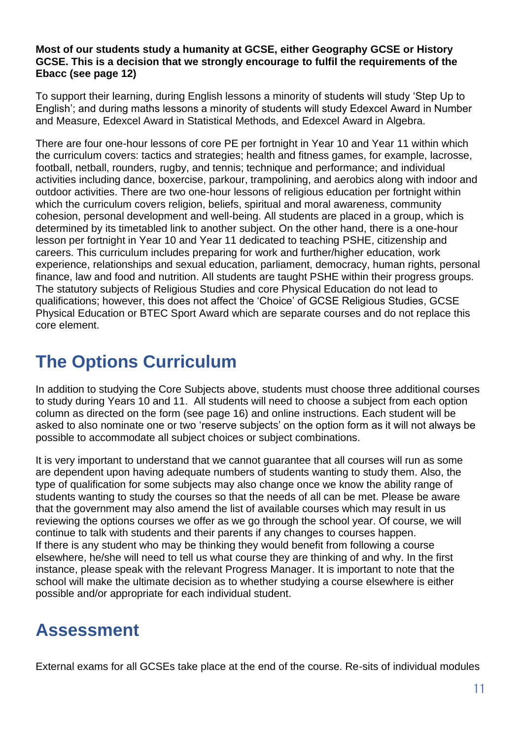**Most of our students study a humanity at GCSE, either Geography GCSE or History GCSE. This is a decision that we strongly encourage to fulfil the requirements of the Ebacc (see page 12)**

To support their learning, during English lessons a minority of students will study 'Step Up to English'; and during maths lessons a minority of students will study Edexcel Award in Number and Measure, Edexcel Award in Statistical Methods, and Edexcel Award in Algebra.

There are four one-hour lessons of core PE per fortnight in Year 10 and Year 11 within which the curriculum covers: tactics and strategies; health and fitness games, for example, lacrosse, football, netball, rounders, rugby, and tennis; technique and performance; and individual activities including dance, boxercise, parkour, trampolining, and aerobics along with indoor and outdoor activities. There are two one-hour lessons of religious education per fortnight within which the curriculum covers religion, beliefs, spiritual and moral awareness, community cohesion, personal development and well-being. All students are placed in a group, which is determined by its timetabled link to another subject. On the other hand, there is a one-hour lesson per fortnight in Year 10 and Year 11 dedicated to teaching PSHE, citizenship and careers. This curriculum includes preparing for work and further/higher education, work experience, relationships and sexual education, parliament, democracy, human rights, personal finance, law and food and nutrition. All students are taught PSHE within their progress groups. The statutory subjects of Religious Studies and core Physical Education do not lead to qualifications; however, this does not affect the 'Choice' of GCSE Religious Studies, GCSE Physical Education or BTEC Sport Award which are separate courses and do not replace this core element.

# The Options Curriculum

In addition to studying the Core Subjects above, students must choose three additional courses to study during Years 10 and 11. All students will need to choose a subject from each option column as directed on the form (see page 16) and online instructions. Each student will be asked to also nominate one or two 'reserve subjects' on the option form as it will not always be possible to accommodate all subject choices or subject combinations.

It is very important to understand that we cannot guarantee that all courses will run as some are dependent upon having adequate numbers of students wanting to study them. Also, the type of qualification for some subjects may also change once we know the ability range of students wanting to study the courses so that the needs of all can be met. Please be aware that the government may also amend the list of available courses which may result in us reviewing the options courses we offer as we go through the school year. Of course, we will continue to talk with students and their parents if any changes to courses happen.
If there is any student who may be thinking they would benefit from following a course elsewhere, he/she will need to tell us what course they are thinking of and why. In the first instance, please speak with the relevant Progress Manager. It is important to note that the school will make the ultimate decision as to whether studying a course elsewhere is either possible and/or appropriate for each individual student.

# Assessment

External exams for all GCSEs take place at the end of the course. Re-sits of individual modules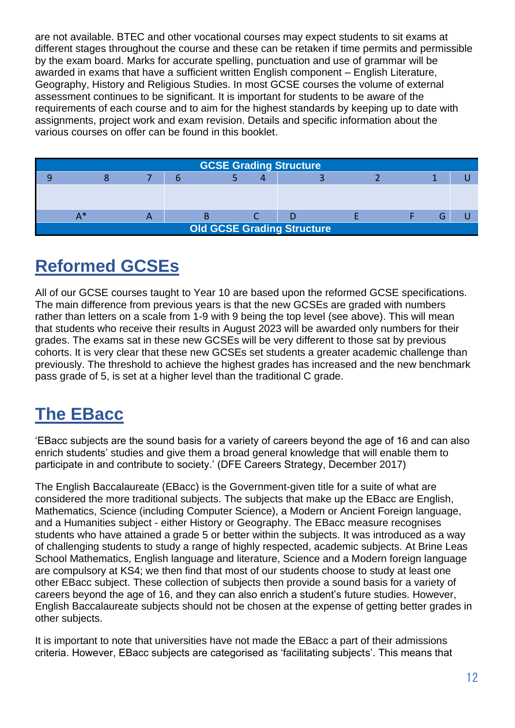are not available. BTEC and other vocational courses may expect students to sit exams at different stages throughout the course and these can be retaken if time permits and permissible by the exam board. Marks for accurate spelling, punctuation and use of grammar will be awarded in exams that have a sufficient written English component – English Literature, Geography, History and Religious Studies. In most GCSE courses the volume of external assessment continues to be significant. It is important for students to be aware of the requirements of each course and to aim for the highest standards by keeping up to date with assignments, project work and exam revision. Details and specific information about the various courses on offer can be found in this booklet.

| GCSE Grading Structure | | | | | | | | | |
|---|---|---|---|---|---|---|---|---|---|
| 9 | 8 | 7 | 6 | 5 | 4 | 3 | 2 | 1 | U |
| A* | | A | B | | C | D | E | F G | U |
| **Old GCSE Grading Structure** | | | | | | | | | |

# Reformed GCSEs

All of our GCSE courses taught to Year 10 are based upon the reformed GCSE specifications. The main difference from previous years is that the new GCSEs are graded with numbers rather than letters on a scale from 1-9 with 9 being the top level (see above). This will mean that students who receive their results in August 2023 will be awarded only numbers for their grades. The exams sat in these new GCSEs will be very different to those sat by previous cohorts. It is very clear that these new GCSEs set students a greater academic challenge than previously. The threshold to achieve the highest grades has increased and the new benchmark pass grade of 5, is set at a higher level than the traditional C grade.

# The EBacc

'EBacc subjects are the sound basis for a variety of careers beyond the age of 16 and can also enrich students' studies and give them a broad general knowledge that will enable them to participate in and contribute to society.' (DFE Careers Strategy, December 2017)

The English Baccalaureate (EBacc) is the Government-given title for a suite of what are considered the more traditional subjects. The subjects that make up the EBacc are English, Mathematics, Science (including Computer Science), a Modern or Ancient Foreign language, and a Humanities subject - either History or Geography. The EBacc measure recognises students who have attained a grade 5 or better within the subjects. It was introduced as a way of challenging students to study a range of highly respected, academic subjects. At Brine Leas School Mathematics, English language and literature, Science and a Modern foreign language are compulsory at KS4; we then find that most of our students choose to study at least one other EBacc subject. These collection of subjects then provide a sound basis for a variety of careers beyond the age of 16, and they can also enrich a student's future studies. However, English Baccalaureate subjects should not be chosen at the expense of getting better grades in other subjects.

It is important to note that universities have not made the EBacc a part of their admissions criteria. However, EBacc subjects are categorised as 'facilitating subjects'. This means that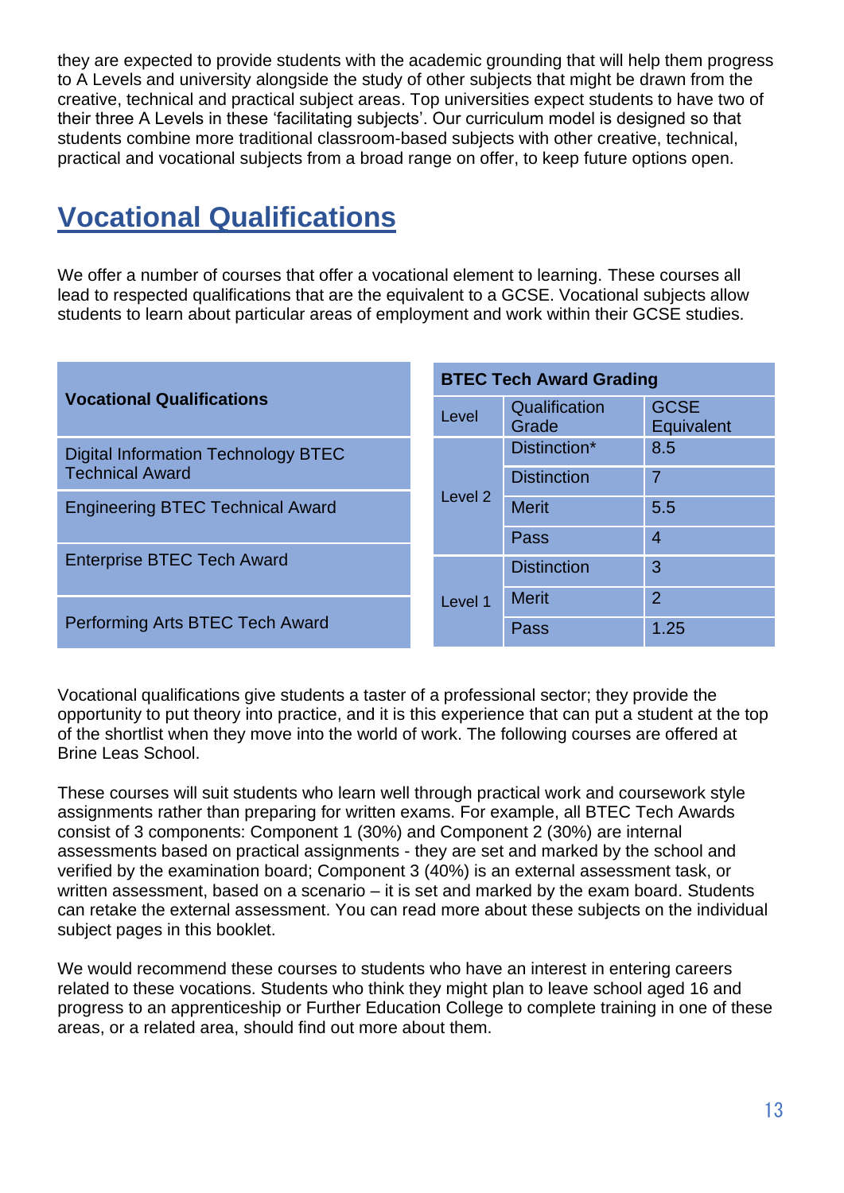they are expected to provide students with the academic grounding that will help them progress to A Levels and university alongside the study of other subjects that might be drawn from the creative, technical and practical subject areas. Top universities expect students to have two of their three A Levels in these 'facilitating subjects'. Our curriculum model is designed so that students combine more traditional classroom-based subjects with other creative, technical, practical and vocational subjects from a broad range on offer, to keep future options open.

# Vocational Qualifications

We offer a number of courses that offer a vocational element to learning. These courses all lead to respected qualifications that are the equivalent to a GCSE. Vocational subjects allow students to learn about particular areas of employment and work within their GCSE studies.

| Vocational Qualifications |
|---|
| Digital Information Technology BTEC Technical Award |
| Engineering BTEC Technical Award |
| Enterprise BTEC Tech Award |
| Performing Arts BTEC Tech Award |

| BTEC Tech Award Grading | | |
|---|---|---|
| Level | Qualification Grade | GCSE Equivalent |
| Level 2 | Distinction* | 8.5 |
| | Distinction | 7 |
| | Merit | 5.5 |
| | Pass | 4 |
| Level 1 | Distinction | 3 |
| | Merit | 2 |
| | Pass | 1.25 |

Vocational qualifications give students a taster of a professional sector; they provide the opportunity to put theory into practice, and it is this experience that can put a student at the top of the shortlist when they move into the world of work. The following courses are offered at Brine Leas School.

These courses will suit students who learn well through practical work and coursework style assignments rather than preparing for written exams. For example, all BTEC Tech Awards consist of 3 components: Component 1 (30%) and Component 2 (30%) are internal assessments based on practical assignments - they are set and marked by the school and verified by the examination board; Component 3 (40%) is an external assessment task, or written assessment, based on a scenario – it is set and marked by the exam board. Students can retake the external assessment. You can read more about these subjects on the individual subject pages in this booklet.

We would recommend these courses to students who have an interest in entering careers related to these vocations. Students who think they might plan to leave school aged 16 and progress to an apprenticeship or Further Education College to complete training in one of these areas, or a related area, should find out more about them.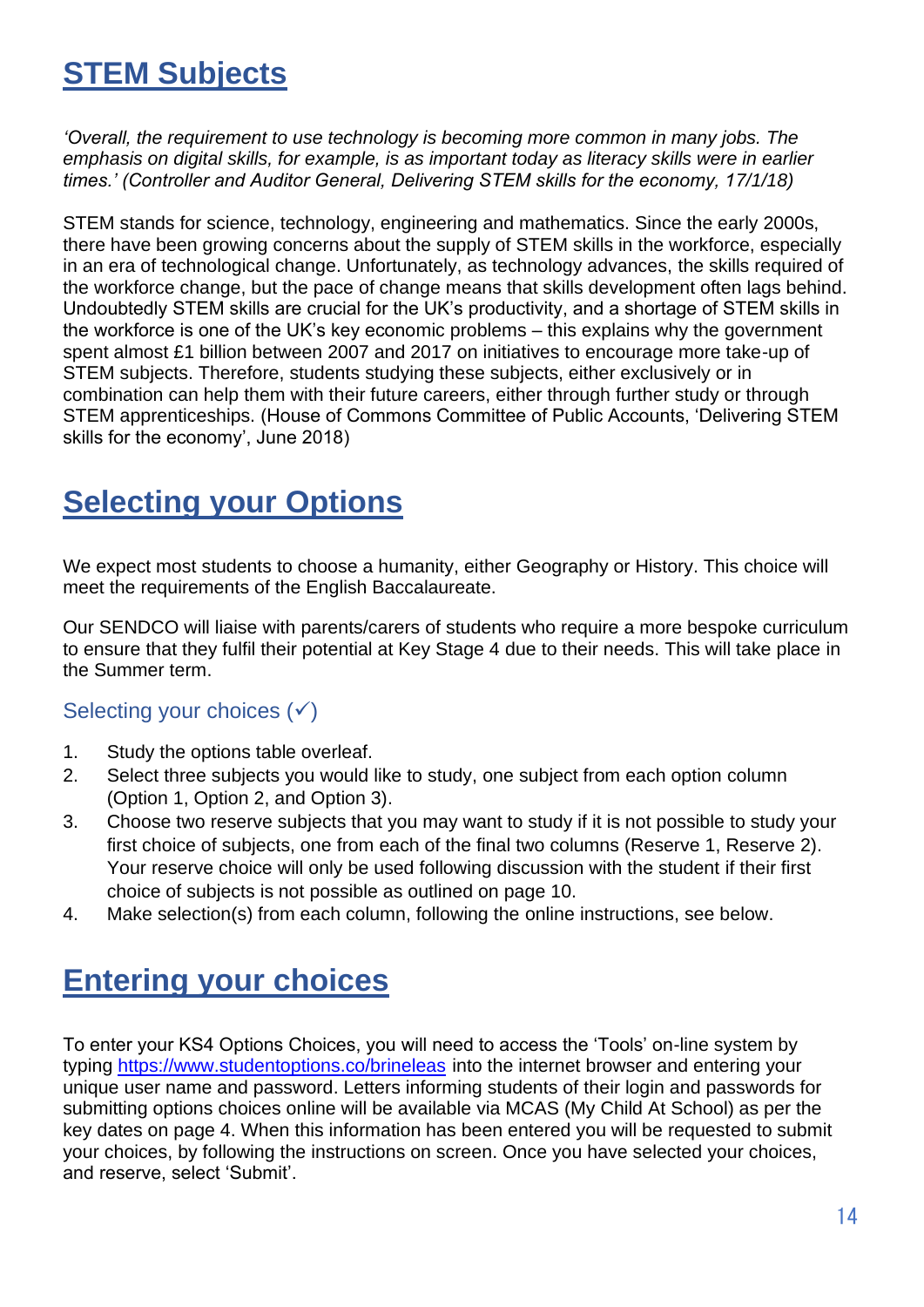# STEM Subjects

*'Overall, the requirement to use technology is becoming more common in many jobs. The emphasis on digital skills, for example, is as important today as literacy skills were in earlier times.' (Controller and Auditor General, Delivering STEM skills for the economy, 17/1/18)*

STEM stands for science, technology, engineering and mathematics. Since the early 2000s, there have been growing concerns about the supply of STEM skills in the workforce, especially in an era of technological change. Unfortunately, as technology advances, the skills required of the workforce change, but the pace of change means that skills development often lags behind. Undoubtedly STEM skills are crucial for the UK's productivity, and a shortage of STEM skills in the workforce is one of the UK's key economic problems – this explains why the government spent almost £1 billion between 2007 and 2017 on initiatives to encourage more take-up of STEM subjects. Therefore, students studying these subjects, either exclusively or in combination can help them with their future careers, either through further study or through STEM apprenticeships. (House of Commons Committee of Public Accounts, 'Delivering STEM skills for the economy', June 2018)

# Selecting your Options

We expect most students to choose a humanity, either Geography or History. This choice will meet the requirements of the English Baccalaureate.

Our SENDCO will liaise with parents/carers of students who require a more bespoke curriculum to ensure that they fulfil their potential at Key Stage 4 due to their needs. This will take place in the Summer term.

## Selecting your choices (✓)

1. Study the options table overleaf.
2. Select three subjects you would like to study, one subject from each option column (Option 1, Option 2, and Option 3).
3. Choose two reserve subjects that you may want to study if it is not possible to study your first choice of subjects, one from each of the final two columns (Reserve 1, Reserve 2). Your reserve choice will only be used following discussion with the student if their first choice of subjects is not possible as outlined on page 10.
4. Make selection(s) from each column, following the online instructions, see below.

# Entering your choices

To enter your KS4 Options Choices, you will need to access the 'Tools' on-line system by typing https://www.studentoptions.co/brineleas into the internet browser and entering your unique user name and password. Letters informing students of their login and passwords for submitting options choices online will be available via MCAS (My Child At School) as per the key dates on page 4. When this information has been entered you will be requested to submit your choices, by following the instructions on screen. Once you have selected your choices, and reserve, select 'Submit'.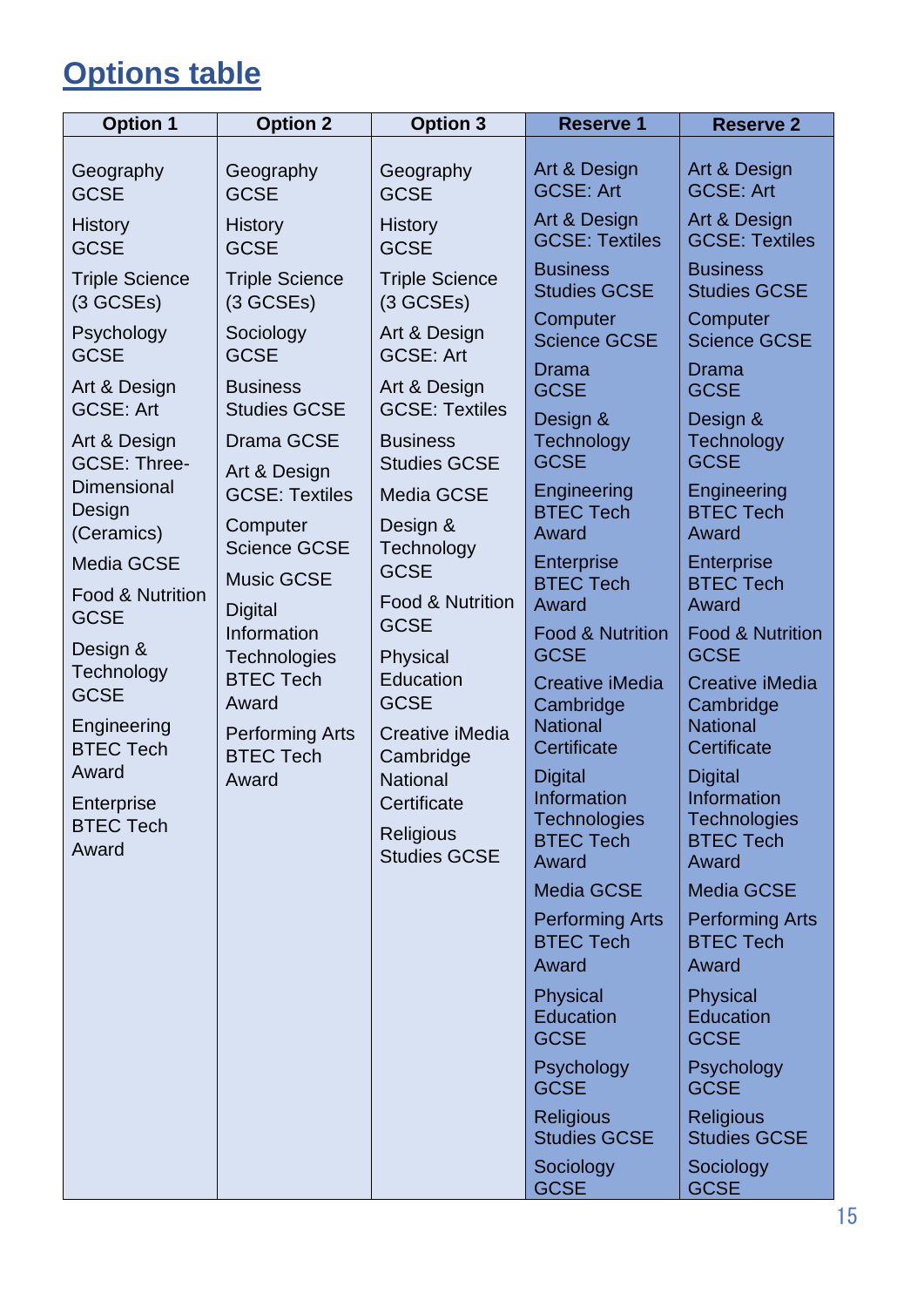# Options table

| Option 1 | Option 2 | Option 3 | Reserve 1 | Reserve 2 |
|---|---|---|---|---|
| Geography GCSE | Geography GCSE | Geography GCSE | Art & Design GCSE: Art | Art & Design GCSE: Art |
| History GCSE | History GCSE | History GCSE | Art & Design GCSE: Textiles | Art & Design GCSE: Textiles |
| Triple Science (3 GCSEs) | Triple Science (3 GCSEs) | Triple Science (3 GCSEs) | Business Studies GCSE | Business Studies GCSE |
| Psychology GCSE | Sociology GCSE | Art & Design GCSE: Art | Computer Science GCSE | Computer Science GCSE |
| Art & Design GCSE: Art | Business Studies GCSE | Art & Design GCSE: Textiles | Drama GCSE | Drama GCSE |
| Art & Design GCSE: Three-Dimensional Design (Ceramics) | Drama GCSE | Business Studies GCSE | Design & Technology GCSE | Design & Technology GCSE |
| Media GCSE | Art & Design GCSE: Textiles | Media GCSE | Engineering BTEC Tech Award | Engineering BTEC Tech Award |
| Food & Nutrition GCSE | Computer Science GCSE | Design & Technology GCSE | Enterprise BTEC Tech Award | Enterprise BTEC Tech Award |
| Design & Technology GCSE | Music GCSE | Food & Nutrition GCSE | Food & Nutrition GCSE | Food & Nutrition GCSE |
| Engineering BTEC Tech Award | Digital Information Technologies BTEC Tech Award | Physical Education GCSE | Creative iMedia Cambridge National Certificate | Creative iMedia Cambridge National Certificate |
| Enterprise BTEC Tech Award | Performing Arts BTEC Tech Award | Creative iMedia Cambridge National Certificate | Digital Information Technologies BTEC Tech Award | Digital Information Technologies BTEC Tech Award |
| | | Religious Studies GCSE | Media GCSE | Media GCSE |
| | | | Performing Arts BTEC Tech Award | Performing Arts BTEC Tech Award |
| | | | Physical Education GCSE | Physical Education GCSE |
| | | | Psychology GCSE | Psychology GCSE |
| | | | Religious Studies GCSE | Religious Studies GCSE |
| | | | Sociology GCSE | Sociology GCSE |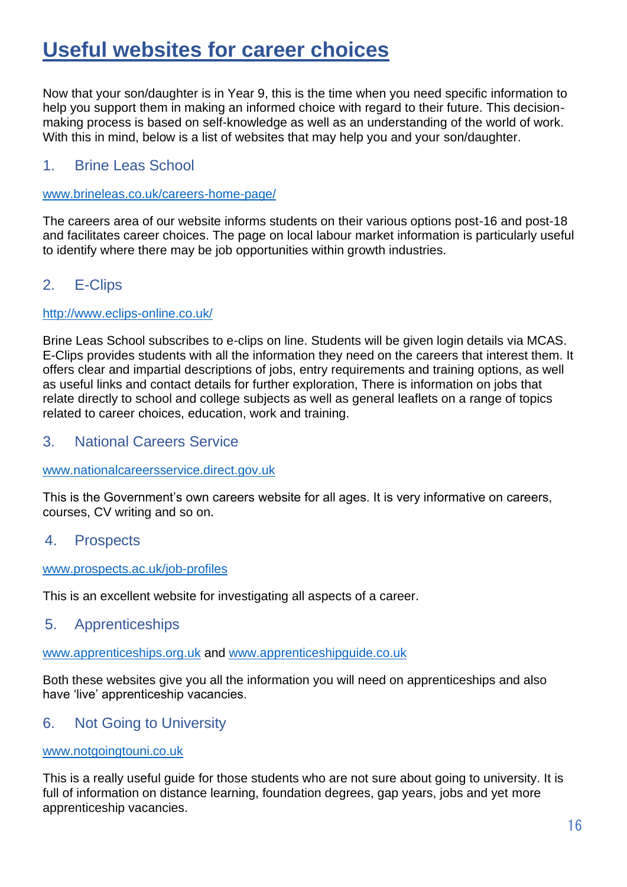# Useful websites for career choices

Now that your son/daughter is in Year 9, this is the time when you need specific information to help you support them in making an informed choice with regard to their future. This decision-making process is based on self-knowledge as well as an understanding of the world of work. With this in mind, below is a list of websites that may help you and your son/daughter.

## 1. Brine Leas School

www.brineleas.co.uk/careers-home-page/

The careers area of our website informs students on their various options post-16 and post-18 and facilitates career choices. The page on local labour market information is particularly useful to identify where there may be job opportunities within growth industries.

## 2. E-Clips

http://www.eclips-online.co.uk/

Brine Leas School subscribes to e-clips on line. Students will be given login details via MCAS. E-Clips provides students with all the information they need on the careers that interest them. It offers clear and impartial descriptions of jobs, entry requirements and training options, as well as useful links and contact details for further exploration, There is information on jobs that relate directly to school and college subjects as well as general leaflets on a range of topics related to career choices, education, work and training.

## 3. National Careers Service

www.nationalcareersservice.direct.gov.uk

This is the Government's own careers website for all ages. It is very informative on careers, courses, CV writing and so on.

## 4. Prospects

www.prospects.ac.uk/job-profiles

This is an excellent website for investigating all aspects of a career.

## 5. Apprenticeships

www.apprenticeships.org.uk and www.apprenticeshipguide.co.uk

Both these websites give you all the information you will need on apprenticeships and also have 'live' apprenticeship vacancies.

## 6. Not Going to University

www.notgoingtouni.co.uk

This is a really useful guide for those students who are not sure about going to university. It is full of information on distance learning, foundation degrees, gap years, jobs and yet more apprenticeship vacancies.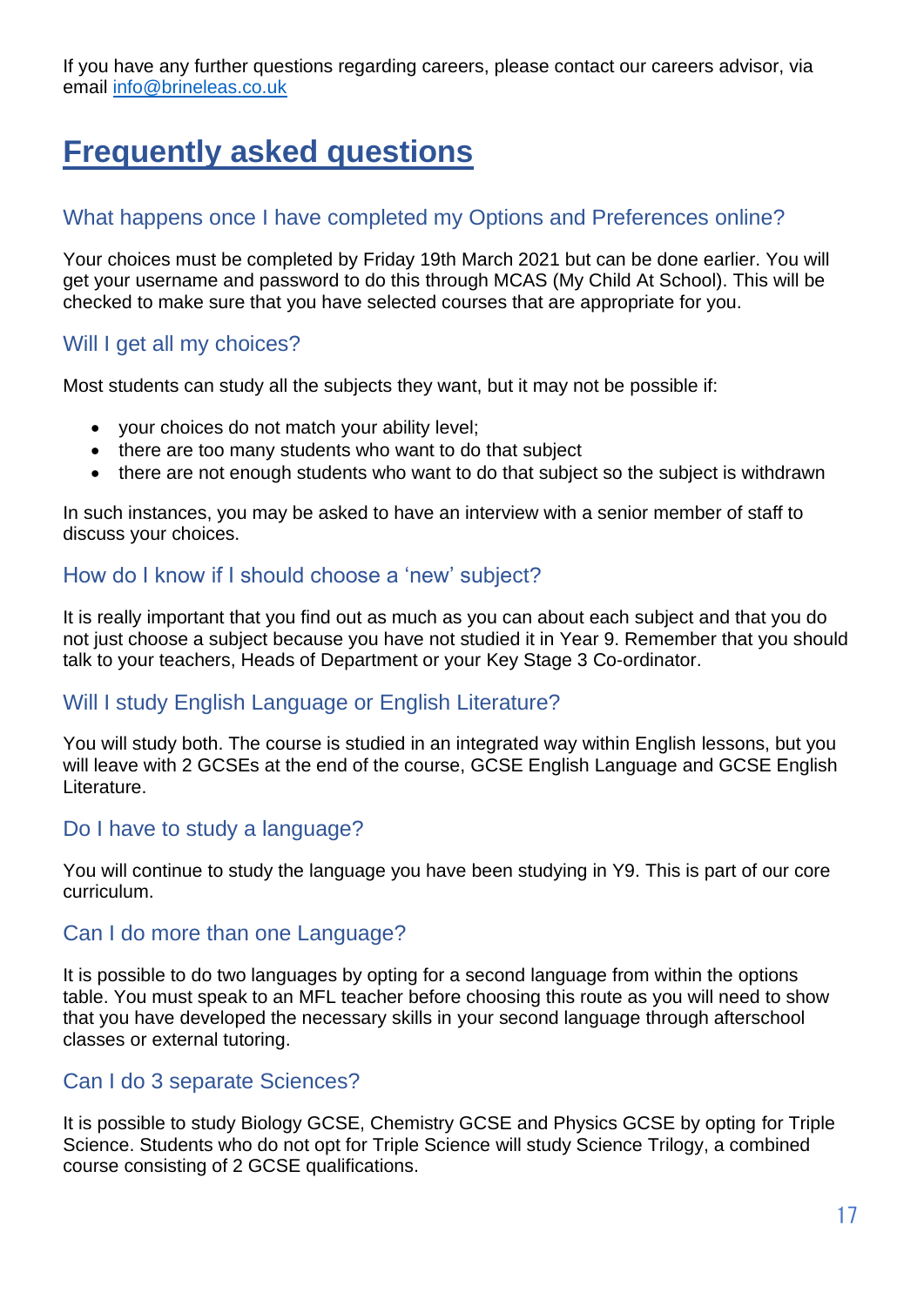If you have any further questions regarding careers, please contact our careers advisor, via email info@brineleas.co.uk

# Frequently asked questions

## What happens once I have completed my Options and Preferences online?

Your choices must be completed by Friday 19th March 2021 but can be done earlier. You will get your username and password to do this through MCAS (My Child At School). This will be checked to make sure that you have selected courses that are appropriate for you.

## Will I get all my choices?

Most students can study all the subjects they want, but it may not be possible if:

- your choices do not match your ability level;
- there are too many students who want to do that subject
- there are not enough students who want to do that subject so the subject is withdrawn

In such instances, you may be asked to have an interview with a senior member of staff to discuss your choices.

## How do I know if I should choose a 'new' subject?

It is really important that you find out as much as you can about each subject and that you do not just choose a subject because you have not studied it in Year 9. Remember that you should talk to your teachers, Heads of Department or your Key Stage 3 Co-ordinator.

## Will I study English Language or English Literature?

You will study both. The course is studied in an integrated way within English lessons, but you will leave with 2 GCSEs at the end of the course, GCSE English Language and GCSE English Literature.

## Do I have to study a language?

You will continue to study the language you have been studying in Y9. This is part of our core curriculum.

## Can I do more than one Language?

It is possible to do two languages by opting for a second language from within the options table. You must speak to an MFL teacher before choosing this route as you will need to show that you have developed the necessary skills in your second language through afterschool classes or external tutoring.

## Can I do 3 separate Sciences?

It is possible to study Biology GCSE, Chemistry GCSE and Physics GCSE by opting for Triple Science. Students who do not opt for Triple Science will study Science Trilogy, a combined course consisting of 2 GCSE qualifications.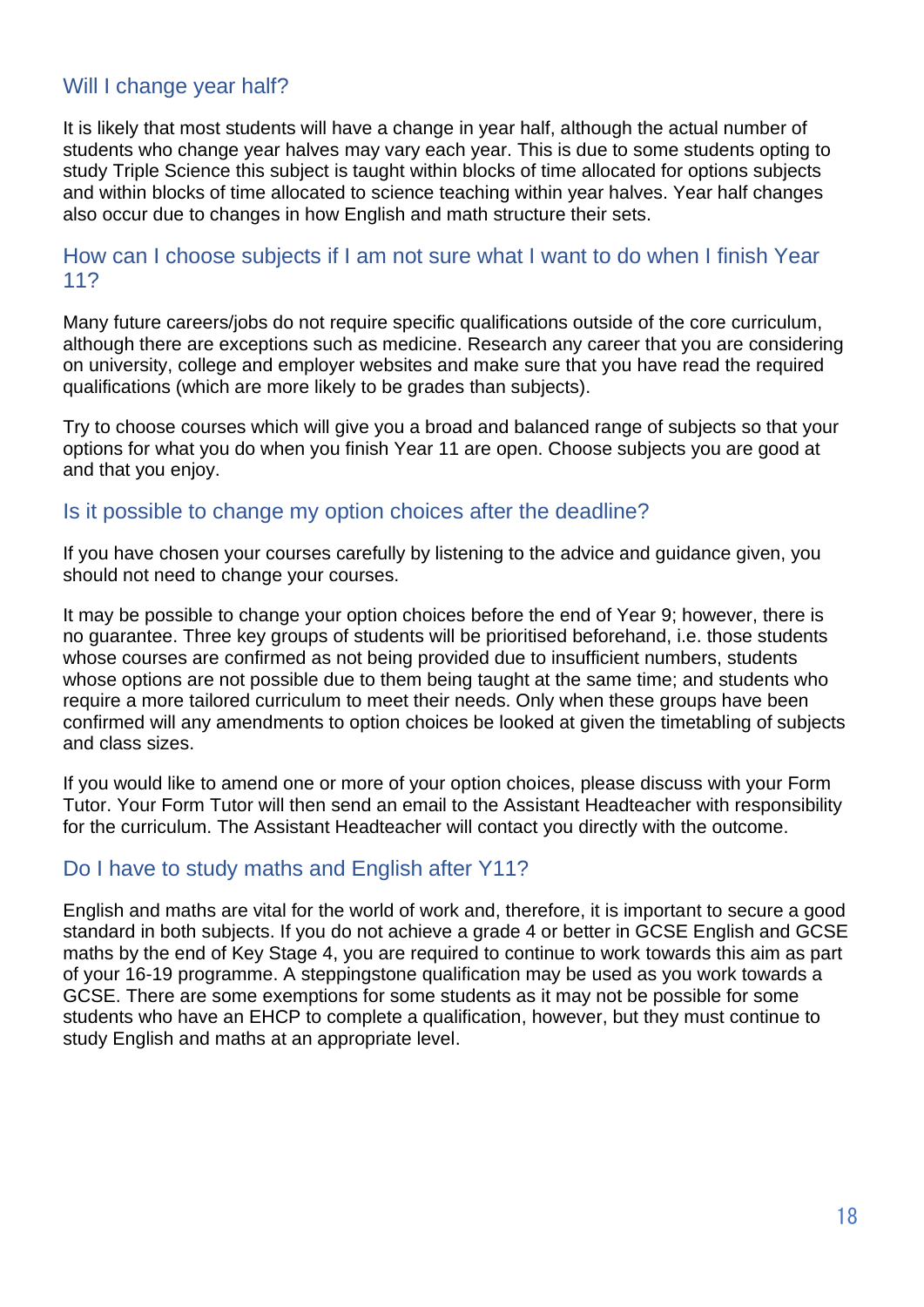## Will I change year half?

It is likely that most students will have a change in year half, although the actual number of students who change year halves may vary each year. This is due to some students opting to study Triple Science this subject is taught within blocks of time allocated for options subjects and within blocks of time allocated to science teaching within year halves. Year half changes also occur due to changes in how English and math structure their sets.

## How can I choose subjects if I am not sure what I want to do when I finish Year 11?

Many future careers/jobs do not require specific qualifications outside of the core curriculum, although there are exceptions such as medicine. Research any career that you are considering on university, college and employer websites and make sure that you have read the required qualifications (which are more likely to be grades than subjects).

Try to choose courses which will give you a broad and balanced range of subjects so that your options for what you do when you finish Year 11 are open. Choose subjects you are good at and that you enjoy.

## Is it possible to change my option choices after the deadline?

If you have chosen your courses carefully by listening to the advice and guidance given, you should not need to change your courses.

It may be possible to change your option choices before the end of Year 9; however, there is no guarantee. Three key groups of students will be prioritised beforehand, i.e. those students whose courses are confirmed as not being provided due to insufficient numbers, students whose options are not possible due to them being taught at the same time; and students who require a more tailored curriculum to meet their needs. Only when these groups have been confirmed will any amendments to option choices be looked at given the timetabling of subjects and class sizes.

If you would like to amend one or more of your option choices, please discuss with your Form Tutor. Your Form Tutor will then send an email to the Assistant Headteacher with responsibility for the curriculum. The Assistant Headteacher will contact you directly with the outcome.

## Do I have to study maths and English after Y11?

English and maths are vital for the world of work and, therefore, it is important to secure a good standard in both subjects. If you do not achieve a grade 4 or better in GCSE English and GCSE maths by the end of Key Stage 4, you are required to continue to work towards this aim as part of your 16-19 programme. A steppingstone qualification may be used as you work towards a GCSE. There are some exemptions for some students as it may not be possible for some students who have an EHCP to complete a qualification, however, but they must continue to study English and maths at an appropriate level.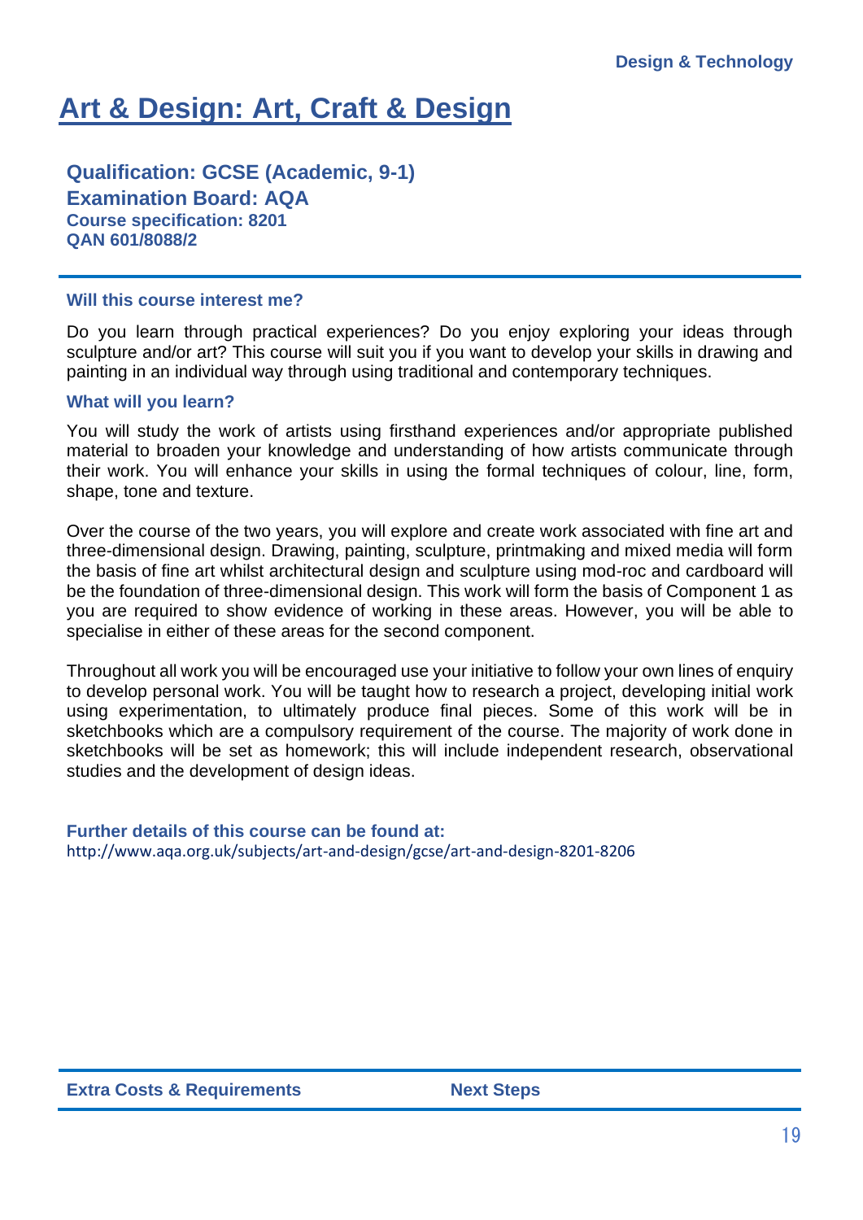# Art & Design: Art, Craft & Design

**Qualification: GCSE (Academic, 9-1)**
**Examination Board: AQA**
**Course specification: 8201**
**QAN 601/8088/2**

### Will this course interest me?

Do you learn through practical experiences? Do you enjoy exploring your ideas through sculpture and/or art? This course will suit you if you want to develop your skills in drawing and painting in an individual way through using traditional and contemporary techniques.

### What will you learn?

You will study the work of artists using firsthand experiences and/or appropriate published material to broaden your knowledge and understanding of how artists communicate through their work. You will enhance your skills in using the formal techniques of colour, line, form, shape, tone and texture.

Over the course of the two years, you will explore and create work associated with fine art and three-dimensional design. Drawing, painting, sculpture, printmaking and mixed media will form the basis of fine art whilst architectural design and sculpture using mod-roc and cardboard will be the foundation of three-dimensional design. This work will form the basis of Component 1 as you are required to show evidence of working in these areas. However, you will be able to specialise in either of these areas for the second component.

Throughout all work you will be encouraged use your initiative to follow your own lines of enquiry to develop personal work. You will be taught how to research a project, developing initial work using experimentation, to ultimately produce final pieces. Some of this work will be in sketchbooks which are a compulsory requirement of the course. The majority of work done in sketchbooks will be set as homework; this will include independent research, observational studies and the development of design ideas.

**Further details of this course can be found at:**
http://www.aqa.org.uk/subjects/art-and-design/gcse/art-and-design-8201-8206

| Extra Costs & Requirements | Next Steps |
|---|---|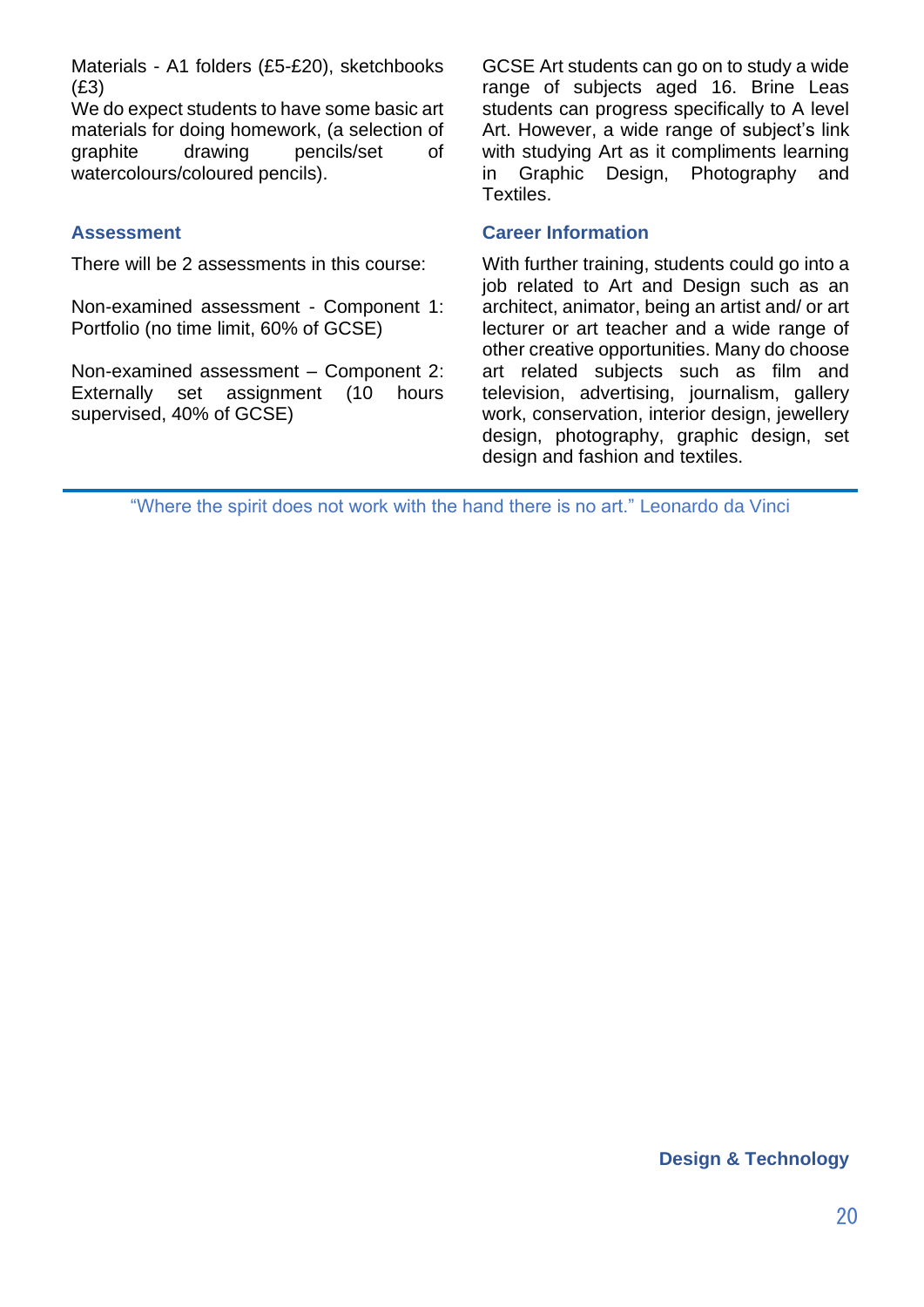Materials - A1 folders (£5-£20), sketchbooks (£3)
We do expect students to have some basic art materials for doing homework, (a selection of graphite drawing pencils/set of watercolours/coloured pencils).

### Assessment

There will be 2 assessments in this course:

Non-examined assessment - Component 1: Portfolio (no time limit, 60% of GCSE)

Non-examined assessment – Component 2: Externally set assignment (10 hours supervised, 40% of GCSE)

GCSE Art students can go on to study a wide range of subjects aged 16. Brine Leas students can progress specifically to A level Art. However, a wide range of subject's link with studying Art as it compliments learning in Graphic Design, Photography and Textiles.

### Career Information

With further training, students could go into a job related to Art and Design such as an architect, animator, being an artist and/ or art lecturer or art teacher and a wide range of other creative opportunities. Many do choose art related subjects such as film and television, advertising, journalism, gallery work, conservation, interior design, jewellery design, photography, graphic design, set design and fashion and textiles.

---

"Where the spirit does not work with the hand there is no art." Leonardo da Vinci

## Design & Technology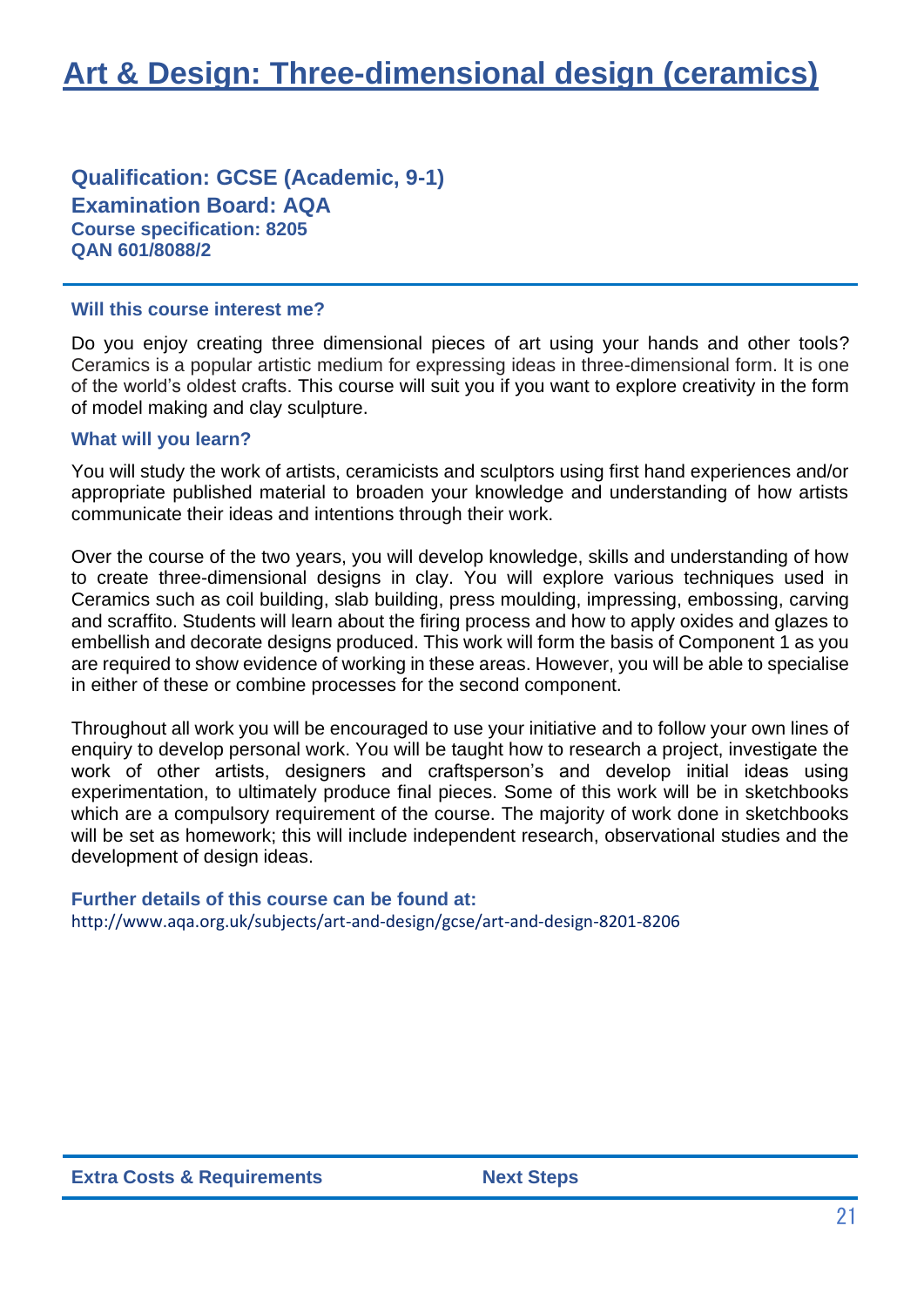# Art & Design: Three-dimensional design (ceramics)

**Qualification: GCSE (Academic, 9-1)**
**Examination Board: AQA**
**Course specification: 8205**
**QAN 601/8088/2**

### Will this course interest me?

Do you enjoy creating three dimensional pieces of art using your hands and other tools? Ceramics is a popular artistic medium for expressing ideas in three-dimensional form. It is one of the world's oldest crafts. This course will suit you if you want to explore creativity in the form of model making and clay sculpture.

### What will you learn?

You will study the work of artists, ceramicists and sculptors using first hand experiences and/or appropriate published material to broaden your knowledge and understanding of how artists communicate their ideas and intentions through their work.

Over the course of the two years, you will develop knowledge, skills and understanding of how to create three-dimensional designs in clay. You will explore various techniques used in Ceramics such as coil building, slab building, press moulding, impressing, embossing, carving and scraffito. Students will learn about the firing process and how to apply oxides and glazes to embellish and decorate designs produced. This work will form the basis of Component 1 as you are required to show evidence of working in these areas. However, you will be able to specialise in either of these or combine processes for the second component.

Throughout all work you will be encouraged to use your initiative and to follow your own lines of enquiry to develop personal work. You will be taught how to research a project, investigate the work of other artists, designers and craftsperson's and develop initial ideas using experimentation, to ultimately produce final pieces. Some of this work will be in sketchbooks which are a compulsory requirement of the course. The majority of work done in sketchbooks will be set as homework; this will include independent research, observational studies and the development of design ideas.

### Further details of this course can be found at:

http://www.aqa.org.uk/subjects/art-and-design/gcse/art-and-design-8201-8206

| Extra Costs & Requirements | Next Steps |
|---|---|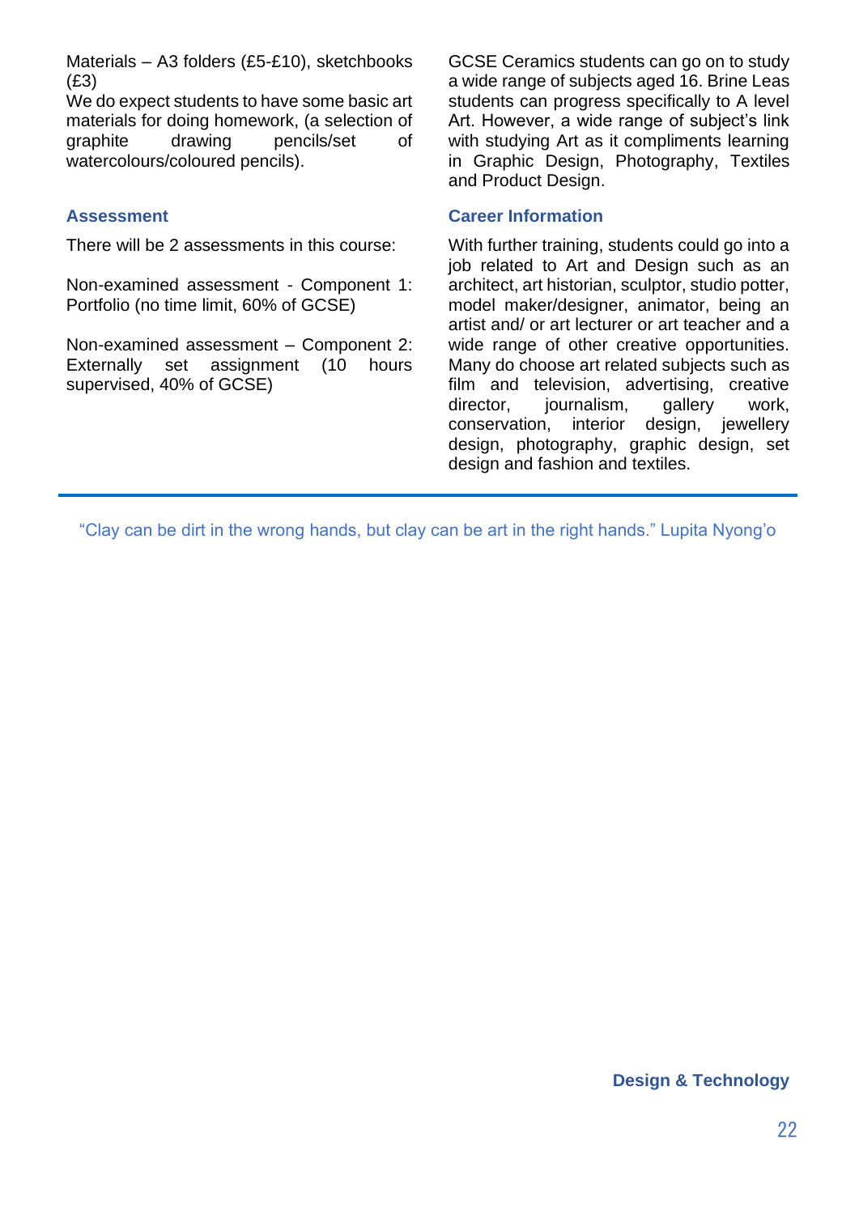Materials – A3 folders (£5-£10), sketchbooks (£3)
We do expect students to have some basic art materials for doing homework, (a selection of graphite drawing pencils/set of watercolours/coloured pencils).

### Assessment

There will be 2 assessments in this course:

Non-examined assessment - Component 1: Portfolio (no time limit, 60% of GCSE)

Non-examined assessment – Component 2: Externally set assignment (10 hours supervised, 40% of GCSE)

GCSE Ceramics students can go on to study a wide range of subjects aged 16. Brine Leas students can progress specifically to A level Art. However, a wide range of subject's link with studying Art as it compliments learning in Graphic Design, Photography, Textiles and Product Design.

### Career Information

With further training, students could go into a job related to Art and Design such as an architect, art historian, sculptor, studio potter, model maker/designer, animator, being an artist and/ or art lecturer or art teacher and a wide range of other creative opportunities. Many do choose art related subjects such as film and television, advertising, creative director, journalism, gallery work, conservation, interior design, jewellery design, photography, graphic design, set design and fashion and textiles.

---

"Clay can be dirt in the wrong hands, but clay can be art in the right hands." Lupita Nyong'o

**Design & Technology**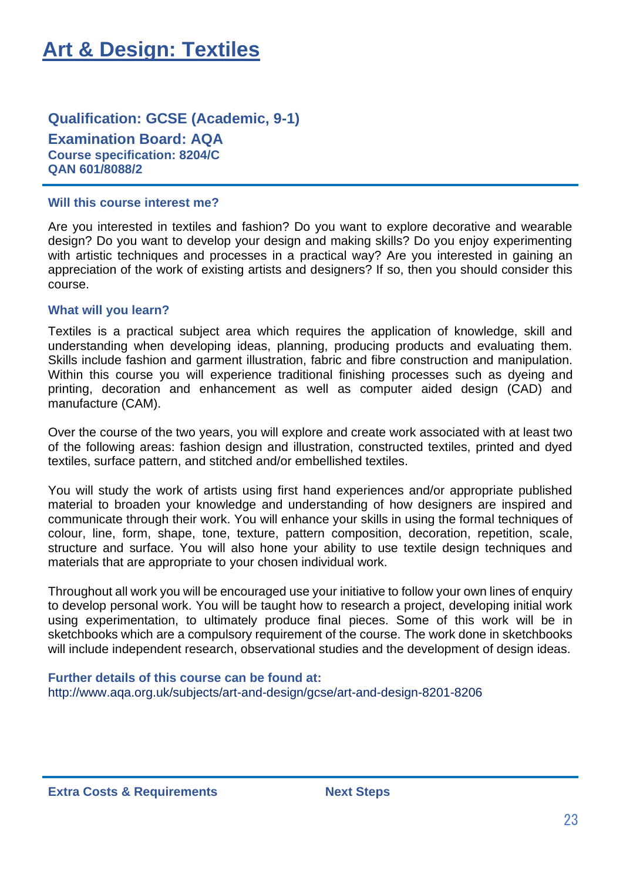# Art & Design: Textiles

## Qualification: GCSE (Academic, 9-1)

### Examination Board: AQA

**Course specification: 8204/C**
**QAN 601/8088/2**

---

### Will this course interest me?

Are you interested in textiles and fashion? Do you want to explore decorative and wearable design? Do you want to develop your design and making skills? Do you enjoy experimenting with artistic techniques and processes in a practical way? Are you interested in gaining an appreciation of the work of existing artists and designers? If so, then you should consider this course.

### What will you learn?

Textiles is a practical subject area which requires the application of knowledge, skill and understanding when developing ideas, planning, producing products and evaluating them. Skills include fashion and garment illustration, fabric and fibre construction and manipulation. Within this course you will experience traditional finishing processes such as dyeing and printing, decoration and enhancement as well as computer aided design (CAD) and manufacture (CAM).

Over the course of the two years, you will explore and create work associated with at least two of the following areas: fashion design and illustration, constructed textiles, printed and dyed textiles, surface pattern, and stitched and/or embellished textiles.

You will study the work of artists using first hand experiences and/or appropriate published material to broaden your knowledge and understanding of how designers are inspired and communicate through their work. You will enhance your skills in using the formal techniques of colour, line, form, shape, tone, texture, pattern composition, decoration, repetition, scale, structure and surface. You will also hone your ability to use textile design techniques and materials that are appropriate to your chosen individual work.

Throughout all work you will be encouraged use your initiative to follow your own lines of enquiry to develop personal work. You will be taught how to research a project, developing initial work using experimentation, to ultimately produce final pieces. Some of this work will be in sketchbooks which are a compulsory requirement of the course. The work done in sketchbooks will include independent research, observational studies and the development of design ideas.

### Further details of this course can be found at:

http://www.aqa.org.uk/subjects/art-and-design/gcse/art-and-design-8201-8206

---

### Extra Costs & Requirements

### Next Steps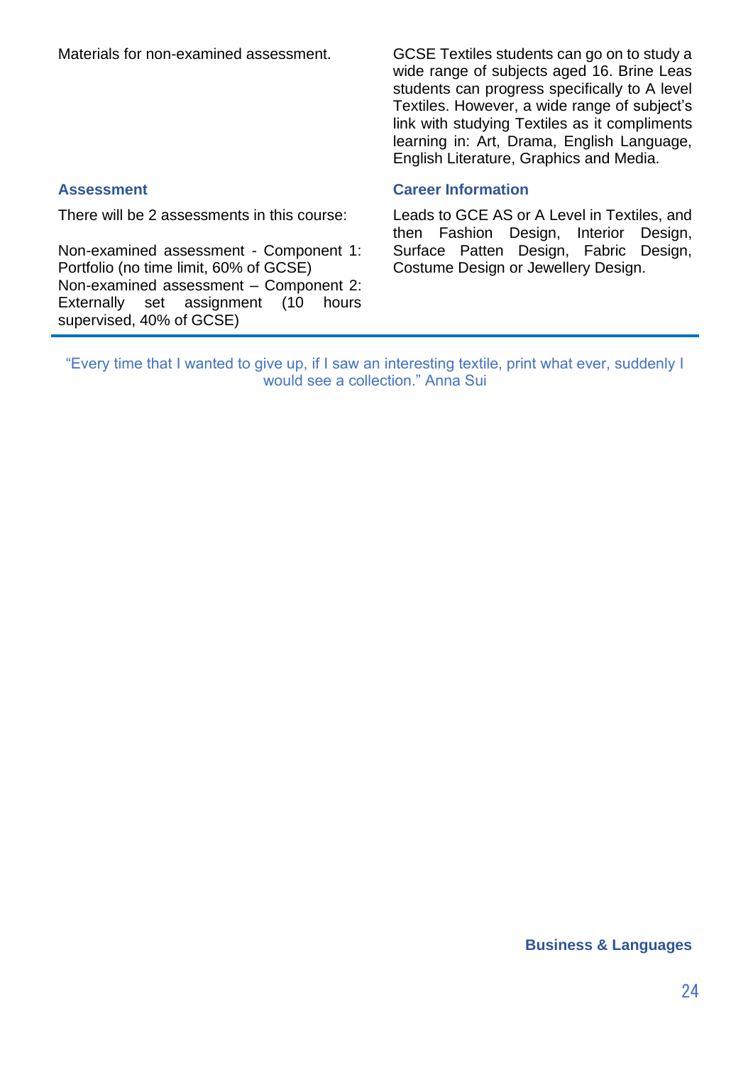Materials for non-examined assessment.

GCSE Textiles students can go on to study a wide range of subjects aged 16. Brine Leas students can progress specifically to A level Textiles. However, a wide range of subject's link with studying Textiles as it compliments learning in: Art, Drama, English Language, English Literature, Graphics and Media.

### Assessment

There will be 2 assessments in this course:

Non-examined assessment - Component 1: Portfolio (no time limit, 60% of GCSE)
Non-examined assessment – Component 2: Externally set assignment (10 hours supervised, 40% of GCSE)

### Career Information

Leads to GCE AS or A Level in Textiles, and then Fashion Design, Interior Design, Surface Patten Design, Fabric Design, Costume Design or Jewellery Design.

---

"Every time that I wanted to give up, if I saw an interesting textile, print what ever, suddenly I would see a collection." Anna Sui

## Business & Languages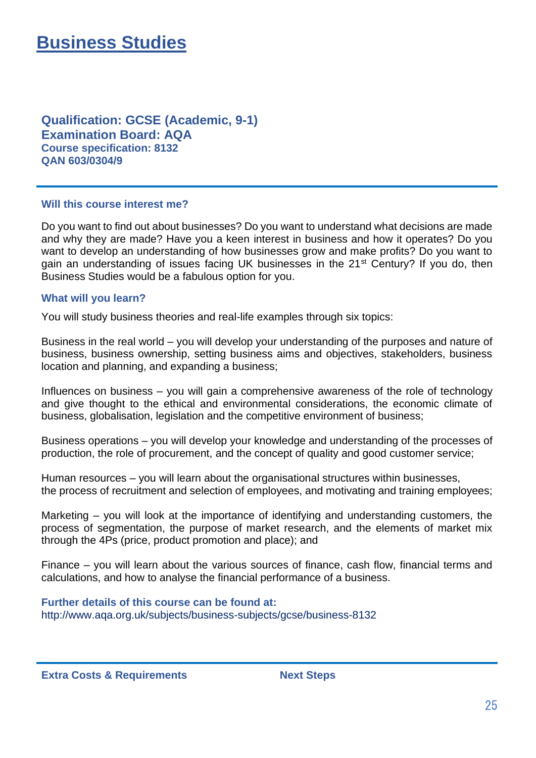# Business Studies

**Qualification: GCSE (Academic, 9-1)**
**Examination Board: AQA**
**Course specification: 8132**
**QAN 603/0304/9**

### Will this course interest me?

Do you want to find out about businesses? Do you want to understand what decisions are made and why they are made? Have you a keen interest in business and how it operates? Do you want to develop an understanding of how businesses grow and make profits? Do you want to gain an understanding of issues facing UK businesses in the 21st Century? If you do, then Business Studies would be a fabulous option for you.

### What will you learn?

You will study business theories and real-life examples through six topics:

Business in the real world – you will develop your understanding of the purposes and nature of business, business ownership, setting business aims and objectives, stakeholders, business location and planning, and expanding a business;

Influences on business – you will gain a comprehensive awareness of the role of technology and give thought to the ethical and environmental considerations, the economic climate of business, globalisation, legislation and the competitive environment of business;

Business operations – you will develop your knowledge and understanding of the processes of production, the role of procurement, and the concept of quality and good customer service;

Human resources – you will learn about the organisational structures within businesses, the process of recruitment and selection of employees, and motivating and training employees;

Marketing – you will look at the importance of identifying and understanding customers, the process of segmentation, the purpose of market research, and the elements of market mix through the 4Ps (price, product promotion and place); and

Finance – you will learn about the various sources of finance, cash flow, financial terms and calculations, and how to analyse the financial performance of a business.

**Further details of this course can be found at:**
http://www.aqa.org.uk/subjects/business-subjects/gcse/business-8132

### Extra Costs & Requirements

### Next Steps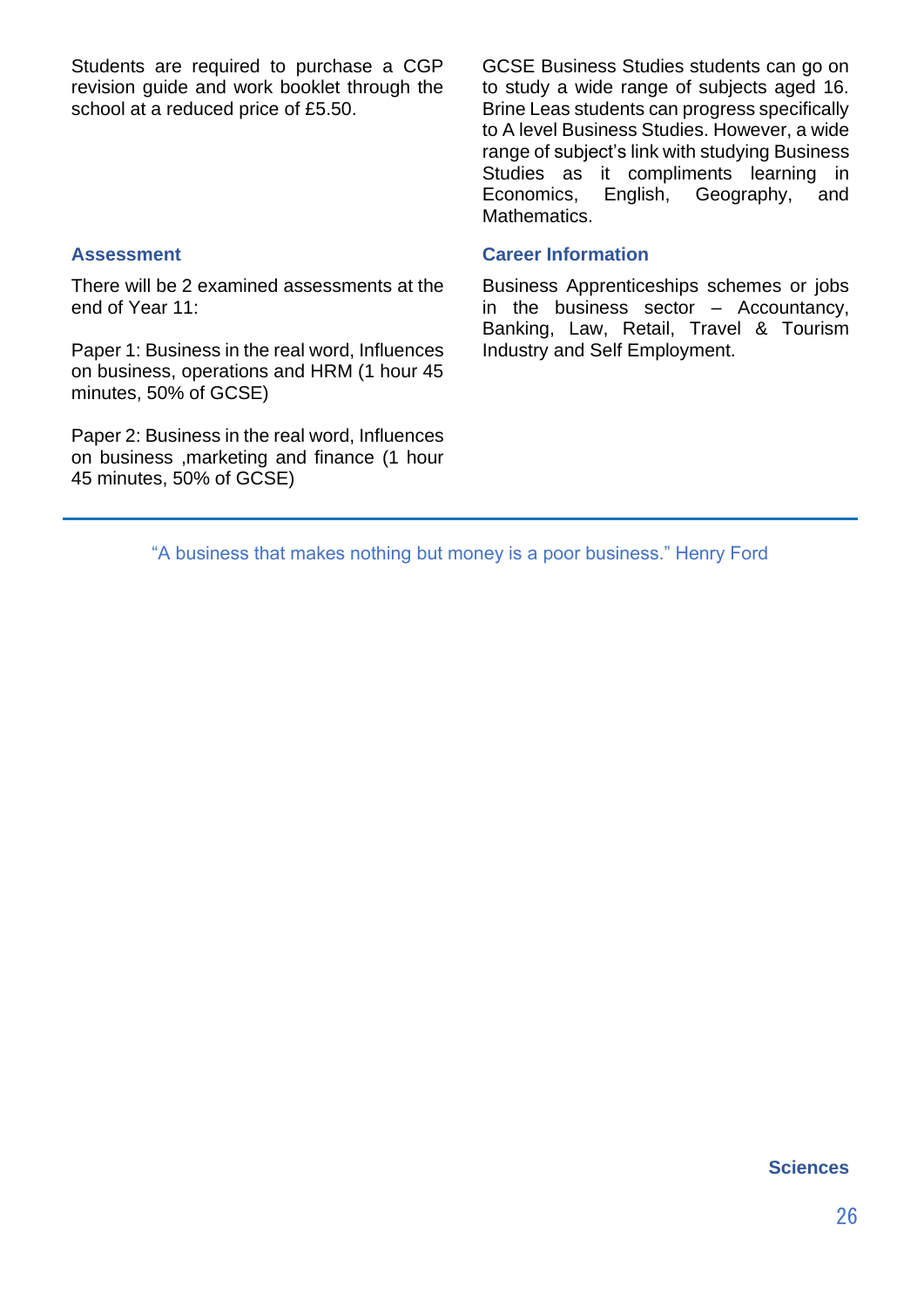Students are required to purchase a CGP revision guide and work booklet through the school at a reduced price of £5.50.

## Assessment

There will be 2 examined assessments at the end of Year 11:

Paper 1: Business in the real word, Influences on business, operations and HRM (1 hour 45 minutes, 50% of GCSE)

Paper 2: Business in the real word, Influences on business ,marketing and finance (1 hour 45 minutes, 50% of GCSE)

GCSE Business Studies students can go on to study a wide range of subjects aged 16. Brine Leas students can progress specifically to A level Business Studies. However, a wide range of subject's link with studying Business Studies as it compliments learning in Economics, English, Geography, and Mathematics.

## Career Information

Business Apprenticeships schemes or jobs in the business sector – Accountancy, Banking, Law, Retail, Travel & Tourism Industry and Self Employment.

---

"A business that makes nothing but money is a poor business." Henry Ford

## Sciences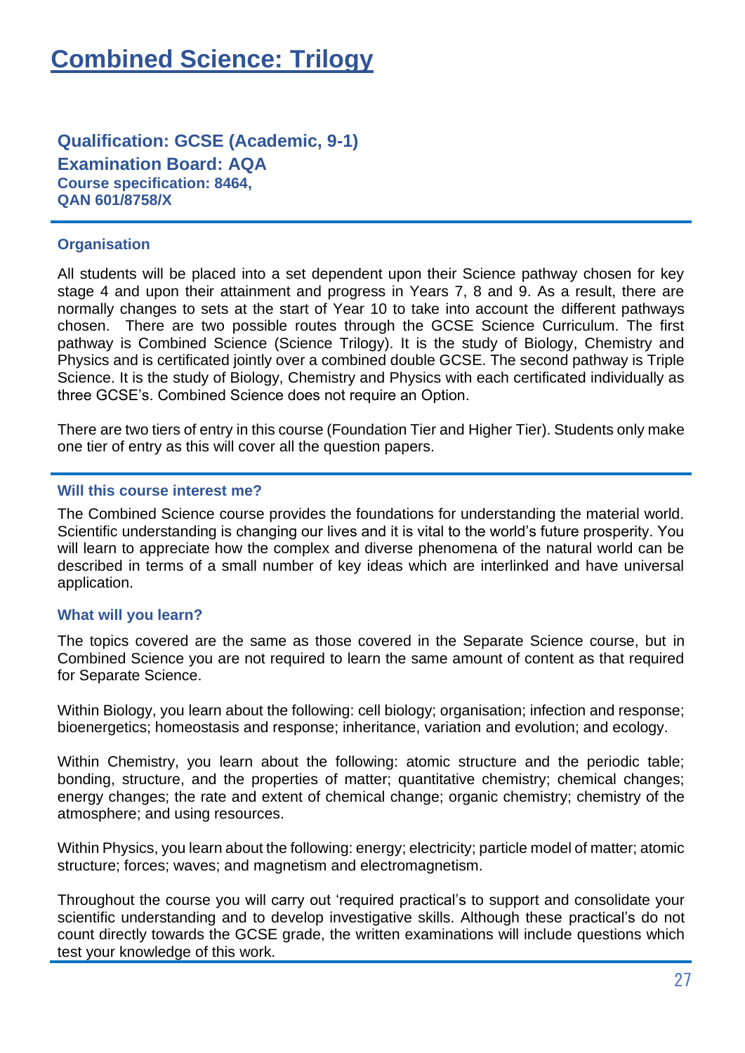# Combined Science: Trilogy

## Qualification: GCSE (Academic, 9-1)

## Examination Board: AQA

**Course specification: 8464,**
**QAN 601/8758/X**

### Organisation

All students will be placed into a set dependent upon their Science pathway chosen for key stage 4 and upon their attainment and progress in Years 7, 8 and 9. As a result, there are normally changes to sets at the start of Year 10 to take into account the different pathways chosen. There are two possible routes through the GCSE Science Curriculum. The first pathway is Combined Science (Science Trilogy). It is the study of Biology, Chemistry and Physics and is certificated jointly over a combined double GCSE. The second pathway is Triple Science. It is the study of Biology, Chemistry and Physics with each certificated individually as three GCSE's. Combined Science does not require an Option.

There are two tiers of entry in this course (Foundation Tier and Higher Tier). Students only make one tier of entry as this will cover all the question papers.

### Will this course interest me?

The Combined Science course provides the foundations for understanding the material world. Scientific understanding is changing our lives and it is vital to the world's future prosperity. You will learn to appreciate how the complex and diverse phenomena of the natural world can be described in terms of a small number of key ideas which are interlinked and have universal application.

### What will you learn?

The topics covered are the same as those covered in the Separate Science course, but in Combined Science you are not required to learn the same amount of content as that required for Separate Science.

Within Biology, you learn about the following: cell biology; organisation; infection and response; bioenergetics; homeostasis and response; inheritance, variation and evolution; and ecology.

Within Chemistry, you learn about the following: atomic structure and the periodic table; bonding, structure, and the properties of matter; quantitative chemistry; chemical changes; energy changes; the rate and extent of chemical change; organic chemistry; chemistry of the atmosphere; and using resources.

Within Physics, you learn about the following: energy; electricity; particle model of matter; atomic structure; forces; waves; and magnetism and electromagnetism.

Throughout the course you will carry out 'required practical's to support and consolidate your scientific understanding and to develop investigative skills. Although these practical's do not count directly towards the GCSE grade, the written examinations will include questions which test your knowledge of this work.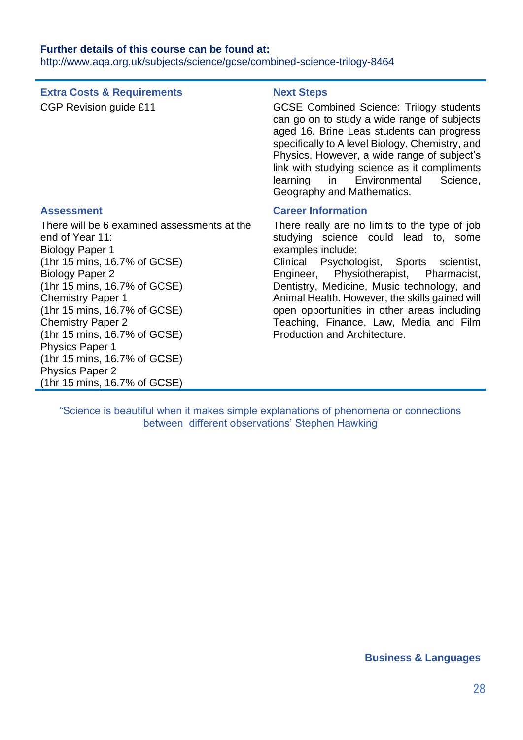**Further details of this course can be found at:**
http://www.aqa.org.uk/subjects/science/gcse/combined-science-trilogy-8464

### Extra Costs & Requirements

CGP Revision guide £11

### Assessment

There will be 6 examined assessments at the end of Year 11:
Biology Paper 1
(1hr 15 mins, 16.7% of GCSE)
Biology Paper 2
(1hr 15 mins, 16.7% of GCSE)
Chemistry Paper 1
(1hr 15 mins, 16.7% of GCSE)
Chemistry Paper 2
(1hr 15 mins, 16.7% of GCSE)
Physics Paper 1
(1hr 15 mins, 16.7% of GCSE)
Physics Paper 2
(1hr 15 mins, 16.7% of GCSE)

### Next Steps

GCSE Combined Science: Trilogy students can go on to study a wide range of subjects aged 16. Brine Leas students can progress specifically to A level Biology, Chemistry, and Physics. However, a wide range of subject's link with studying science as it compliments learning in Environmental Science, Geography and Mathematics.

### Career Information

There really are no limits to the type of job studying science could lead to, some examples include:
Clinical Psychologist, Sports scientist, Engineer, Physiotherapist, Pharmacist, Dentistry, Medicine, Music technology, and Animal Health. However, the skills gained will open opportunities in other areas including Teaching, Finance, Law, Media and Film Production and Architecture.

"Science is beautiful when it makes simple explanations of phenomena or connections between different observations' Stephen Hawking

**Business & Languages**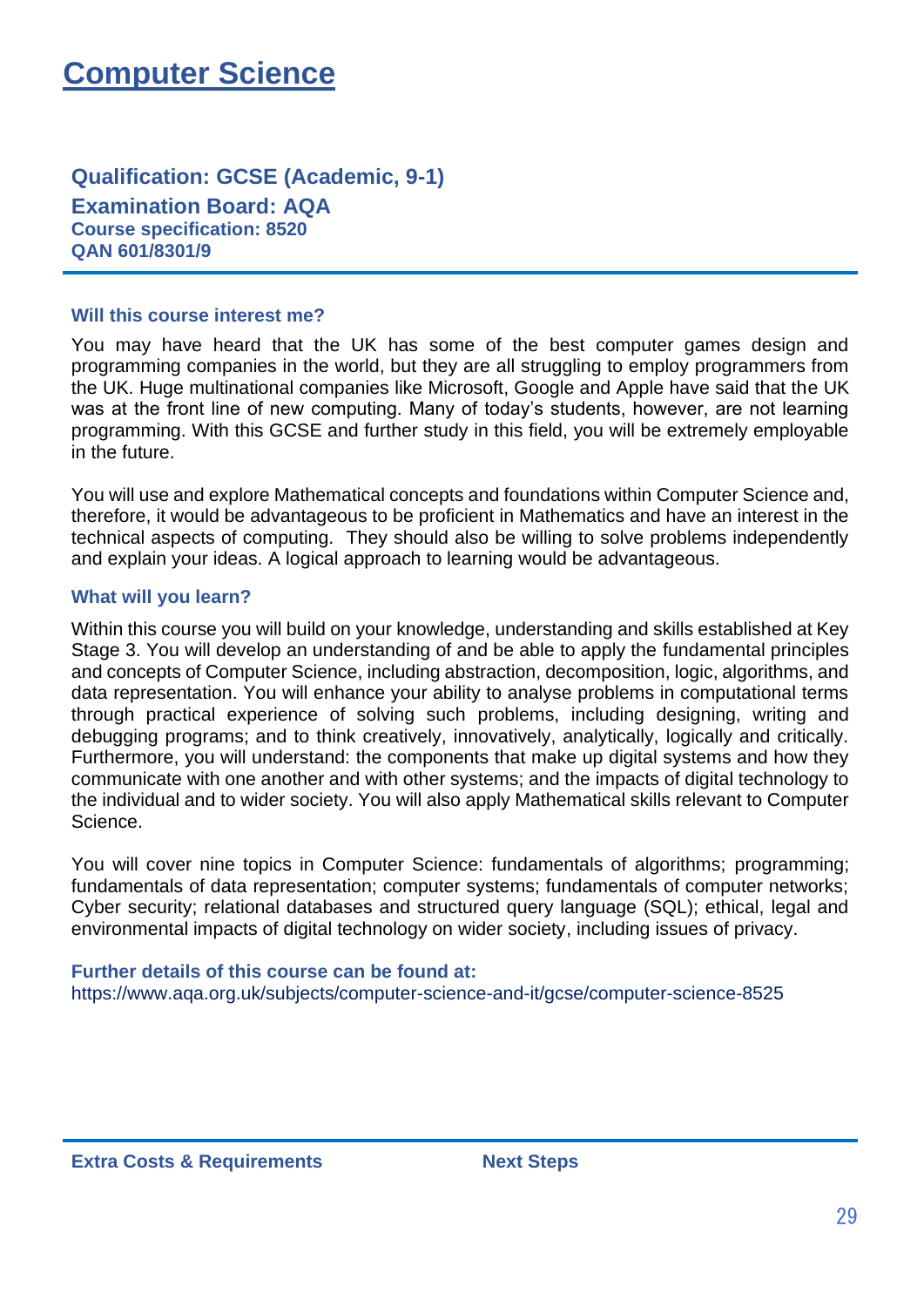# Computer Science

## Qualification: GCSE (Academic, 9-1)

## Examination Board: AQA

**Course specification: 8520**
**QAN 601/8301/9**

### Will this course interest me?

You may have heard that the UK has some of the best computer games design and programming companies in the world, but they are all struggling to employ programmers from the UK. Huge multinational companies like Microsoft, Google and Apple have said that the UK was at the front line of new computing. Many of today's students, however, are not learning programming. With this GCSE and further study in this field, you will be extremely employable in the future.

You will use and explore Mathematical concepts and foundations within Computer Science and, therefore, it would be advantageous to be proficient in Mathematics and have an interest in the technical aspects of computing. They should also be willing to solve problems independently and explain your ideas. A logical approach to learning would be advantageous.

### What will you learn?

Within this course you will build on your knowledge, understanding and skills established at Key Stage 3. You will develop an understanding of and be able to apply the fundamental principles and concepts of Computer Science, including abstraction, decomposition, logic, algorithms, and data representation. You will enhance your ability to analyse problems in computational terms through practical experience of solving such problems, including designing, writing and debugging programs; and to think creatively, innovatively, analytically, logically and critically. Furthermore, you will understand: the components that make up digital systems and how they communicate with one another and with other systems; and the impacts of digital technology to the individual and to wider society. You will also apply Mathematical skills relevant to Computer Science.

You will cover nine topics in Computer Science: fundamentals of algorithms; programming; fundamentals of data representation; computer systems; fundamentals of computer networks; Cyber security; relational databases and structured query language (SQL); ethical, legal and environmental impacts of digital technology on wider society, including issues of privacy.

### Further details of this course can be found at:

https://www.aqa.org.uk/subjects/computer-science-and-it/gcse/computer-science-8525

### Extra Costs & Requirements

### Next Steps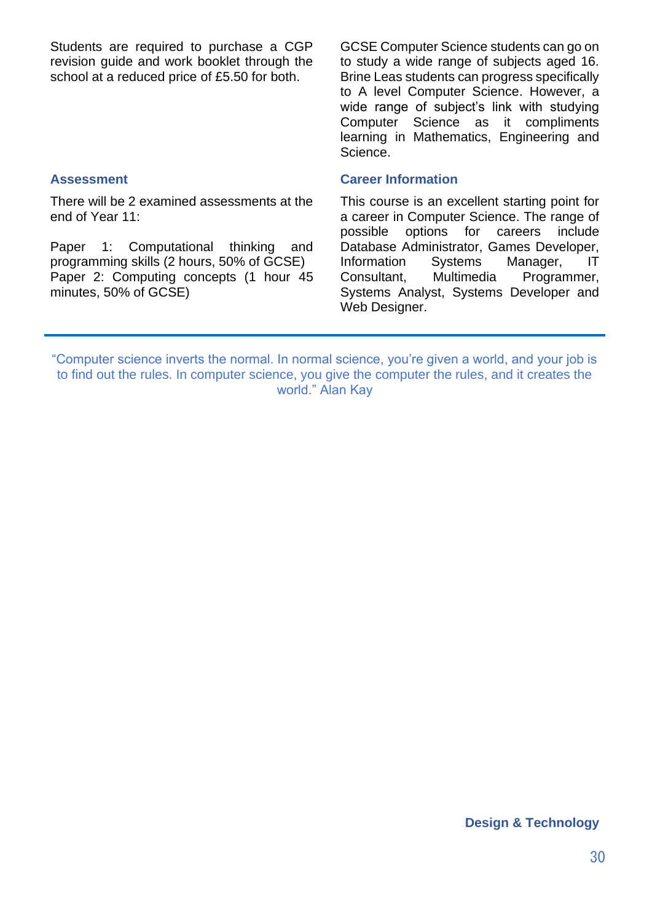Students are required to purchase a CGP revision guide and work booklet through the school at a reduced price of £5.50 for both.

## Assessment

There will be 2 examined assessments at the end of Year 11:

Paper 1: Computational thinking and programming skills (2 hours, 50% of GCSE)
Paper 2: Computing concepts (1 hour 45 minutes, 50% of GCSE)

GCSE Computer Science students can go on to study a wide range of subjects aged 16. Brine Leas students can progress specifically to A level Computer Science. However, a wide range of subject's link with studying Computer Science as it compliments learning in Mathematics, Engineering and Science.

## Career Information

This course is an excellent starting point for a career in Computer Science. The range of possible options for careers include Database Administrator, Games Developer, Information Systems Manager, IT Consultant, Multimedia Programmer, Systems Analyst, Systems Developer and Web Designer.

---

"Computer science inverts the normal. In normal science, you're given a world, and your job is to find out the rules. In computer science, you give the computer the rules, and it creates the world." Alan Kay

**Design & Technology**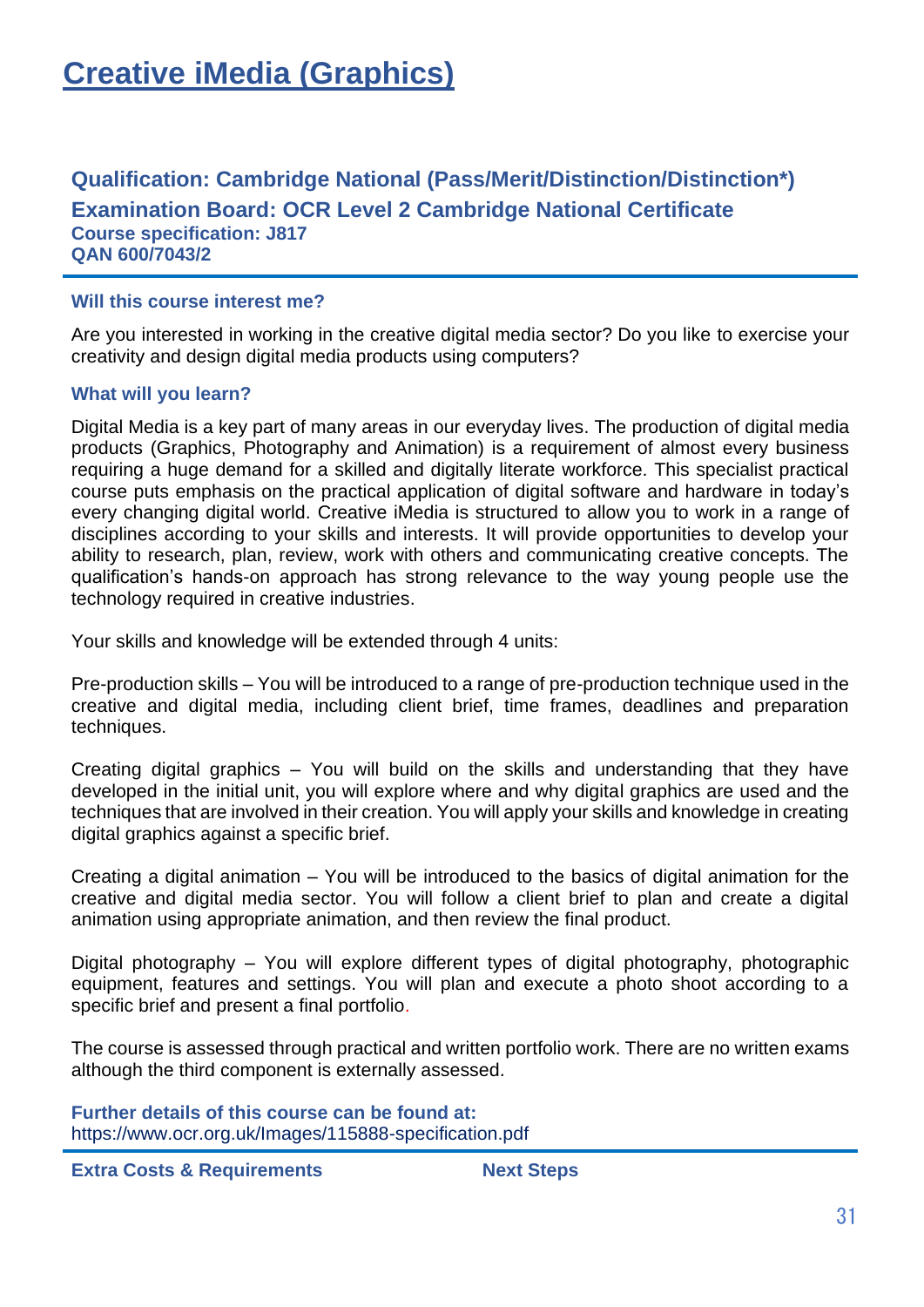# Creative iMedia (Graphics)

**Qualification: Cambridge National (Pass/Merit/Distinction/Distinction*)**
**Examination Board: OCR Level 2 Cambridge National Certificate**
**Course specification: J817**
**QAN 600/7043/2**

### Will this course interest me?

Are you interested in working in the creative digital media sector? Do you like to exercise your creativity and design digital media products using computers?

### What will you learn?

Digital Media is a key part of many areas in our everyday lives. The production of digital media products (Graphics, Photography and Animation) is a requirement of almost every business requiring a huge demand for a skilled and digitally literate workforce. This specialist practical course puts emphasis on the practical application of digital software and hardware in today's every changing digital world. Creative iMedia is structured to allow you to work in a range of disciplines according to your skills and interests. It will provide opportunities to develop your ability to research, plan, review, work with others and communicating creative concepts. The qualification's hands-on approach has strong relevance to the way young people use the technology required in creative industries.

Your skills and knowledge will be extended through 4 units:

Pre-production skills – You will be introduced to a range of pre-production technique used in the creative and digital media, including client brief, time frames, deadlines and preparation techniques.

Creating digital graphics – You will build on the skills and understanding that they have developed in the initial unit, you will explore where and why digital graphics are used and the techniques that are involved in their creation. You will apply your skills and knowledge in creating digital graphics against a specific brief.

Creating a digital animation – You will be introduced to the basics of digital animation for the creative and digital media sector. You will follow a client brief to plan and create a digital animation using appropriate animation, and then review the final product.

Digital photography – You will explore different types of digital photography, photographic equipment, features and settings. You will plan and execute a photo shoot according to a specific brief and present a final portfolio.

The course is assessed through practical and written portfolio work. There are no written exams although the third component is externally assessed.

**Further details of this course can be found at:**
https://www.ocr.org.uk/Images/115888-specification.pdf

### Extra Costs & Requirements

### Next Steps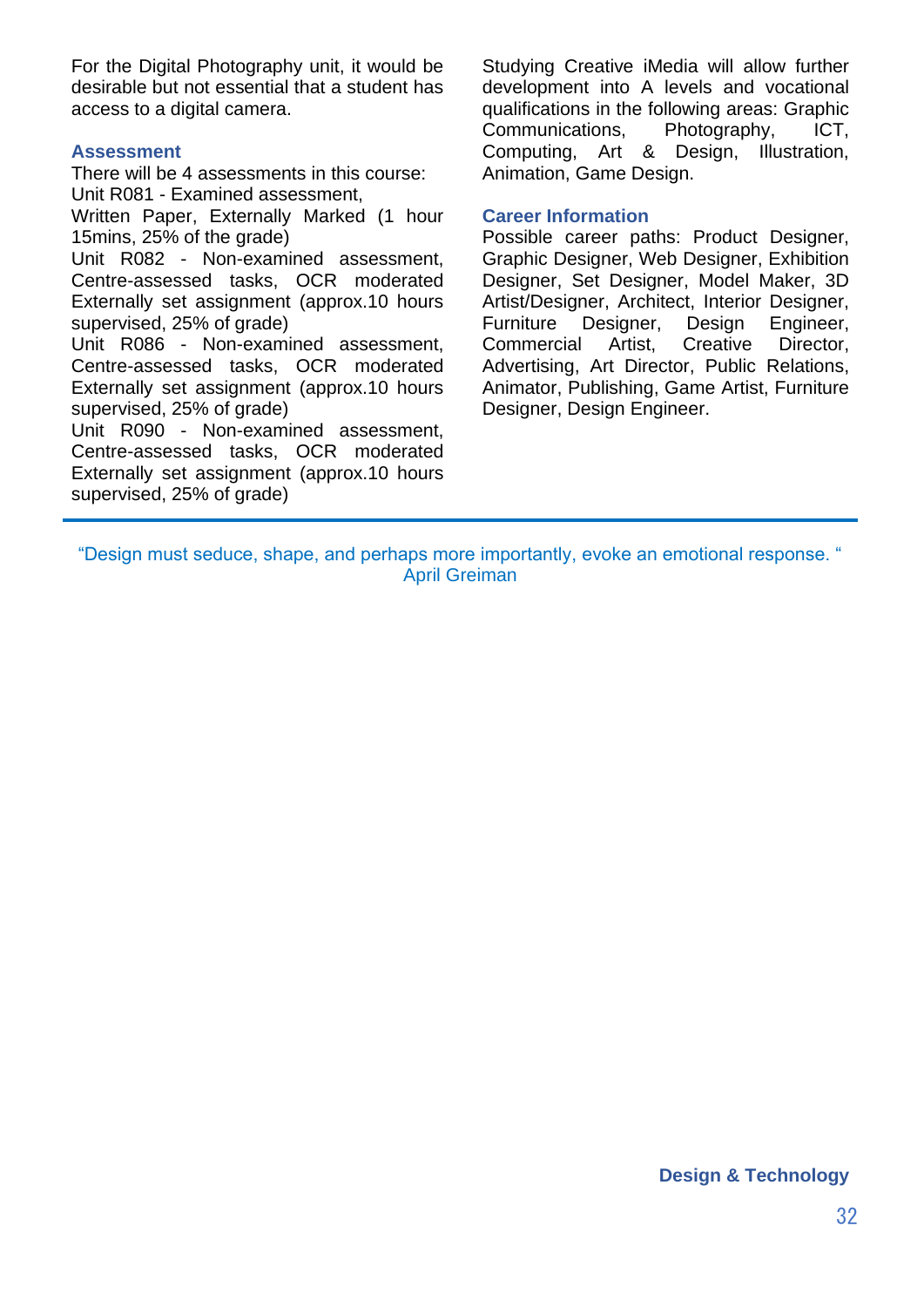For the Digital Photography unit, it would be desirable but not essential that a student has access to a digital camera.

### Assessment

There will be 4 assessments in this course:
Unit R081 - Examined assessment,
Written Paper, Externally Marked (1 hour 15mins, 25% of the grade)
Unit R082 - Non-examined assessment, Centre-assessed tasks, OCR moderated Externally set assignment (approx.10 hours supervised, 25% of grade)
Unit R086 - Non-examined assessment, Centre-assessed tasks, OCR moderated Externally set assignment (approx.10 hours supervised, 25% of grade)
Unit R090 - Non-examined assessment, Centre-assessed tasks, OCR moderated Externally set assignment (approx.10 hours supervised, 25% of grade)

Studying Creative iMedia will allow further development into A levels and vocational qualifications in the following areas: Graphic Communications, Photography, ICT, Computing, Art & Design, Illustration, Animation, Game Design.

### Career Information

Possible career paths: Product Designer, Graphic Designer, Web Designer, Exhibition Designer, Set Designer, Model Maker, 3D Artist/Designer, Architect, Interior Designer, Furniture Designer, Design Engineer, Commercial Artist, Creative Director, Advertising, Art Director, Public Relations, Animator, Publishing, Game Artist, Furniture Designer, Design Engineer.

---

"Design must seduce, shape, and perhaps more importantly, evoke an emotional response. "
April Greiman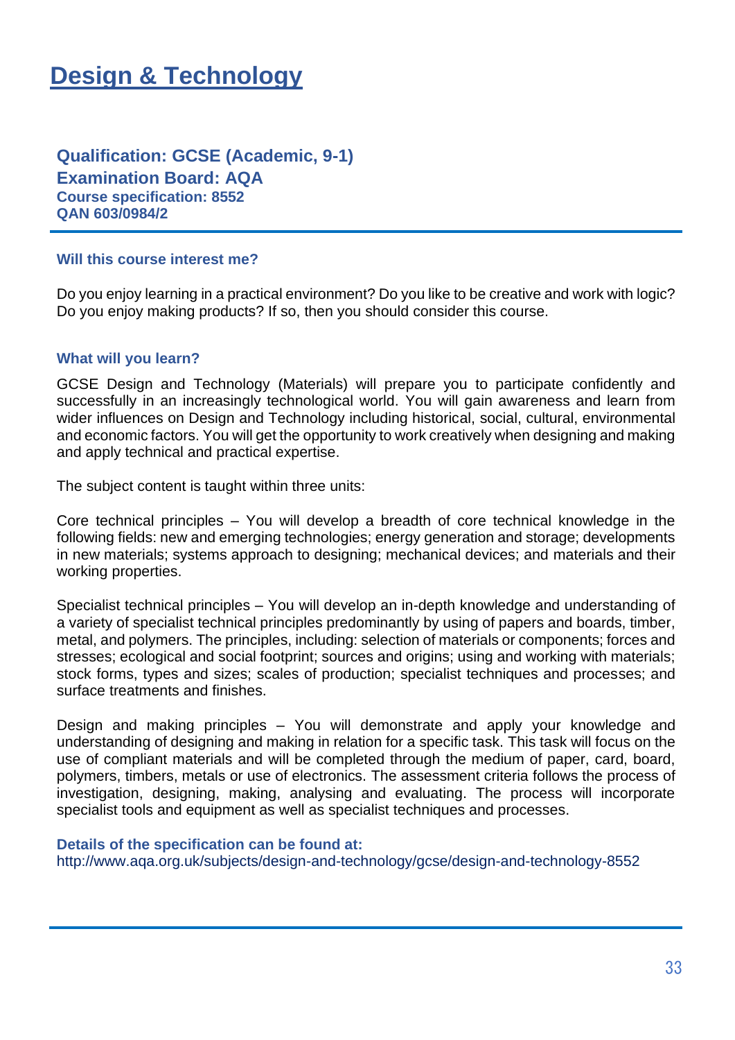# Design & Technology

**Qualification: GCSE (Academic, 9-1)**
**Examination Board: AQA**
**Course specification: 8552**
**QAN 603/0984/2**

---

### Will this course interest me?

Do you enjoy learning in a practical environment? Do you like to be creative and work with logic? Do you enjoy making products? If so, then you should consider this course.

### What will you learn?

GCSE Design and Technology (Materials) will prepare you to participate confidently and successfully in an increasingly technological world. You will gain awareness and learn from wider influences on Design and Technology including historical, social, cultural, environmental and economic factors. You will get the opportunity to work creatively when designing and making and apply technical and practical expertise.

The subject content is taught within three units:

Core technical principles – You will develop a breadth of core technical knowledge in the following fields: new and emerging technologies; energy generation and storage; developments in new materials; systems approach to designing; mechanical devices; and materials and their working properties.

Specialist technical principles – You will develop an in-depth knowledge and understanding of a variety of specialist technical principles predominantly by using of papers and boards, timber, metal, and polymers. The principles, including: selection of materials or components; forces and stresses; ecological and social footprint; sources and origins; using and working with materials; stock forms, types and sizes; scales of production; specialist techniques and processes; and surface treatments and finishes.

Design and making principles – You will demonstrate and apply your knowledge and understanding of designing and making in relation for a specific task. This task will focus on the use of compliant materials and will be completed through the medium of paper, card, board, polymers, timbers, metals or use of electronics. The assessment criteria follows the process of investigation, designing, making, analysing and evaluating. The process will incorporate specialist tools and equipment as well as specialist techniques and processes.

**Details of the specification can be found at:**
http://www.aqa.org.uk/subjects/design-and-technology/gcse/design-and-technology-8552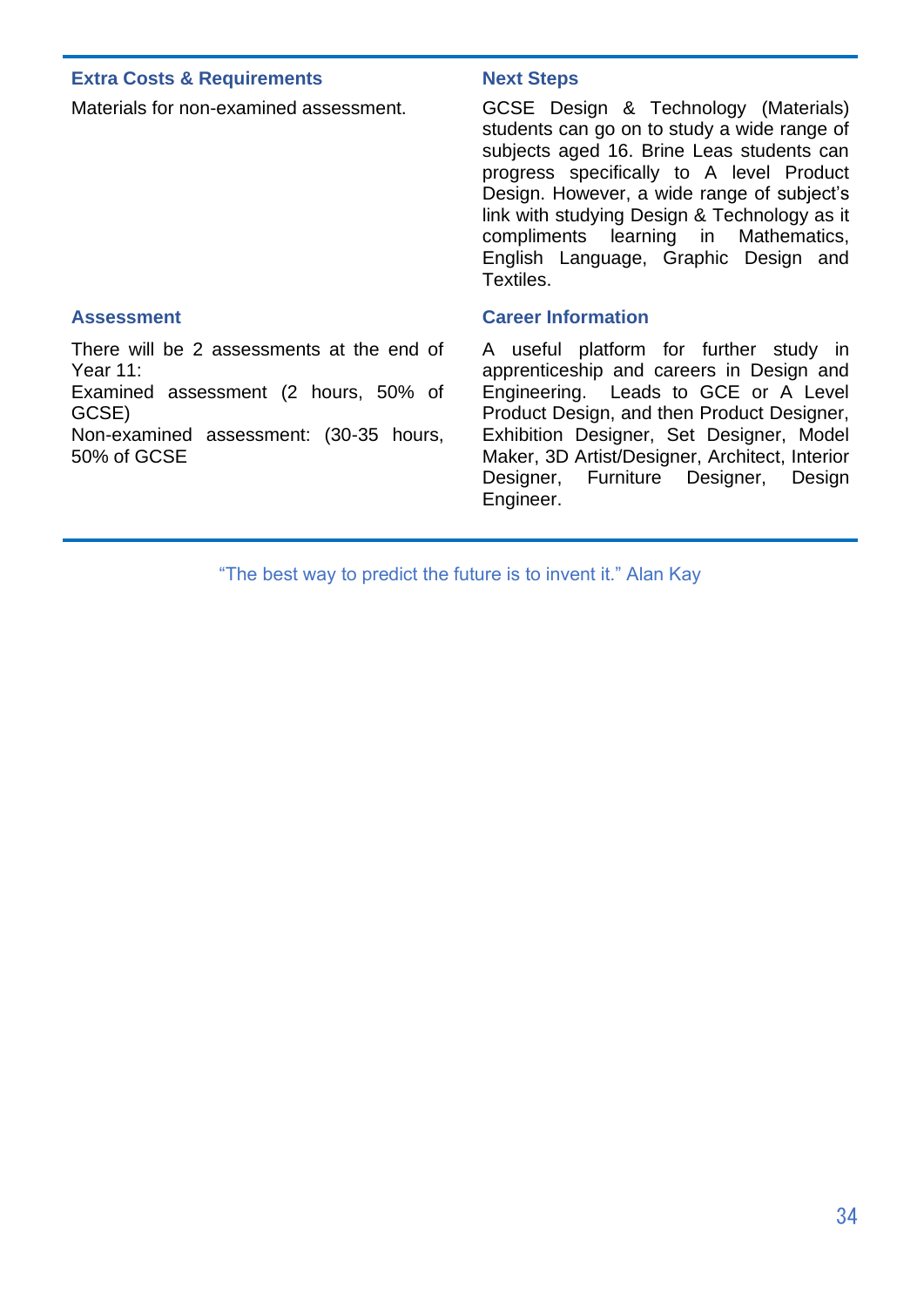### Extra Costs & Requirements

Materials for non-examined assessment.

### Assessment

There will be 2 assessments at the end of Year 11:
Examined assessment (2 hours, 50% of GCSE)
Non-examined assessment: (30-35 hours, 50% of GCSE

### Next Steps

GCSE Design & Technology (Materials) students can go on to study a wide range of subjects aged 16. Brine Leas students can progress specifically to A level Product Design. However, a wide range of subject's link with studying Design & Technology as it compliments learning in Mathematics, English Language, Graphic Design and Textiles.

### Career Information

A useful platform for further study in apprenticeship and careers in Design and Engineering. Leads to GCE or A Level Product Design, and then Product Designer, Exhibition Designer, Set Designer, Model Maker, 3D Artist/Designer, Architect, Interior Designer, Furniture Designer, Design Engineer.

"The best way to predict the future is to invent it." Alan Kay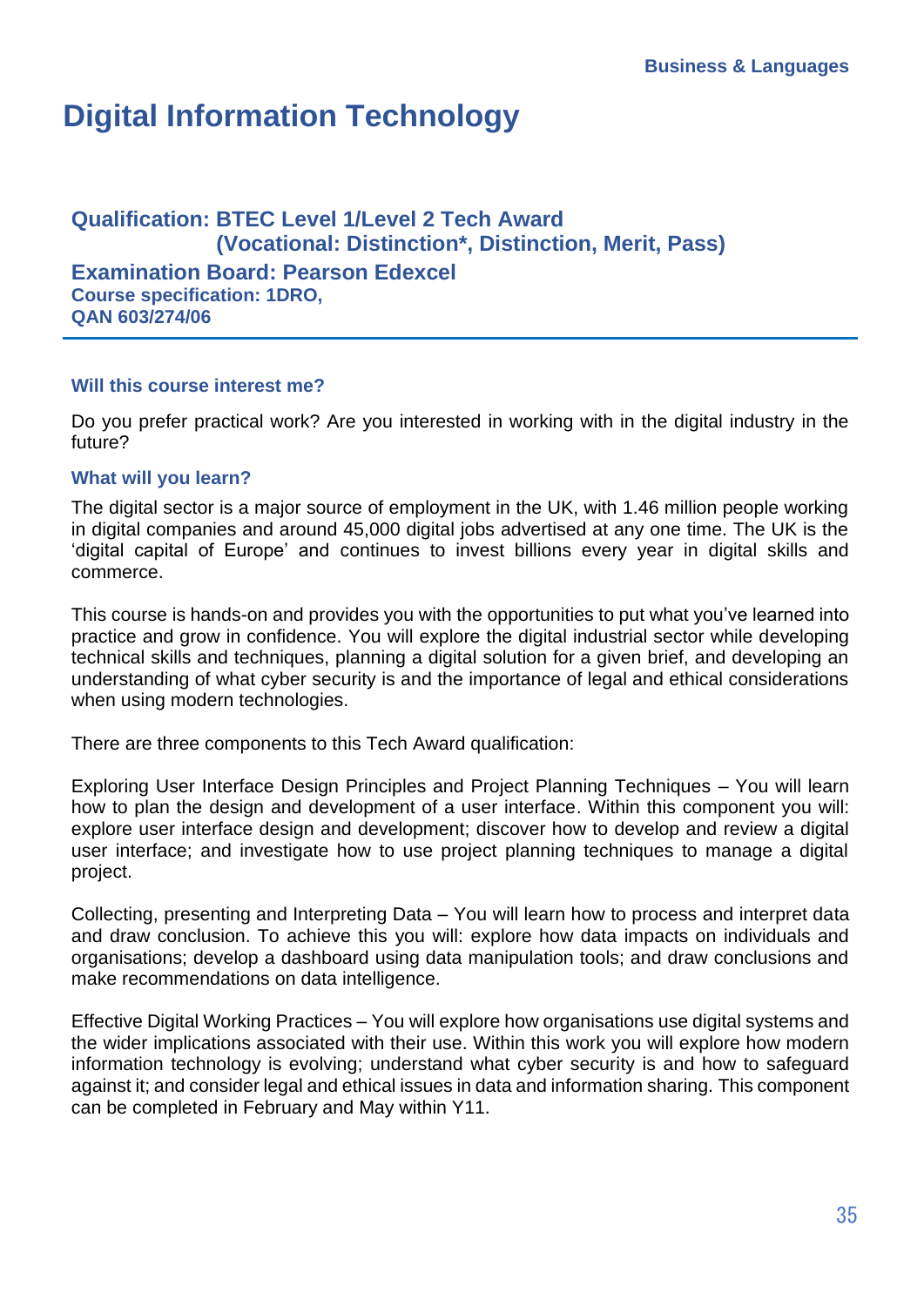Business & Languages

# Digital Information Technology

**Qualification: BTEC Level 1/Level 2 Tech Award**
**(Vocational: Distinction*, Distinction, Merit, Pass)**
**Examination Board: Pearson Edexcel**
**Course specification: 1DRO,**
**QAN 603/274/06**

---

### Will this course interest me?

Do you prefer practical work? Are you interested in working with in the digital industry in the future?

### What will you learn?

The digital sector is a major source of employment in the UK, with 1.46 million people working in digital companies and around 45,000 digital jobs advertised at any one time. The UK is the 'digital capital of Europe' and continues to invest billions every year in digital skills and commerce.

This course is hands-on and provides you with the opportunities to put what you've learned into practice and grow in confidence. You will explore the digital industrial sector while developing technical skills and techniques, planning a digital solution for a given brief, and developing an understanding of what cyber security is and the importance of legal and ethical considerations when using modern technologies.

There are three components to this Tech Award qualification:

Exploring User Interface Design Principles and Project Planning Techniques – You will learn how to plan the design and development of a user interface. Within this component you will: explore user interface design and development; discover how to develop and review a digital user interface; and investigate how to use project planning techniques to manage a digital project.

Collecting, presenting and Interpreting Data – You will learn how to process and interpret data and draw conclusion. To achieve this you will: explore how data impacts on individuals and organisations; develop a dashboard using data manipulation tools; and draw conclusions and make recommendations on data intelligence.

Effective Digital Working Practices – You will explore how organisations use digital systems and the wider implications associated with their use. Within this work you will explore how modern information technology is evolving; understand what cyber security is and how to safeguard against it; and consider legal and ethical issues in data and information sharing. This component can be completed in February and May within Y11.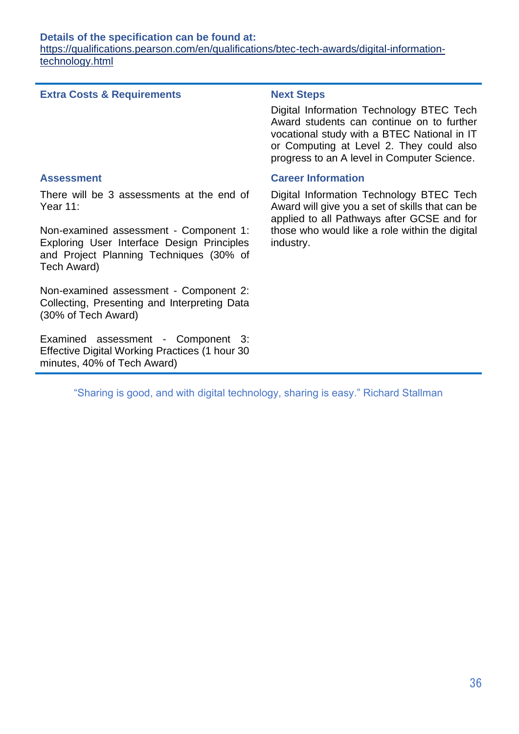**Details of the specification can be found at:**
[https://qualifications.pearson.com/en/qualifications/btec-tech-awards/digital-information-technology.html](https://qualifications.pearson.com/en/qualifications/btec-tech-awards/digital-information-technology.html)

### Extra Costs & Requirements

### Assessment

There will be 3 assessments at the end of Year 11:

Non-examined assessment - Component 1: Exploring User Interface Design Principles and Project Planning Techniques (30% of Tech Award)

Non-examined assessment - Component 2: Collecting, Presenting and Interpreting Data (30% of Tech Award)

Examined assessment - Component 3: Effective Digital Working Practices (1 hour 30 minutes, 40% of Tech Award)

### Next Steps

Digital Information Technology BTEC Tech Award students can continue on to further vocational study with a BTEC National in IT or Computing at Level 2. They could also progress to an A level in Computer Science.

### Career Information

Digital Information Technology BTEC Tech Award will give you a set of skills that can be applied to all Pathways after GCSE and for those who would like a role within the digital industry.

"Sharing is good, and with digital technology, sharing is easy." Richard Stallman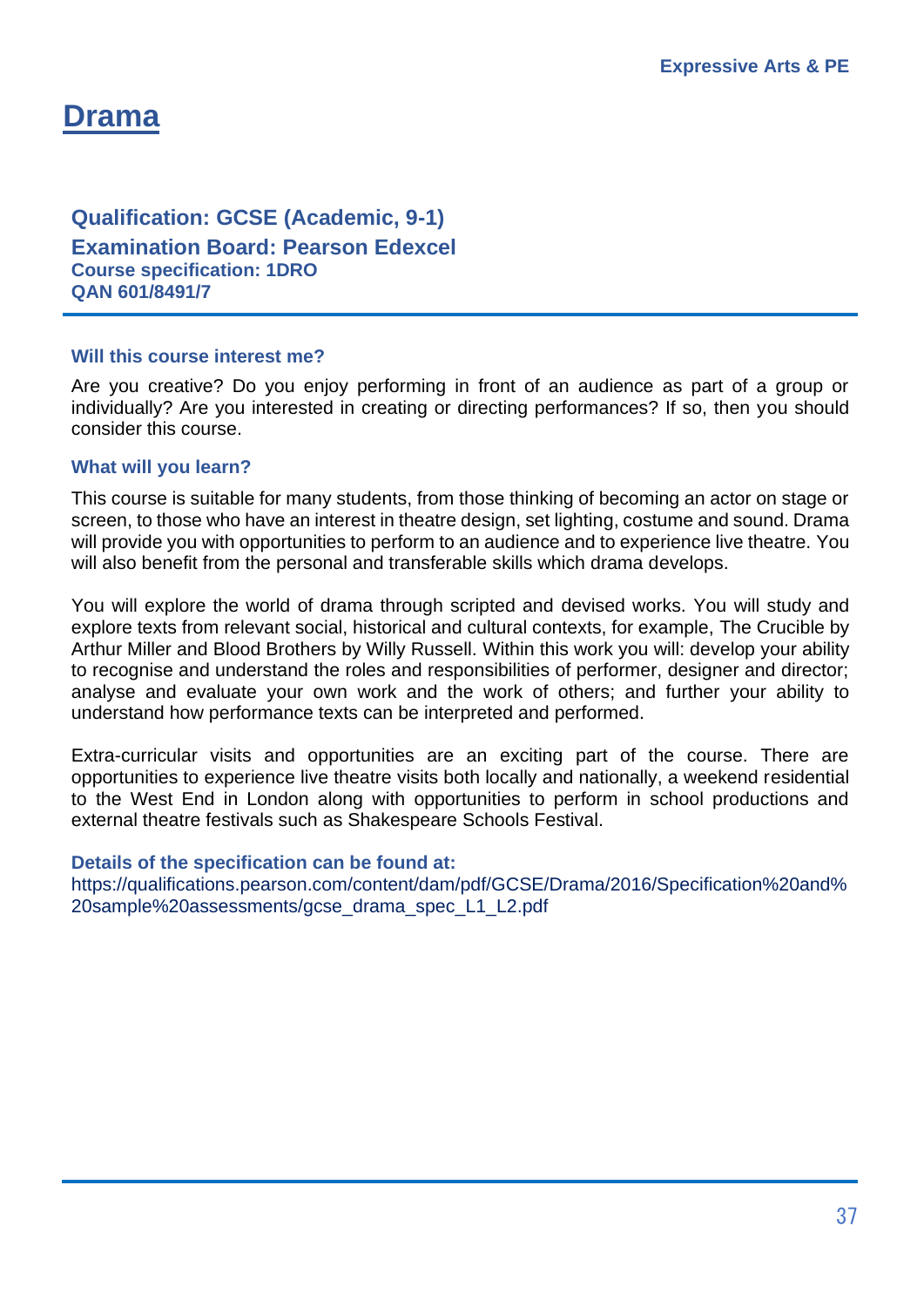# Drama

**Qualification: GCSE (Academic, 9-1)**
**Examination Board: Pearson Edexcel**
**Course specification: 1DRO**
**QAN 601/8491/7**

### Will this course interest me?

Are you creative? Do you enjoy performing in front of an audience as part of a group or individually? Are you interested in creating or directing performances? If so, then you should consider this course.

### What will you learn?

This course is suitable for many students, from those thinking of becoming an actor on stage or screen, to those who have an interest in theatre design, set lighting, costume and sound. Drama will provide you with opportunities to perform to an audience and to experience live theatre. You will also benefit from the personal and transferable skills which drama develops.

You will explore the world of drama through scripted and devised works. You will study and explore texts from relevant social, historical and cultural contexts, for example, The Crucible by Arthur Miller and Blood Brothers by Willy Russell. Within this work you will: develop your ability to recognise and understand the roles and responsibilities of performer, designer and director; analyse and evaluate your own work and the work of others; and further your ability to understand how performance texts can be interpreted and performed.

Extra-curricular visits and opportunities are an exciting part of the course. There are opportunities to experience live theatre visits both locally and nationally, a weekend residential to the West End in London along with opportunities to perform in school productions and external theatre festivals such as Shakespeare Schools Festival.

### Details of the specification can be found at:

https://qualifications.pearson.com/content/dam/pdf/GCSE/Drama/2016/Specification%20and%20sample%20assessments/gcse_drama_spec_L1_L2.pdf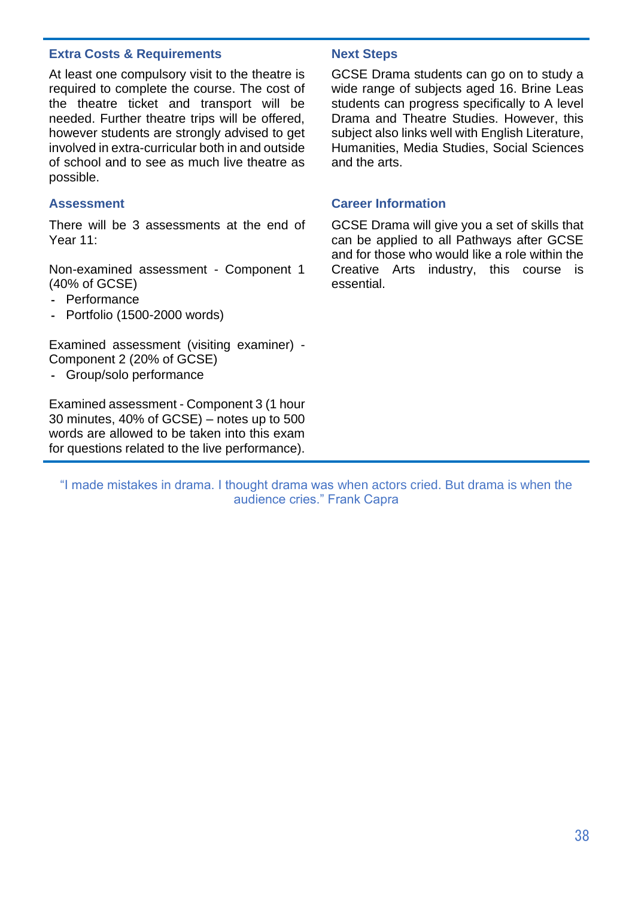### Extra Costs & Requirements

At least one compulsory visit to the theatre is required to complete the course. The cost of the theatre ticket and transport will be needed. Further theatre trips will be offered, however students are strongly advised to get involved in extra-curricular both in and outside of school and to see as much live theatre as possible.

### Assessment

There will be 3 assessments at the end of Year 11:

Non-examined assessment - Component 1 (40% of GCSE)

- Performance
- Portfolio (1500-2000 words)

Examined assessment (visiting examiner) - Component 2 (20% of GCSE)

- Group/solo performance

Examined assessment - Component 3 (1 hour 30 minutes, 40% of GCSE) – notes up to 500 words are allowed to be taken into this exam for questions related to the live performance).

### Next Steps

GCSE Drama students can go on to study a wide range of subjects aged 16. Brine Leas students can progress specifically to A level Drama and Theatre Studies. However, this subject also links well with English Literature, Humanities, Media Studies, Social Sciences and the arts.

### Career Information

GCSE Drama will give you a set of skills that can be applied to all Pathways after GCSE and for those who would like a role within the Creative Arts industry, this course is essential.

"I made mistakes in drama. I thought drama was when actors cried. But drama is when the audience cries." Frank Capra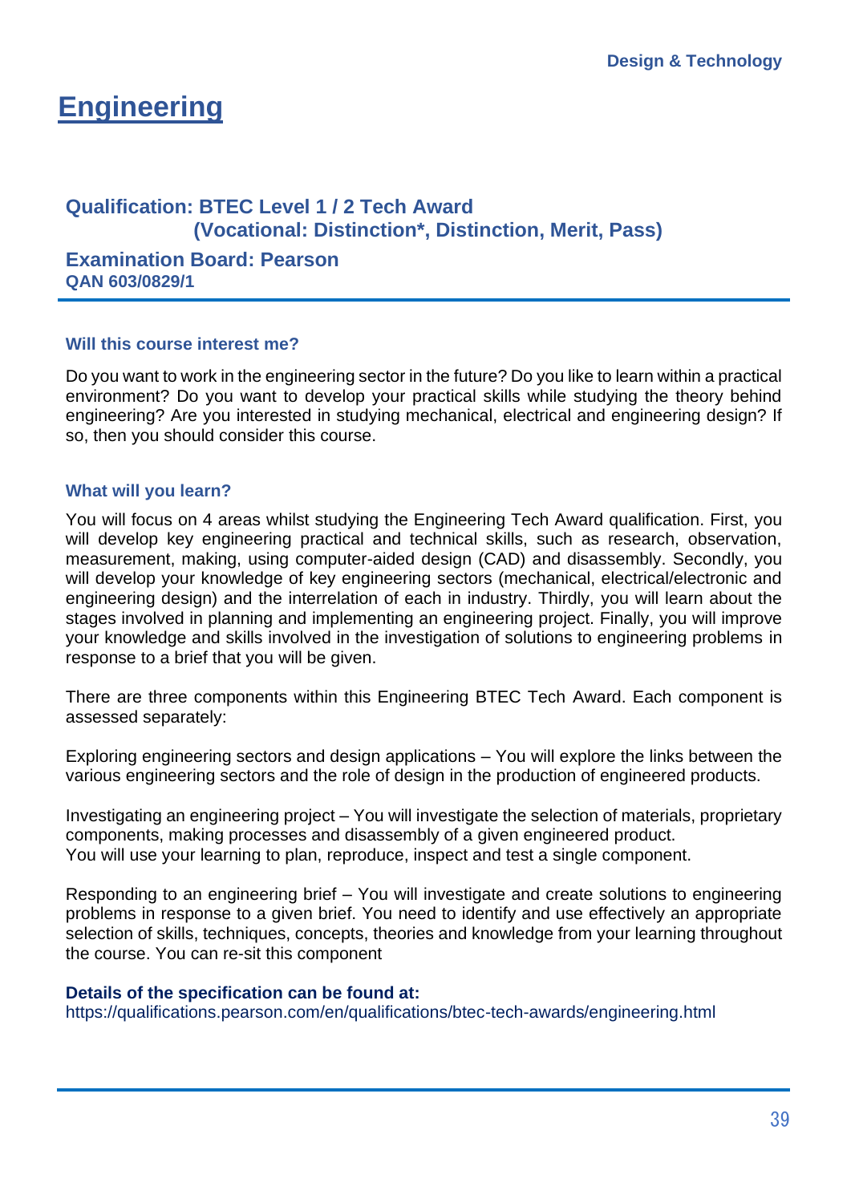# Engineering

## Qualification: BTEC Level 1 / 2 Tech Award (Vocational: Distinction*, Distinction, Merit, Pass)

## Examination Board: Pearson

**QAN 603/0829/1**

### Will this course interest me?

Do you want to work in the engineering sector in the future? Do you like to learn within a practical environment? Do you want to develop your practical skills while studying the theory behind engineering? Are you interested in studying mechanical, electrical and engineering design? If so, then you should consider this course.

### What will you learn?

You will focus on 4 areas whilst studying the Engineering Tech Award qualification. First, you will develop key engineering practical and technical skills, such as research, observation, measurement, making, using computer-aided design (CAD) and disassembly. Secondly, you will develop your knowledge of key engineering sectors (mechanical, electrical/electronic and engineering design) and the interrelation of each in industry. Thirdly, you will learn about the stages involved in planning and implementing an engineering project. Finally, you will improve your knowledge and skills involved in the investigation of solutions to engineering problems in response to a brief that you will be given.

There are three components within this Engineering BTEC Tech Award. Each component is assessed separately:

Exploring engineering sectors and design applications – You will explore the links between the various engineering sectors and the role of design in the production of engineered products.

Investigating an engineering project – You will investigate the selection of materials, proprietary components, making processes and disassembly of a given engineered product.
You will use your learning to plan, reproduce, inspect and test a single component.

Responding to an engineering brief – You will investigate and create solutions to engineering problems in response to a given brief. You need to identify and use effectively an appropriate selection of skills, techniques, concepts, theories and knowledge from your learning throughout the course. You can re-sit this component

**Details of the specification can be found at:**
https://qualifications.pearson.com/en/qualifications/btec-tech-awards/engineering.html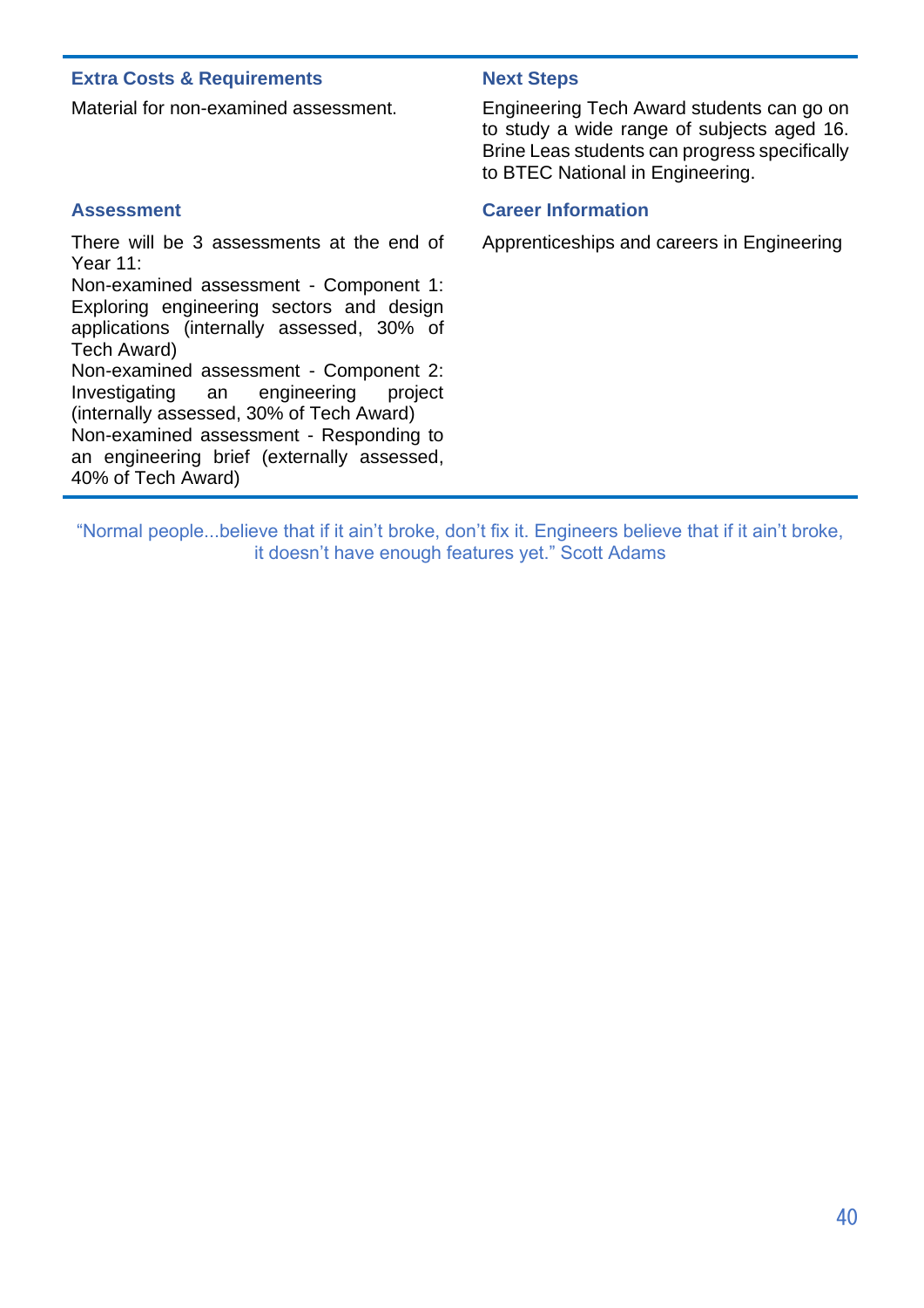### Extra Costs & Requirements

Material for non-examined assessment.

### Assessment

There will be 3 assessments at the end of Year 11:

Non-examined assessment - Component 1: Exploring engineering sectors and design applications (internally assessed, 30% of Tech Award)

Non-examined assessment - Component 2: Investigating an engineering project (internally assessed, 30% of Tech Award)

Non-examined assessment - Responding to an engineering brief (externally assessed, 40% of Tech Award)

### Next Steps

Engineering Tech Award students can go on to study a wide range of subjects aged 16. Brine Leas students can progress specifically to BTEC National in Engineering.

### Career Information

Apprenticeships and careers in Engineering

"Normal people...believe that if it ain't broke, don't fix it. Engineers believe that if it ain't broke, it doesn't have enough features yet." Scott Adams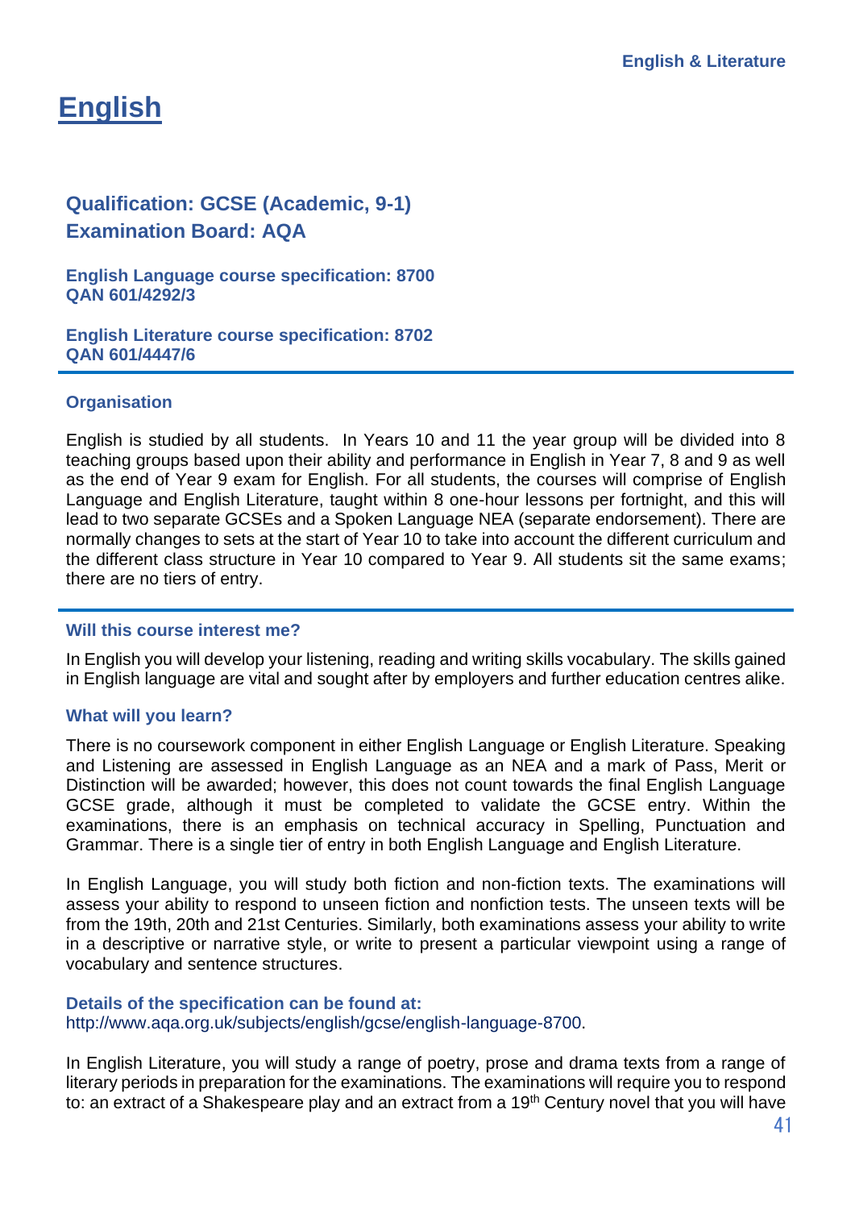# English

## Qualification: GCSE (Academic, 9-1)
## Examination Board: AQA

**English Language course specification: 8700**
**QAN 601/4292/3**

**English Literature course specification: 8702**
**QAN 601/4447/6**

### Organisation

English is studied by all students. In Years 10 and 11 the year group will be divided into 8 teaching groups based upon their ability and performance in English in Year 7, 8 and 9 as well as the end of Year 9 exam for English. For all students, the courses will comprise of English Language and English Literature, taught within 8 one-hour lessons per fortnight, and this will lead to two separate GCSEs and a Spoken Language NEA (separate endorsement). There are normally changes to sets at the start of Year 10 to take into account the different curriculum and the different class structure in Year 10 compared to Year 9. All students sit the same exams; there are no tiers of entry.

### Will this course interest me?

In English you will develop your listening, reading and writing skills vocabulary. The skills gained in English language are vital and sought after by employers and further education centres alike.

### What will you learn?

There is no coursework component in either English Language or English Literature. Speaking and Listening are assessed in English Language as an NEA and a mark of Pass, Merit or Distinction will be awarded; however, this does not count towards the final English Language GCSE grade, although it must be completed to validate the GCSE entry. Within the examinations, there is an emphasis on technical accuracy in Spelling, Punctuation and Grammar. There is a single tier of entry in both English Language and English Literature.

In English Language, you will study both fiction and non-fiction texts. The examinations will assess your ability to respond to unseen fiction and nonfiction tests. The unseen texts will be from the 19th, 20th and 21st Centuries. Similarly, both examinations assess your ability to write in a descriptive or narrative style, or write to present a particular viewpoint using a range of vocabulary and sentence structures.

**Details of the specification can be found at:**
http://www.aqa.org.uk/subjects/english/gcse/english-language-8700.

In English Literature, you will study a range of poetry, prose and drama texts from a range of literary periods in preparation for the examinations. The examinations will require you to respond to: an extract of a Shakespeare play and an extract from a 19th Century novel that you will have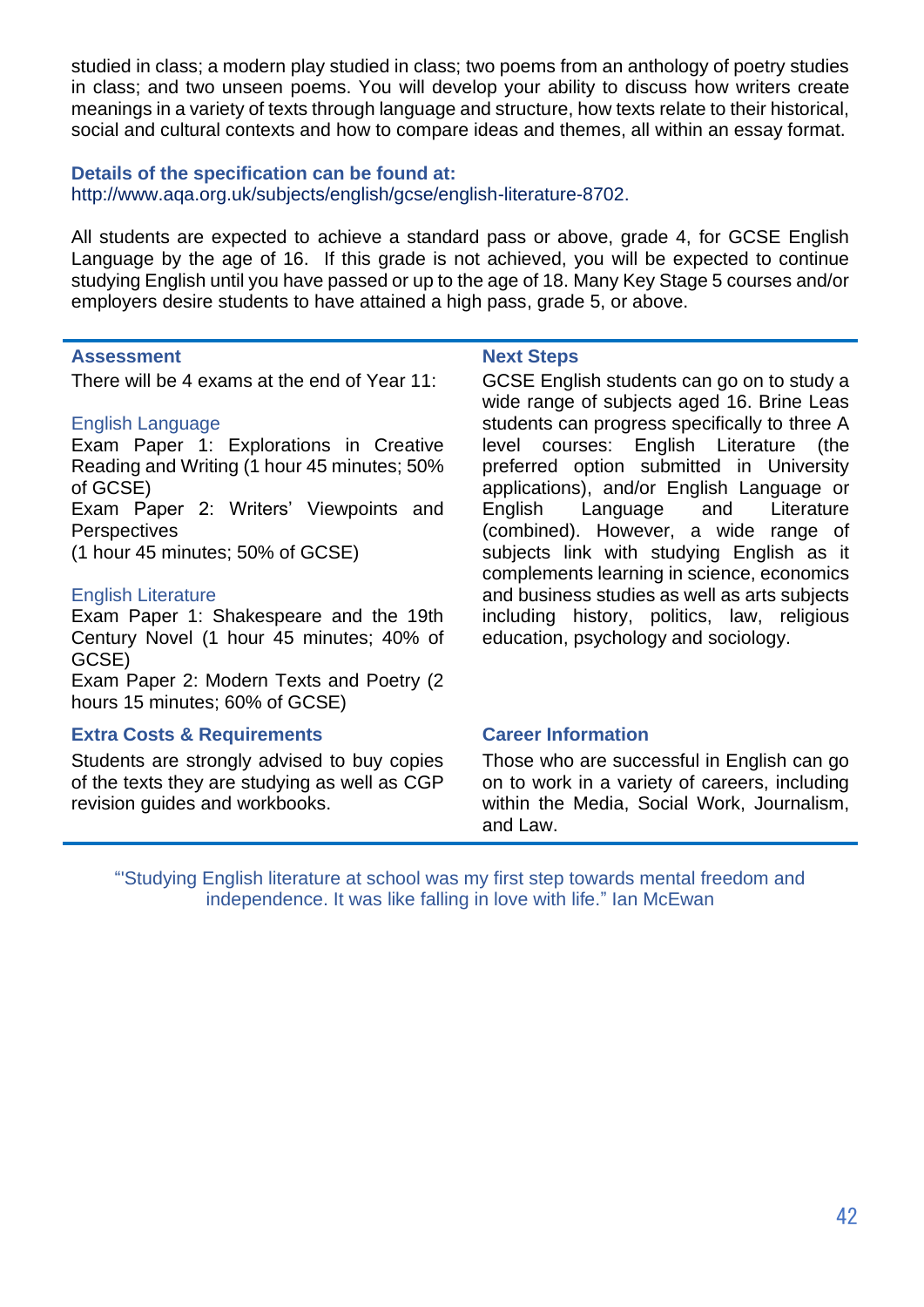studied in class; a modern play studied in class; two poems from an anthology of poetry studies in class; and two unseen poems. You will develop your ability to discuss how writers create meanings in a variety of texts through language and structure, how texts relate to their historical, social and cultural contexts and how to compare ideas and themes, all within an essay format.

**Details of the specification can be found at:**
http://www.aqa.org.uk/subjects/english/gcse/english-literature-8702.

All students are expected to achieve a standard pass or above, grade 4, for GCSE English Language by the age of 16. If this grade is not achieved, you will be expected to continue studying English until you have passed or up to the age of 18. Many Key Stage 5 courses and/or employers desire students to have attained a high pass, grade 5, or above.

### Assessment

There will be 4 exams at the end of Year 11:

English Language

Exam Paper 1: Explorations in Creative Reading and Writing (1 hour 45 minutes; 50% of GCSE)
Exam Paper 2: Writers' Viewpoints and Perspectives
(1 hour 45 minutes; 50% of GCSE)

English Literature

Exam Paper 1: Shakespeare and the 19th Century Novel (1 hour 45 minutes; 40% of GCSE)
Exam Paper 2: Modern Texts and Poetry (2 hours 15 minutes; 60% of GCSE)

### Extra Costs & Requirements

Students are strongly advised to buy copies of the texts they are studying as well as CGP revision guides and workbooks.

### Next Steps

GCSE English students can go on to study a wide range of subjects aged 16. Brine Leas students can progress specifically to three A level courses: English Literature (the preferred option submitted in University applications), and/or English Language or English Language and Literature (combined). However, a wide range of subjects link with studying English as it complements learning in science, economics and business studies as well as arts subjects including history, politics, law, religious education, psychology and sociology.

### Career Information

Those who are successful in English can go on to work in a variety of careers, including within the Media, Social Work, Journalism, and Law.

"'Studying English literature at school was my first step towards mental freedom and independence. It was like falling in love with life." Ian McEwan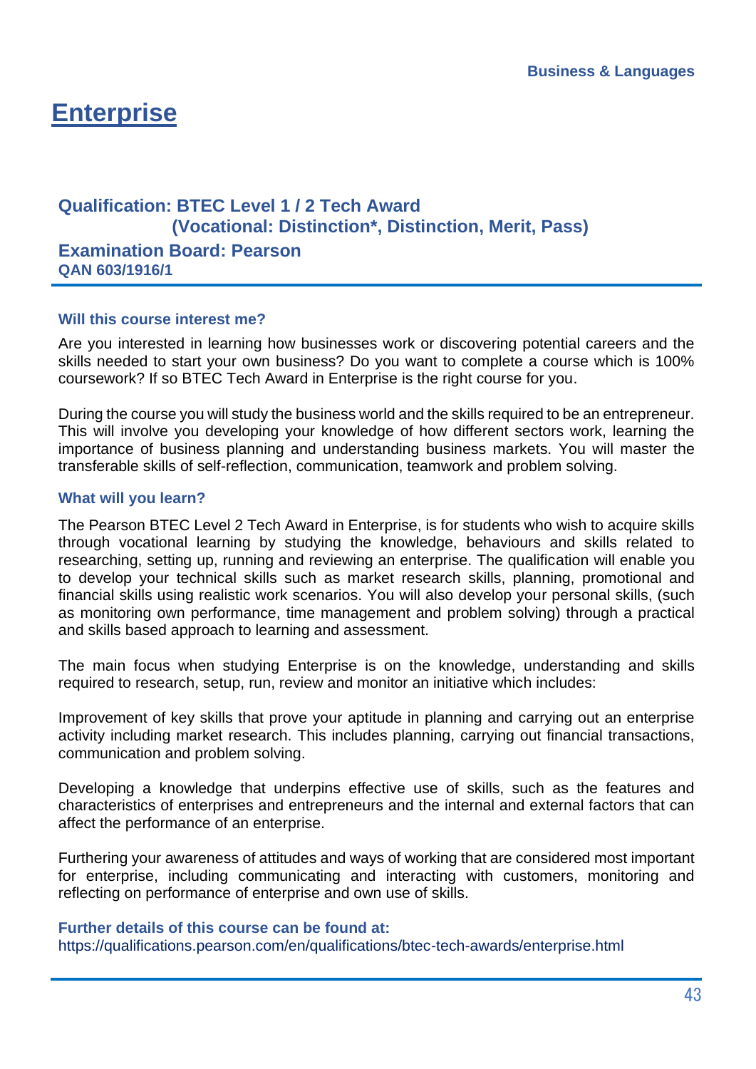# Enterprise

### Qualification: BTEC Level 1 / 2 Tech Award
### (Vocational: Distinction*, Distinction, Merit, Pass)
### Examination Board: Pearson
**QAN 603/1916/1**

#### Will this course interest me?

Are you interested in learning how businesses work or discovering potential careers and the skills needed to start your own business? Do you want to complete a course which is 100% coursework? If so BTEC Tech Award in Enterprise is the right course for you.

During the course you will study the business world and the skills required to be an entrepreneur. This will involve you developing your knowledge of how different sectors work, learning the importance of business planning and understanding business markets. You will master the transferable skills of self-reflection, communication, teamwork and problem solving.

#### What will you learn?

The Pearson BTEC Level 2 Tech Award in Enterprise, is for students who wish to acquire skills through vocational learning by studying the knowledge, behaviours and skills related to researching, setting up, running and reviewing an enterprise. The qualification will enable you to develop your technical skills such as market research skills, planning, promotional and financial skills using realistic work scenarios. You will also develop your personal skills, (such as monitoring own performance, time management and problem solving) through a practical and skills based approach to learning and assessment.

The main focus when studying Enterprise is on the knowledge, understanding and skills required to research, setup, run, review and monitor an initiative which includes:

Improvement of key skills that prove your aptitude in planning and carrying out an enterprise activity including market research. This includes planning, carrying out financial transactions, communication and problem solving.

Developing a knowledge that underpins effective use of skills, such as the features and characteristics of enterprises and entrepreneurs and the internal and external factors that can affect the performance of an enterprise.

Furthering your awareness of attitudes and ways of working that are considered most important for enterprise, including communicating and interacting with customers, monitoring and reflecting on performance of enterprise and own use of skills.

**Further details of this course can be found at:**
https://qualifications.pearson.com/en/qualifications/btec-tech-awards/enterprise.html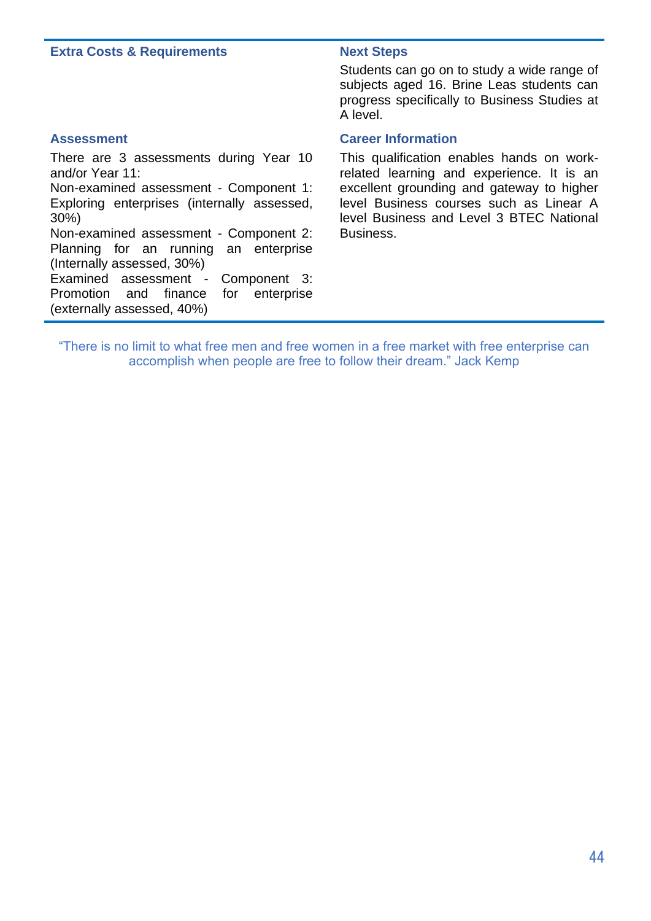### Extra Costs & Requirements

### Assessment

There are 3 assessments during Year 10 and/or Year 11:
Non-examined assessment - Component 1: Exploring enterprises (internally assessed, 30%)
Non-examined assessment - Component 2: Planning for an running an enterprise (Internally assessed, 30%)
Examined assessment - Component 3: Promotion and finance for enterprise (externally assessed, 40%)

### Next Steps

Students can go on to study a wide range of subjects aged 16. Brine Leas students can progress specifically to Business Studies at A level.

### Career Information

This qualification enables hands on work-related learning and experience. It is an excellent grounding and gateway to higher level Business courses such as Linear A level Business and Level 3 BTEC National Business.

"There is no limit to what free men and free women in a free market with free enterprise can accomplish when people are free to follow their dream." Jack Kemp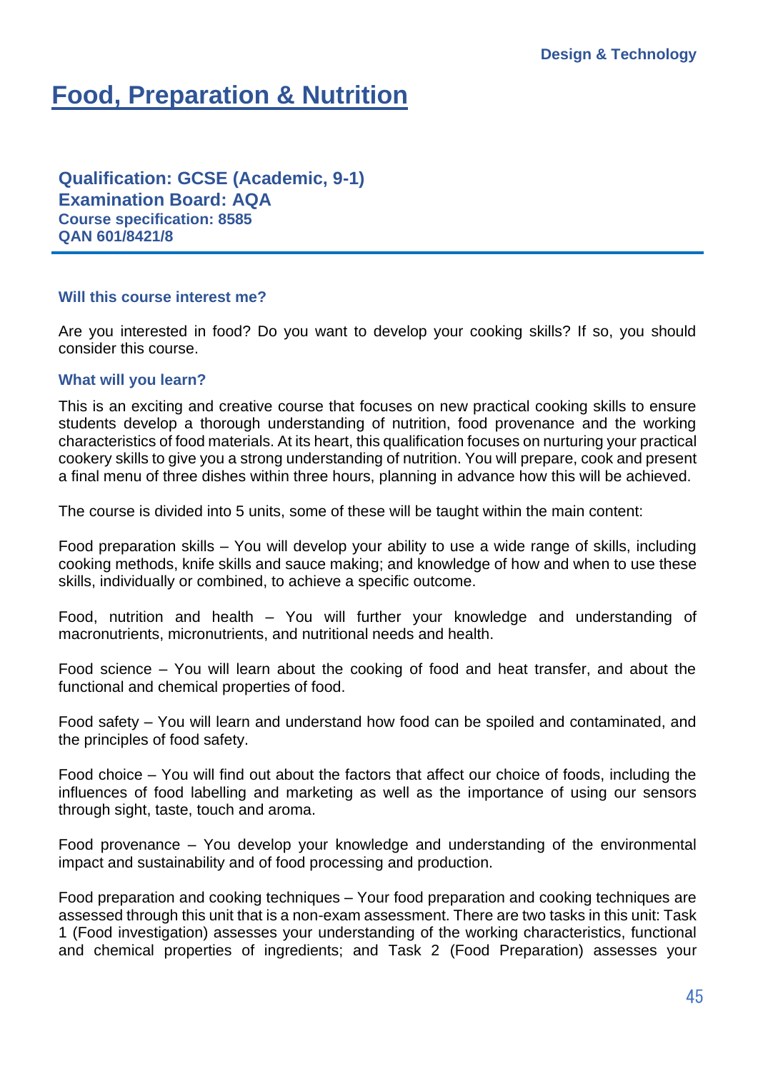# Food, Preparation & Nutrition

**Qualification: GCSE (Academic, 9-1)**
**Examination Board: AQA**
**Course specification: 8585**
**QAN 601/8421/8**

### Will this course interest me?

Are you interested in food? Do you want to develop your cooking skills? If so, you should consider this course.

### What will you learn?

This is an exciting and creative course that focuses on new practical cooking skills to ensure students develop a thorough understanding of nutrition, food provenance and the working characteristics of food materials. At its heart, this qualification focuses on nurturing your practical cookery skills to give you a strong understanding of nutrition. You will prepare, cook and present a final menu of three dishes within three hours, planning in advance how this will be achieved.

The course is divided into 5 units, some of these will be taught within the main content:

Food preparation skills – You will develop your ability to use a wide range of skills, including cooking methods, knife skills and sauce making; and knowledge of how and when to use these skills, individually or combined, to achieve a specific outcome.

Food, nutrition and health – You will further your knowledge and understanding of macronutrients, micronutrients, and nutritional needs and health.

Food science – You will learn about the cooking of food and heat transfer, and about the functional and chemical properties of food.

Food safety – You will learn and understand how food can be spoiled and contaminated, and the principles of food safety.

Food choice – You will find out about the factors that affect our choice of foods, including the influences of food labelling and marketing as well as the importance of using our sensors through sight, taste, touch and aroma.

Food provenance – You develop your knowledge and understanding of the environmental impact and sustainability and of food processing and production.

Food preparation and cooking techniques – Your food preparation and cooking techniques are assessed through this unit that is a non-exam assessment. There are two tasks in this unit: Task 1 (Food investigation) assesses your understanding of the working characteristics, functional and chemical properties of ingredients; and Task 2 (Food Preparation) assesses your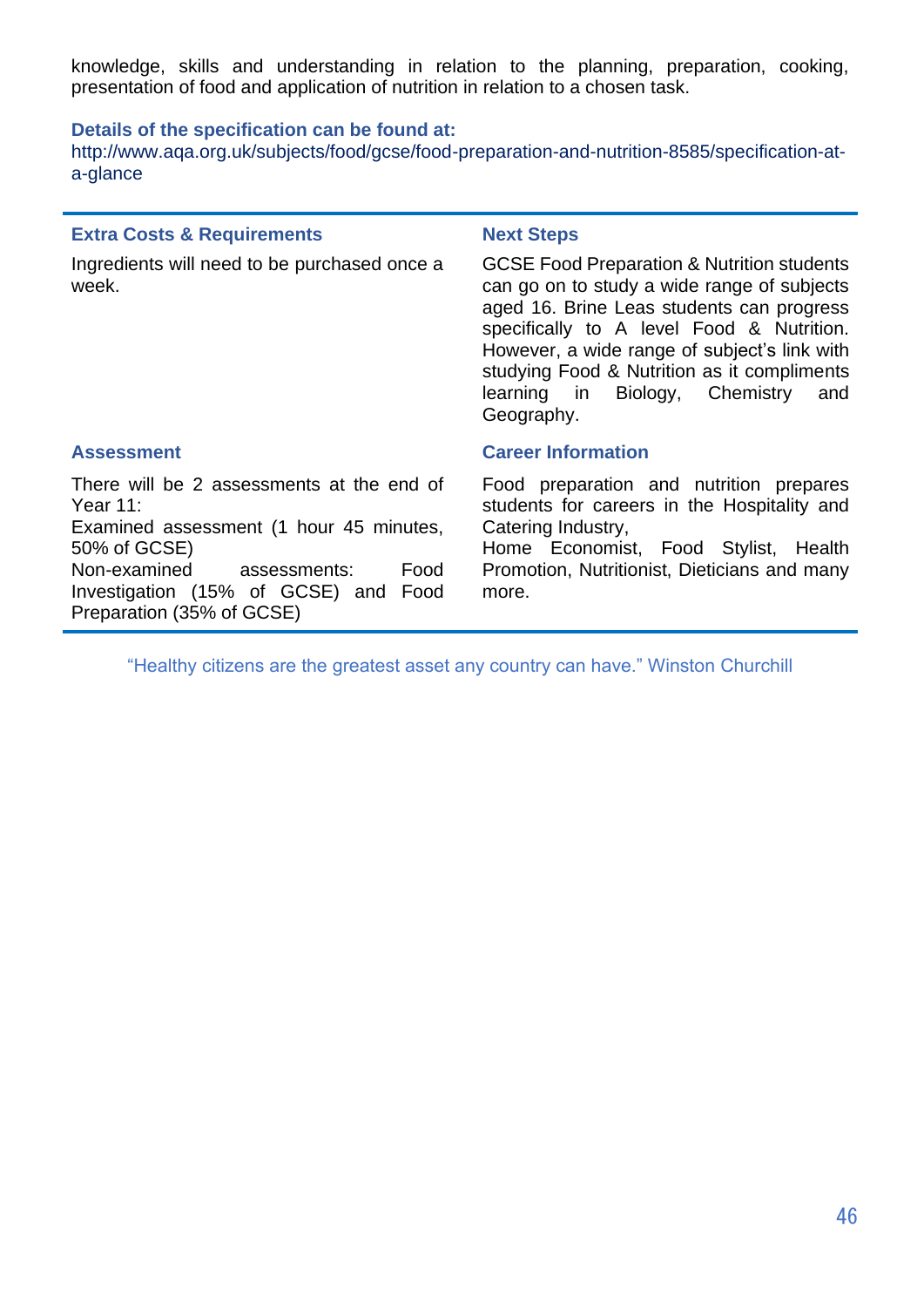knowledge, skills and understanding in relation to the planning, preparation, cooking, presentation of food and application of nutrition in relation to a chosen task.

**Details of the specification can be found at:**
http://www.aqa.org.uk/subjects/food/gcse/food-preparation-and-nutrition-8585/specification-at-a-glance

### Extra Costs & Requirements

Ingredients will need to be purchased once a week.

### Assessment

There will be 2 assessments at the end of Year 11:
Examined assessment (1 hour 45 minutes, 50% of GCSE)
Non-examined assessments: Food Investigation (15% of GCSE) and Food Preparation (35% of GCSE)

### Next Steps

GCSE Food Preparation & Nutrition students can go on to study a wide range of subjects aged 16. Brine Leas students can progress specifically to A level Food & Nutrition. However, a wide range of subject's link with studying Food & Nutrition as it compliments learning in Biology, Chemistry and Geography.

### Career Information

Food preparation and nutrition prepares students for careers in the Hospitality and Catering Industry,
Home Economist, Food Stylist, Health Promotion, Nutritionist, Dieticians and many more.

"Healthy citizens are the greatest asset any country can have." Winston Churchill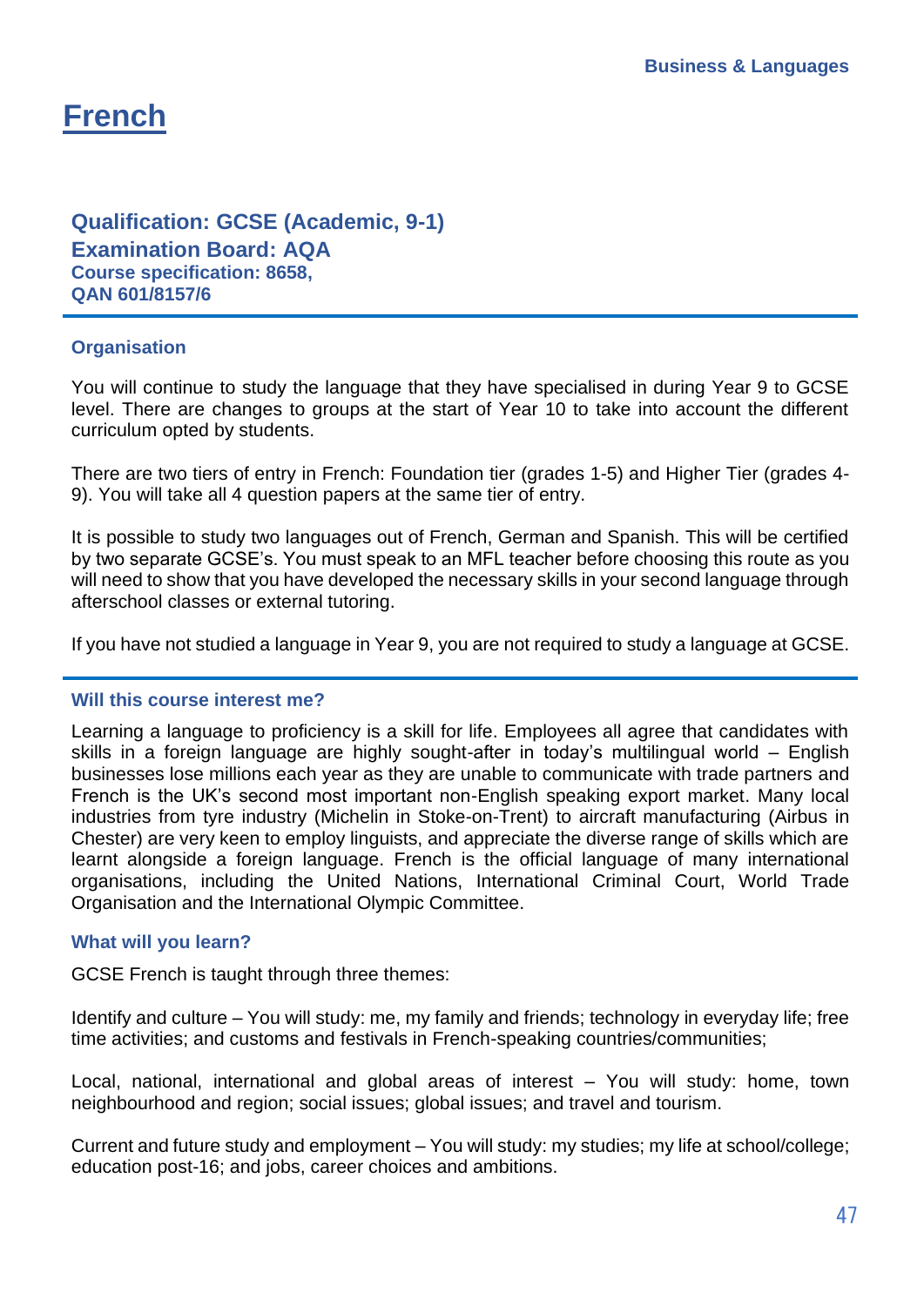# French

### Qualification: GCSE (Academic, 9-1)
### Examination Board: AQA
**Course specification: 8658,**
**QAN 601/8157/6**

---

#### Organisation

You will continue to study the language that they have specialised in during Year 9 to GCSE level. There are changes to groups at the start of Year 10 to take into account the different curriculum opted by students.

There are two tiers of entry in French: Foundation tier (grades 1-5) and Higher Tier (grades 4-9). You will take all 4 question papers at the same tier of entry.

It is possible to study two languages out of French, German and Spanish. This will be certified by two separate GCSE's. You must speak to an MFL teacher before choosing this route as you will need to show that you have developed the necessary skills in your second language through afterschool classes or external tutoring.

If you have not studied a language in Year 9, you are not required to study a language at GCSE.

---

#### Will this course interest me?

Learning a language to proficiency is a skill for life. Employees all agree that candidates with skills in a foreign language are highly sought-after in today's multilingual world – English businesses lose millions each year as they are unable to communicate with trade partners and French is the UK's second most important non-English speaking export market. Many local industries from tyre industry (Michelin in Stoke-on-Trent) to aircraft manufacturing (Airbus in Chester) are very keen to employ linguists, and appreciate the diverse range of skills which are learnt alongside a foreign language. French is the official language of many international organisations, including the United Nations, International Criminal Court, World Trade Organisation and the International Olympic Committee.

#### What will you learn?

GCSE French is taught through three themes:

Identify and culture – You will study: me, my family and friends; technology in everyday life; free time activities; and customs and festivals in French-speaking countries/communities;

Local, national, international and global areas of interest – You will study: home, town neighbourhood and region; social issues; global issues; and travel and tourism.

Current and future study and employment – You will study: my studies; my life at school/college; education post-16; and jobs, career choices and ambitions.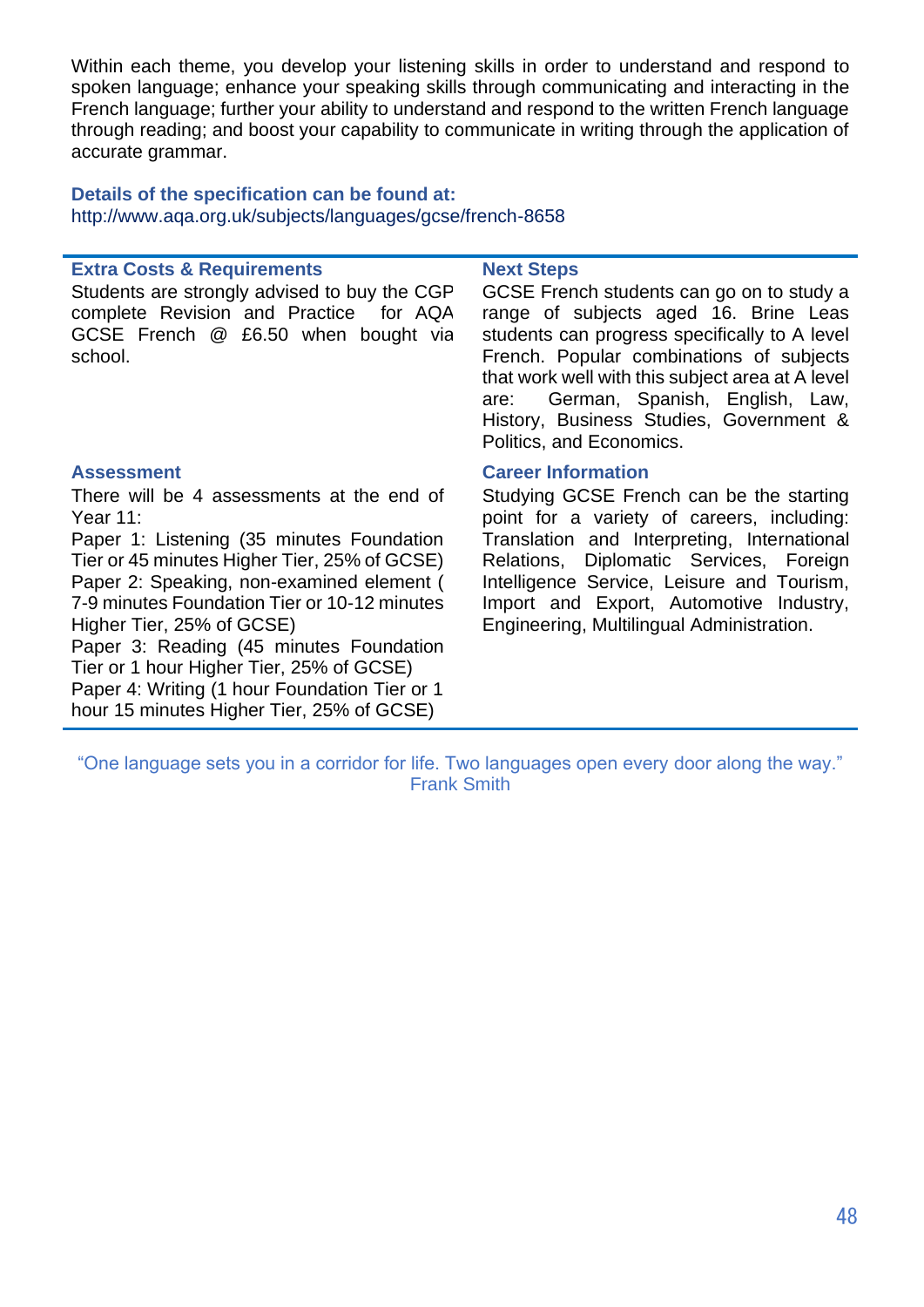Within each theme, you develop your listening skills in order to understand and respond to spoken language; enhance your speaking skills through communicating and interacting in the French language; further your ability to understand and respond to the written French language through reading; and boost your capability to communicate in writing through the application of accurate grammar.

**Details of the specification can be found at:**
http://www.aqa.org.uk/subjects/languages/gcse/french-8658

### Extra Costs & Requirements

Students are strongly advised to buy the CGP complete Revision and Practice for AQA GCSE French @ £6.50 when bought via school.

### Assessment

There will be 4 assessments at the end of Year 11:
Paper 1: Listening (35 minutes Foundation Tier or 45 minutes Higher Tier, 25% of GCSE)
Paper 2: Speaking, non-examined element ( 7-9 minutes Foundation Tier or 10-12 minutes Higher Tier, 25% of GCSE)
Paper 3: Reading (45 minutes Foundation Tier or 1 hour Higher Tier, 25% of GCSE)
Paper 4: Writing (1 hour Foundation Tier or 1 hour 15 minutes Higher Tier, 25% of GCSE)

### Next Steps

GCSE French students can go on to study a range of subjects aged 16. Brine Leas students can progress specifically to A level French. Popular combinations of subjects that work well with this subject area at A level are: German, Spanish, English, Law, History, Business Studies, Government & Politics, and Economics.

### Career Information

Studying GCSE French can be the starting point for a variety of careers, including: Translation and Interpreting, International Relations, Diplomatic Services, Foreign Intelligence Service, Leisure and Tourism, Import and Export, Automotive Industry, Engineering, Multilingual Administration.

"One language sets you in a corridor for life. Two languages open every door along the way."
Frank Smith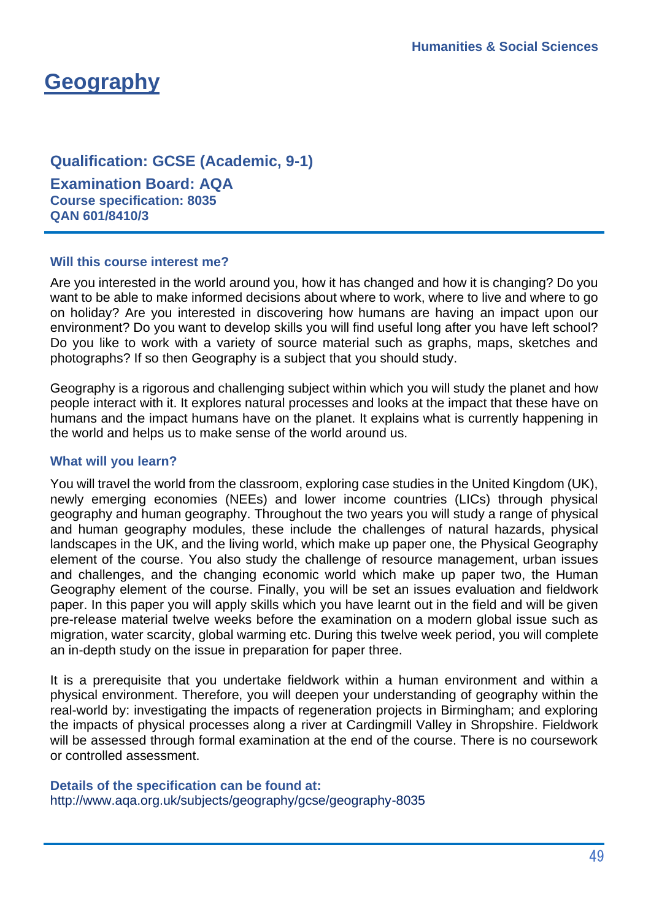# Geography

### Qualification: GCSE (Academic, 9-1)

### Examination Board: AQA

**Course specification: 8035**
**QAN 601/8410/3**

#### Will this course interest me?

Are you interested in the world around you, how it has changed and how it is changing? Do you want to be able to make informed decisions about where to work, where to live and where to go on holiday? Are you interested in discovering how humans are having an impact upon our environment? Do you want to develop skills you will find useful long after you have left school? Do you like to work with a variety of source material such as graphs, maps, sketches and photographs? If so then Geography is a subject that you should study.

Geography is a rigorous and challenging subject within which you will study the planet and how people interact with it. It explores natural processes and looks at the impact that these have on humans and the impact humans have on the planet. It explains what is currently happening in the world and helps us to make sense of the world around us.

#### What will you learn?

You will travel the world from the classroom, exploring case studies in the United Kingdom (UK), newly emerging economies (NEEs) and lower income countries (LICs) through physical geography and human geography. Throughout the two years you will study a range of physical and human geography modules, these include the challenges of natural hazards, physical landscapes in the UK, and the living world, which make up paper one, the Physical Geography element of the course. You also study the challenge of resource management, urban issues and challenges, and the changing economic world which make up paper two, the Human Geography element of the course. Finally, you will be set an issues evaluation and fieldwork paper. In this paper you will apply skills which you have learnt out in the field and will be given pre-release material twelve weeks before the examination on a modern global issue such as migration, water scarcity, global warming etc. During this twelve week period, you will complete an in-depth study on the issue in preparation for paper three.

It is a prerequisite that you undertake fieldwork within a human environment and within a physical environment. Therefore, you will deepen your understanding of geography within the real-world by: investigating the impacts of regeneration projects in Birmingham; and exploring the impacts of physical processes along a river at Cardingmill Valley in Shropshire. Fieldwork will be assessed through formal examination at the end of the course. There is no coursework or controlled assessment.

**Details of the specification can be found at:**
http://www.aqa.org.uk/subjects/geography/gcse/geography-8035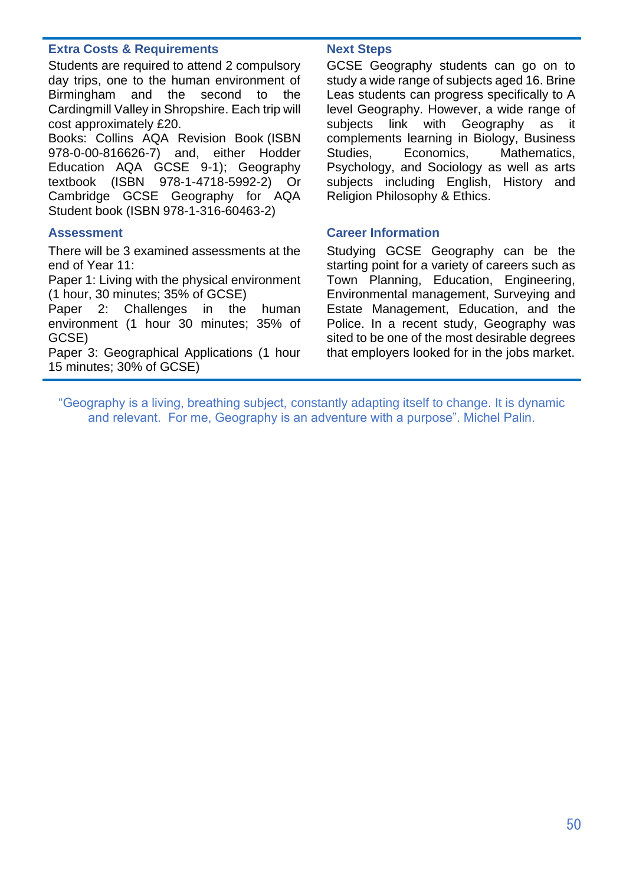## Extra Costs & Requirements

Students are required to attend 2 compulsory day trips, one to the human environment of Birmingham and the second to the Cardingmill Valley in Shropshire. Each trip will cost approximately £20.

Books: Collins AQA Revision Book (ISBN 978-0-00-816626-7) and, either Hodder Education AQA GCSE 9-1); Geography textbook (ISBN 978-1-4718-5992-2) Or Cambridge GCSE Geography for AQA Student book (ISBN 978-1-316-60463-2)

## Assessment

There will be 3 examined assessments at the end of Year 11:

Paper 1: Living with the physical environment (1 hour, 30 minutes; 35% of GCSE)

Paper 2: Challenges in the human environment (1 hour 30 minutes; 35% of GCSE)

Paper 3: Geographical Applications (1 hour 15 minutes; 30% of GCSE)

## Next Steps

GCSE Geography students can go on to study a wide range of subjects aged 16. Brine Leas students can progress specifically to A level Geography. However, a wide range of subjects link with Geography as it complements learning in Biology, Business Studies, Economics, Mathematics, Psychology, and Sociology as well as arts subjects including English, History and Religion Philosophy & Ethics.

## Career Information

Studying GCSE Geography can be the starting point for a variety of careers such as Town Planning, Education, Engineering, Environmental management, Surveying and Estate Management, Education, and the Police. In a recent study, Geography was sited to be one of the most desirable degrees that employers looked for in the jobs market.

"Geography is a living, breathing subject, constantly adapting itself to change. It is dynamic and relevant. For me, Geography is an adventure with a purpose". Michel Palin.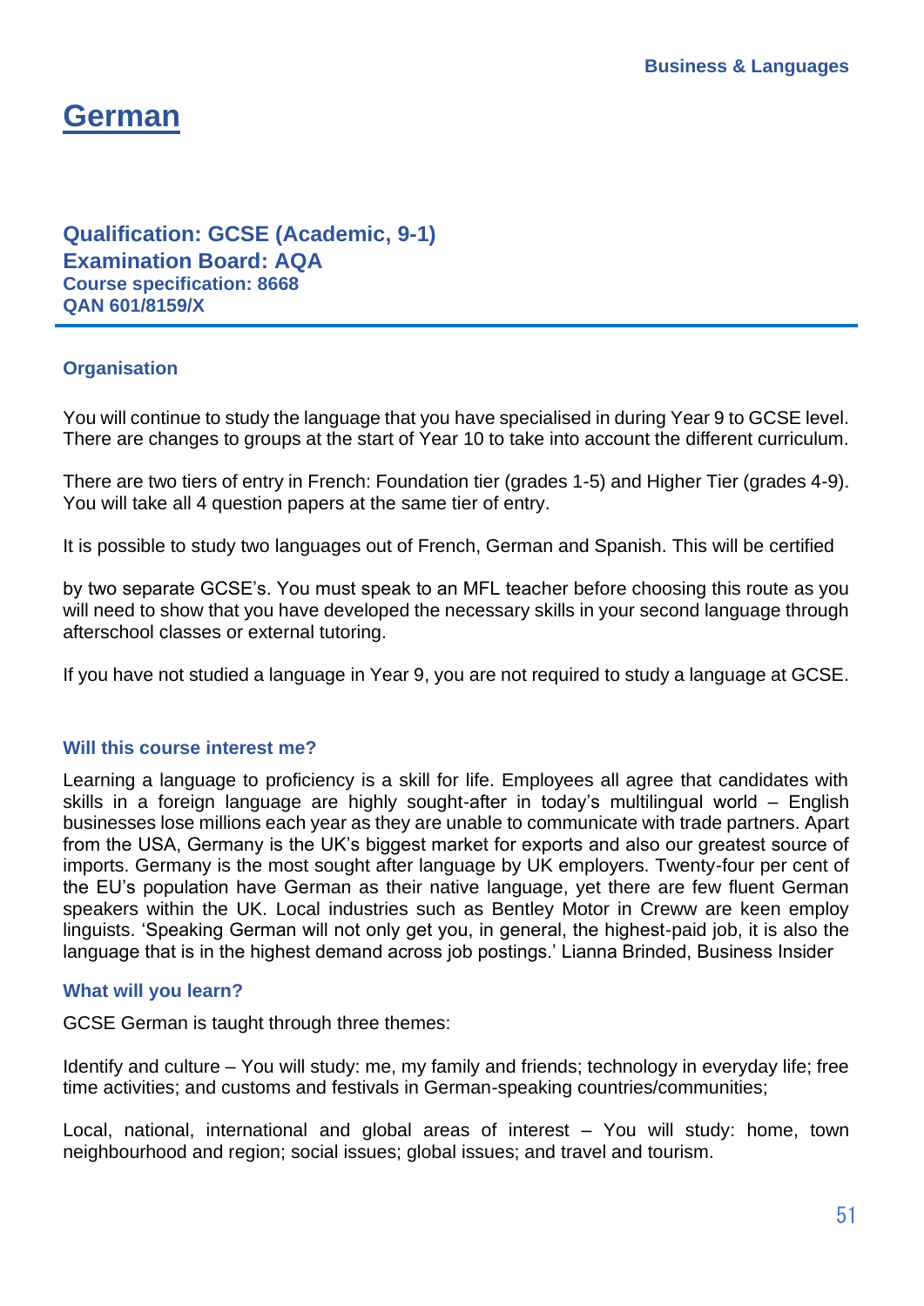# German

### Qualification: GCSE (Academic, 9-1)
### Examination Board: AQA
**Course specification: 8668**
**QAN 601/8159/X**

---

#### Organisation

You will continue to study the language that you have specialised in during Year 9 to GCSE level. There are changes to groups at the start of Year 10 to take into account the different curriculum.

There are two tiers of entry in French: Foundation tier (grades 1-5) and Higher Tier (grades 4-9). You will take all 4 question papers at the same tier of entry.

It is possible to study two languages out of French, German and Spanish. This will be certified

by two separate GCSE's. You must speak to an MFL teacher before choosing this route as you will need to show that you have developed the necessary skills in your second language through afterschool classes or external tutoring.

If you have not studied a language in Year 9, you are not required to study a language at GCSE.

#### Will this course interest me?

Learning a language to proficiency is a skill for life. Employees all agree that candidates with skills in a foreign language are highly sought-after in today's multilingual world – English businesses lose millions each year as they are unable to communicate with trade partners. Apart from the USA, Germany is the UK's biggest market for exports and also our greatest source of imports. Germany is the most sought after language by UK employers. Twenty-four per cent of the EU's population have German as their native language, yet there are few fluent German speakers within the UK. Local industries such as Bentley Motor in Creww are keen employ linguists. 'Speaking German will not only get you, in general, the highest-paid job, it is also the language that is in the highest demand across job postings.' Lianna Brinded, Business Insider

#### What will you learn?

GCSE German is taught through three themes:

Identify and culture – You will study: me, my family and friends; technology in everyday life; free time activities; and customs and festivals in German-speaking countries/communities;

Local, national, international and global areas of interest – You will study: home, town neighbourhood and region; social issues; global issues; and travel and tourism.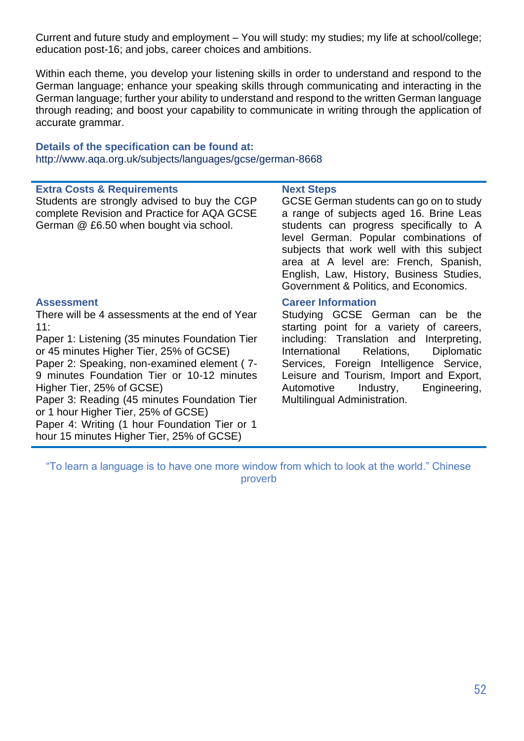Current and future study and employment – You will study: my studies; my life at school/college; education post-16; and jobs, career choices and ambitions.

Within each theme, you develop your listening skills in order to understand and respond to the German language; enhance your speaking skills through communicating and interacting in the German language; further your ability to understand and respond to the written German language through reading; and boost your capability to communicate in writing through the application of accurate grammar.

**Details of the specification can be found at:**
http://www.aqa.org.uk/subjects/languages/gcse/german-8668

### Extra Costs & Requirements

Students are strongly advised to buy the CGP complete Revision and Practice for AQA GCSE German @ £6.50 when bought via school.

### Next Steps

GCSE German students can go on to study a range of subjects aged 16. Brine Leas students can progress specifically to A level German. Popular combinations of subjects that work well with this subject area at A level are: French, Spanish, English, Law, History, Business Studies, Government & Politics, and Economics.

### Assessment

There will be 4 assessments at the end of Year 11:

Paper 1: Listening (35 minutes Foundation Tier or 45 minutes Higher Tier, 25% of GCSE)
Paper 2: Speaking, non-examined element ( 7-9 minutes Foundation Tier or 10-12 minutes Higher Tier, 25% of GCSE)
Paper 3: Reading (45 minutes Foundation Tier or 1 hour Higher Tier, 25% of GCSE)
Paper 4: Writing (1 hour Foundation Tier or 1 hour 15 minutes Higher Tier, 25% of GCSE)

### Career Information

Studying GCSE German can be the starting point for a variety of careers, including: Translation and Interpreting, International Relations, Diplomatic Services, Foreign Intelligence Service, Leisure and Tourism, Import and Export, Automotive Industry, Engineering, Multilingual Administration.

"To learn a language is to have one more window from which to look at the world." Chinese proverb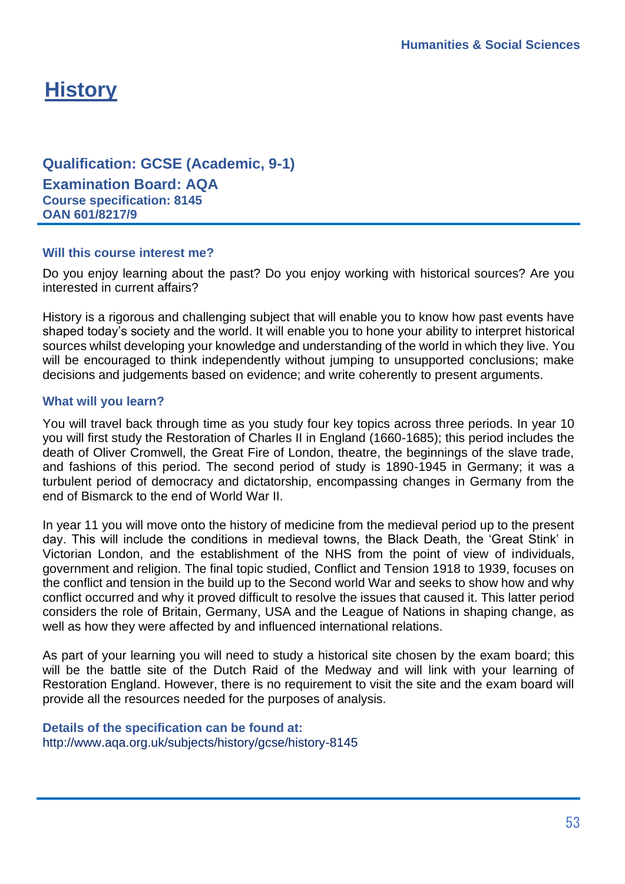# History

## Qualification: GCSE (Academic, 9-1)

**Examination Board: AQA**
**Course specification: 8145**
**OAN 601/8217/9**

### Will this course interest me?

Do you enjoy learning about the past? Do you enjoy working with historical sources? Are you interested in current affairs?

History is a rigorous and challenging subject that will enable you to know how past events have shaped today's society and the world. It will enable you to hone your ability to interpret historical sources whilst developing your knowledge and understanding of the world in which they live. You will be encouraged to think independently without jumping to unsupported conclusions; make decisions and judgements based on evidence; and write coherently to present arguments.

### What will you learn?

You will travel back through time as you study four key topics across three periods. In year 10 you will first study the Restoration of Charles II in England (1660-1685); this period includes the death of Oliver Cromwell, the Great Fire of London, theatre, the beginnings of the slave trade, and fashions of this period. The second period of study is 1890-1945 in Germany; it was a turbulent period of democracy and dictatorship, encompassing changes in Germany from the end of Bismarck to the end of World War II.

In year 11 you will move onto the history of medicine from the medieval period up to the present day. This will include the conditions in medieval towns, the Black Death, the 'Great Stink' in Victorian London, and the establishment of the NHS from the point of view of individuals, government and religion. The final topic studied, Conflict and Tension 1918 to 1939, focuses on the conflict and tension in the build up to the Second world War and seeks to show how and why conflict occurred and why it proved difficult to resolve the issues that caused it. This latter period considers the role of Britain, Germany, USA and the League of Nations in shaping change, as well as how they were affected by and influenced international relations.

As part of your learning you will need to study a historical site chosen by the exam board; this will be the battle site of the Dutch Raid of the Medway and will link with your learning of Restoration England. However, there is no requirement to visit the site and the exam board will provide all the resources needed for the purposes of analysis.

**Details of the specification can be found at:**
http://www.aqa.org.uk/subjects/history/gcse/history-8145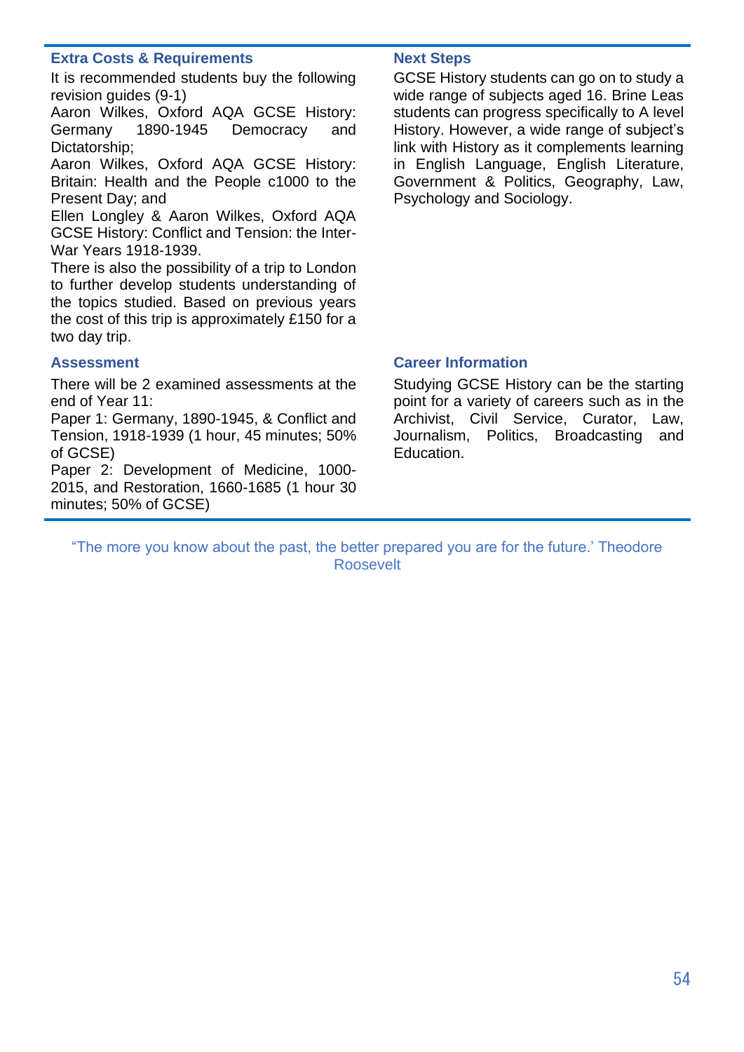### Extra Costs & Requirements

It is recommended students buy the following revision guides (9-1)

Aaron Wilkes, Oxford AQA GCSE History: Germany 1890-1945 Democracy and Dictatorship;

Aaron Wilkes, Oxford AQA GCSE History: Britain: Health and the People c1000 to the Present Day; and

Ellen Longley & Aaron Wilkes, Oxford AQA GCSE History: Conflict and Tension: the Inter-War Years 1918-1939.

There is also the possibility of a trip to London to further develop students understanding of the topics studied. Based on previous years the cost of this trip is approximately £150 for a two day trip.

### Assessment

There will be 2 examined assessments at the end of Year 11:

Paper 1: Germany, 1890-1945, & Conflict and Tension, 1918-1939 (1 hour, 45 minutes; 50% of GCSE)

Paper 2: Development of Medicine, 1000-2015, and Restoration, 1660-1685 (1 hour 30 minutes; 50% of GCSE)

### Next Steps

GCSE History students can go on to study a wide range of subjects aged 16. Brine Leas students can progress specifically to A level History. However, a wide range of subject's link with History as it complements learning in English Language, English Literature, Government & Politics, Geography, Law, Psychology and Sociology.

### Career Information

Studying GCSE History can be the starting point for a variety of careers such as in the Archivist, Civil Service, Curator, Law, Journalism, Politics, Broadcasting and Education.

"The more you know about the past, the better prepared you are for the future.' Theodore Roosevelt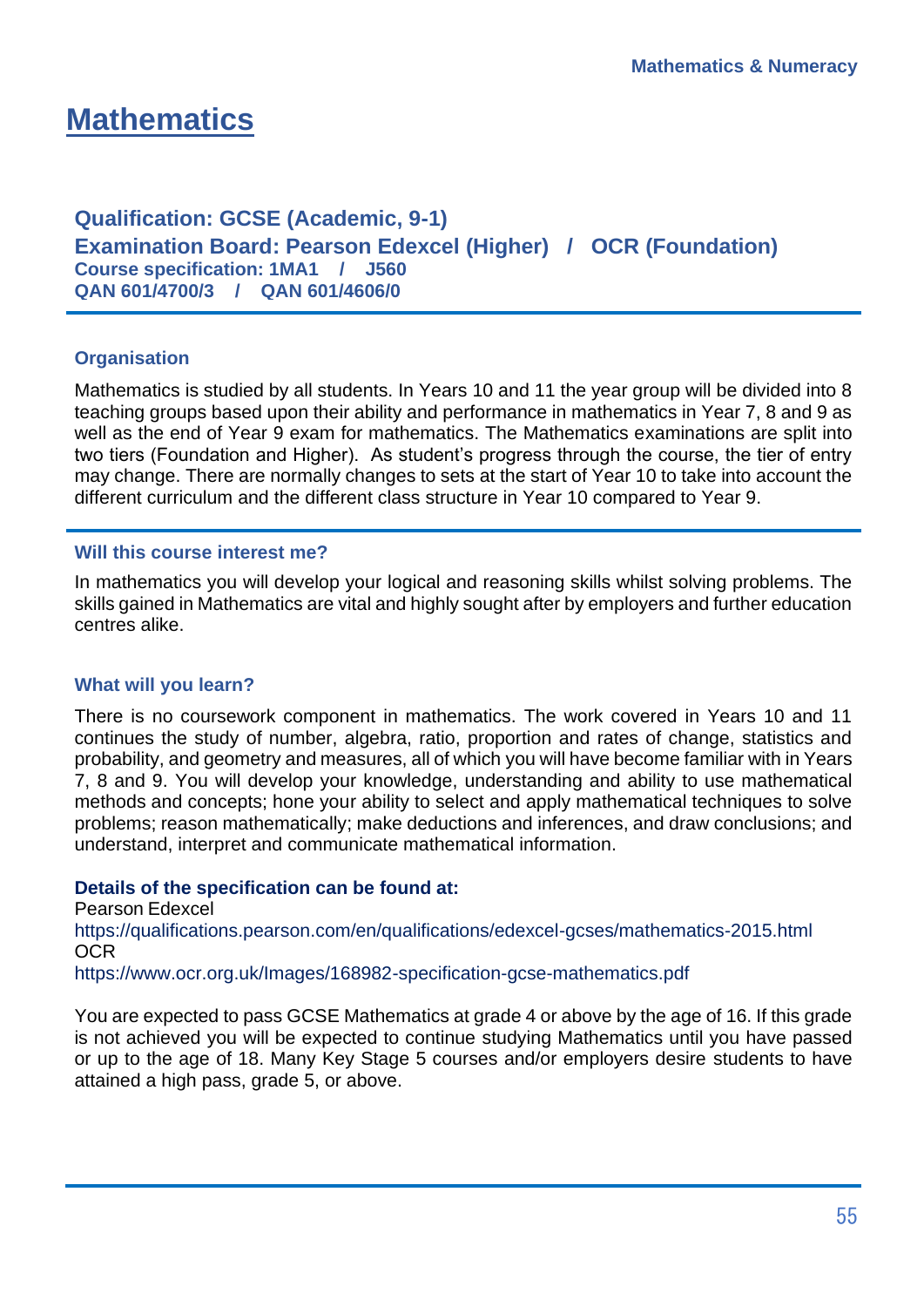# Mathematics

**Qualification: GCSE (Academic, 9-1)**
**Examination Board: Pearson Edexcel (Higher) / OCR (Foundation)**
**Course specification: 1MA1 / J560**
**QAN 601/4700/3 / QAN 601/4606/0**

### Organisation

Mathematics is studied by all students. In Years 10 and 11 the year group will be divided into 8 teaching groups based upon their ability and performance in mathematics in Year 7, 8 and 9 as well as the end of Year 9 exam for mathematics. The Mathematics examinations are split into two tiers (Foundation and Higher). As student's progress through the course, the tier of entry may change. There are normally changes to sets at the start of Year 10 to take into account the different curriculum and the different class structure in Year 10 compared to Year 9.

### Will this course interest me?

In mathematics you will develop your logical and reasoning skills whilst solving problems. The skills gained in Mathematics are vital and highly sought after by employers and further education centres alike.

### What will you learn?

There is no coursework component in mathematics. The work covered in Years 10 and 11 continues the study of number, algebra, ratio, proportion and rates of change, statistics and probability, and geometry and measures, all of which you will have become familiar with in Years 7, 8 and 9. You will develop your knowledge, understanding and ability to use mathematical methods and concepts; hone your ability to select and apply mathematical techniques to solve problems; reason mathematically; make deductions and inferences, and draw conclusions; and understand, interpret and communicate mathematical information.

**Details of the specification can be found at:**
Pearson Edexcel
https://qualifications.pearson.com/en/qualifications/edexcel-gcses/mathematics-2015.html
OCR
https://www.ocr.org.uk/Images/168982-specification-gcse-mathematics.pdf

You are expected to pass GCSE Mathematics at grade 4 or above by the age of 16. If this grade is not achieved you will be expected to continue studying Mathematics until you have passed or up to the age of 18. Many Key Stage 5 courses and/or employers desire students to have attained a high pass, grade 5, or above.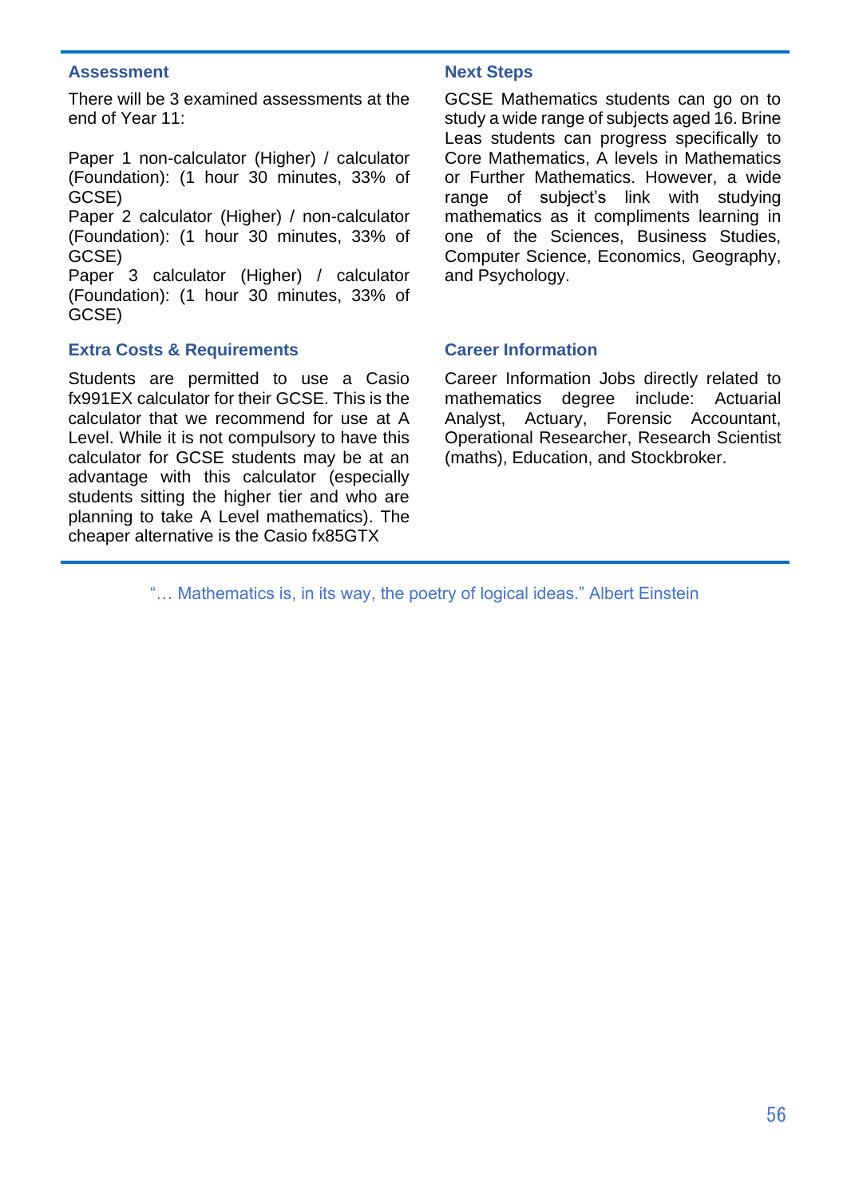## Assessment

There will be 3 examined assessments at the end of Year 11:

Paper 1 non-calculator (Higher) / calculator (Foundation): (1 hour 30 minutes, 33% of GCSE)
Paper 2 calculator (Higher) / non-calculator (Foundation): (1 hour 30 minutes, 33% of GCSE)
Paper 3 calculator (Higher) / calculator (Foundation): (1 hour 30 minutes, 33% of GCSE)

## Extra Costs & Requirements

Students are permitted to use a Casio fx991EX calculator for their GCSE. This is the calculator that we recommend for use at A Level. While it is not compulsory to have this calculator for GCSE students may be at an advantage with this calculator (especially students sitting the higher tier and who are planning to take A Level mathematics). The cheaper alternative is the Casio fx85GTX

## Next Steps

GCSE Mathematics students can go on to study a wide range of subjects aged 16. Brine Leas students can progress specifically to Core Mathematics, A levels in Mathematics or Further Mathematics. However, a wide range of subject's link with studying mathematics as it compliments learning in one of the Sciences, Business Studies, Computer Science, Economics, Geography, and Psychology.

## Career Information

Career Information Jobs directly related to mathematics degree include: Actuarial Analyst, Actuary, Forensic Accountant, Operational Researcher, Research Scientist (maths), Education, and Stockbroker.

"… Mathematics is, in its way, the poetry of logical ideas." Albert Einstein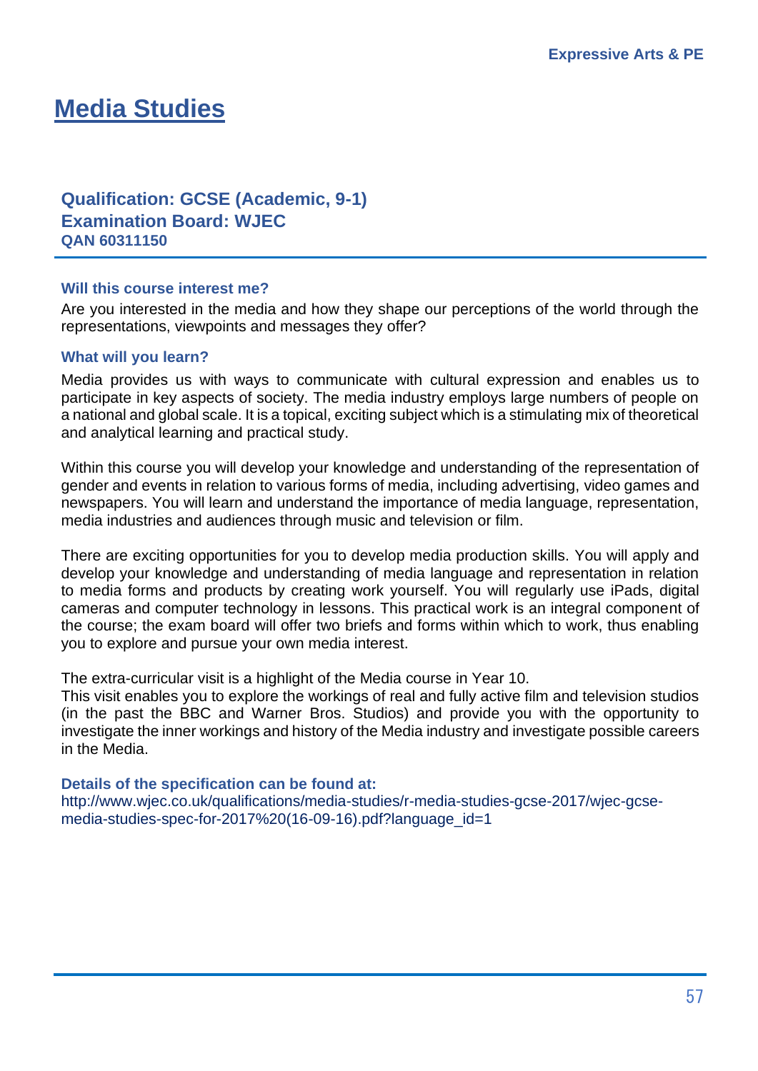# Media Studies

**Qualification: GCSE (Academic, 9-1)**
**Examination Board: WJEC**
**QAN 60311150**

### Will this course interest me?

Are you interested in the media and how they shape our perceptions of the world through the representations, viewpoints and messages they offer?

### What will you learn?

Media provides us with ways to communicate with cultural expression and enables us to participate in key aspects of society. The media industry employs large numbers of people on a national and global scale. It is a topical, exciting subject which is a stimulating mix of theoretical and analytical learning and practical study.

Within this course you will develop your knowledge and understanding of the representation of gender and events in relation to various forms of media, including advertising, video games and newspapers. You will learn and understand the importance of media language, representation, media industries and audiences through music and television or film.

There are exciting opportunities for you to develop media production skills. You will apply and develop your knowledge and understanding of media language and representation in relation to media forms and products by creating work yourself. You will regularly use iPads, digital cameras and computer technology in lessons. This practical work is an integral component of the course; the exam board will offer two briefs and forms within which to work, thus enabling you to explore and pursue your own media interest.

The extra-curricular visit is a highlight of the Media course in Year 10.
This visit enables you to explore the workings of real and fully active film and television studios (in the past the BBC and Warner Bros. Studios) and provide you with the opportunity to investigate the inner workings and history of the Media industry and investigate possible careers in the Media.

### Details of the specification can be found at:

http://www.wjec.co.uk/qualifications/media-studies/r-media-studies-gcse-2017/wjec-gcse-media-studies-spec-for-2017%20(16-09-16).pdf?language_id=1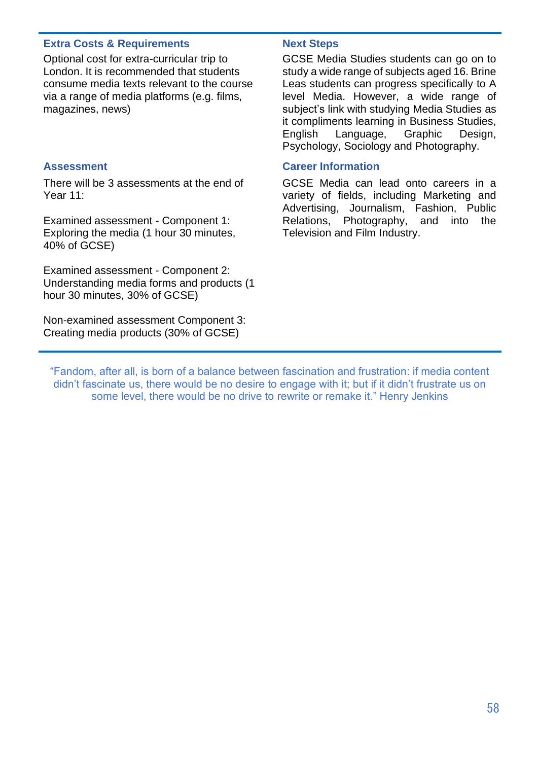## Extra Costs & Requirements

Optional cost for extra-curricular trip to London. It is recommended that students consume media texts relevant to the course via a range of media platforms (e.g. films, magazines, news)

## Assessment

There will be 3 assessments at the end of Year 11:

Examined assessment - Component 1: Exploring the media (1 hour 30 minutes, 40% of GCSE)

Examined assessment - Component 2: Understanding media forms and products (1 hour 30 minutes, 30% of GCSE)

Non-examined assessment Component 3: Creating media products (30% of GCSE)

## Next Steps

GCSE Media Studies students can go on to study a wide range of subjects aged 16. Brine Leas students can progress specifically to A level Media. However, a wide range of subject's link with studying Media Studies as it compliments learning in Business Studies, English Language, Graphic Design, Psychology, Sociology and Photography.

## Career Information

GCSE Media can lead onto careers in a variety of fields, including Marketing and Advertising, Journalism, Fashion, Public Relations, Photography, and into the Television and Film Industry.

"Fandom, after all, is born of a balance between fascination and frustration: if media content didn't fascinate us, there would be no desire to engage with it; but if it didn't frustrate us on some level, there would be no drive to rewrite or remake it." Henry Jenkins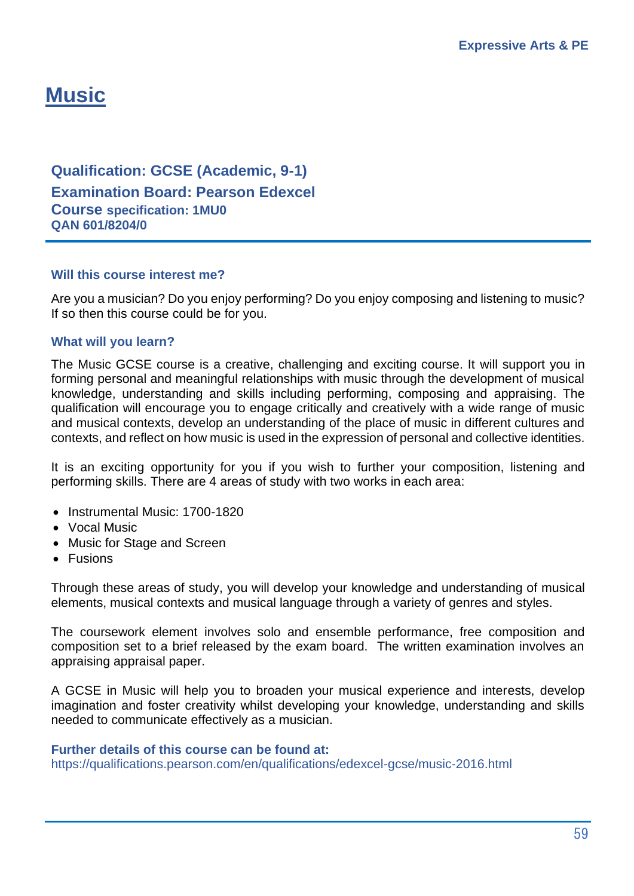# Music

**Qualification: GCSE (Academic, 9-1)**
**Examination Board: Pearson Edexcel**
**Course specification: 1MU0**
**QAN 601/8204/0**

---

### Will this course interest me?

Are you a musician? Do you enjoy performing? Do you enjoy composing and listening to music? If so then this course could be for you.

### What will you learn?

The Music GCSE course is a creative, challenging and exciting course. It will support you in forming personal and meaningful relationships with music through the development of musical knowledge, understanding and skills including performing, composing and appraising. The qualification will encourage you to engage critically and creatively with a wide range of music and musical contexts, develop an understanding of the place of music in different cultures and contexts, and reflect on how music is used in the expression of personal and collective identities.

It is an exciting opportunity for you if you wish to further your composition, listening and performing skills. There are 4 areas of study with two works in each area:

- Instrumental Music: 1700-1820
- Vocal Music
- Music for Stage and Screen
- Fusions

Through these areas of study, you will develop your knowledge and understanding of musical elements, musical contexts and musical language through a variety of genres and styles.

The coursework element involves solo and ensemble performance, free composition and composition set to a brief released by the exam board. The written examination involves an appraising appraisal paper.

A GCSE in Music will help you to broaden your musical experience and interests, develop imagination and foster creativity whilst developing your knowledge, understanding and skills needed to communicate effectively as a musician.

**Further details of this course can be found at:**
https://qualifications.pearson.com/en/qualifications/edexcel-gcse/music-2016.html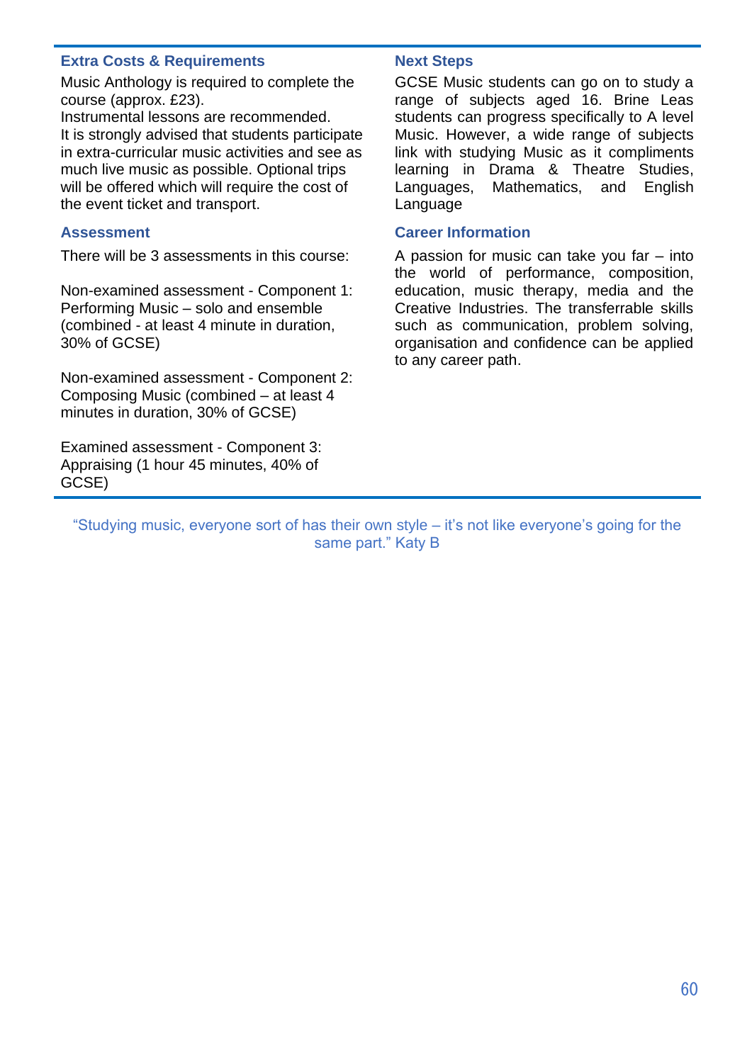### Extra Costs & Requirements

Music Anthology is required to complete the course (approx. £23).
Instrumental lessons are recommended.
It is strongly advised that students participate in extra-curricular music activities and see as much live music as possible. Optional trips will be offered which will require the cost of the event ticket and transport.

### Assessment

There will be 3 assessments in this course:

Non-examined assessment - Component 1: Performing Music – solo and ensemble (combined - at least 4 minute in duration, 30% of GCSE)

Non-examined assessment - Component 2: Composing Music (combined – at least 4 minutes in duration, 30% of GCSE)

Examined assessment - Component 3: Appraising (1 hour 45 minutes, 40% of GCSE)

### Next Steps

GCSE Music students can go on to study a range of subjects aged 16. Brine Leas students can progress specifically to A level Music. However, a wide range of subjects link with studying Music as it compliments learning in Drama & Theatre Studies, Languages, Mathematics, and English Language

### Career Information

A passion for music can take you far – into the world of performance, composition, education, music therapy, media and the Creative Industries. The transferrable skills such as communication, problem solving, organisation and confidence can be applied to any career path.

"Studying music, everyone sort of has their own style – it's not like everyone's going for the same part." Katy B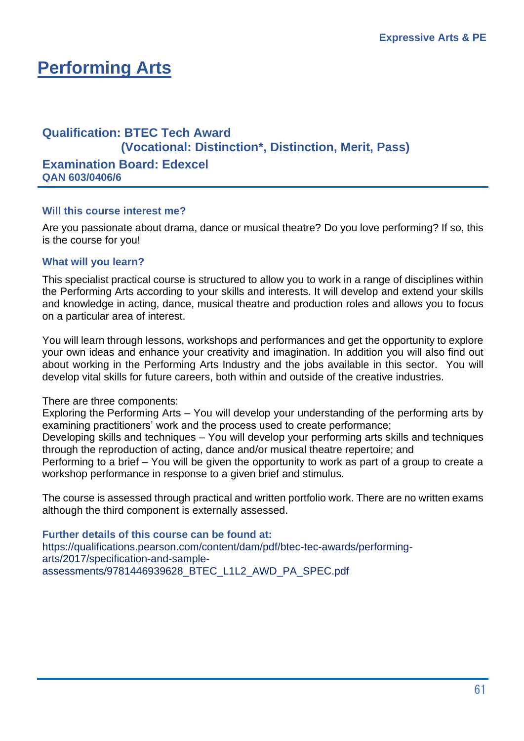# Performing Arts

## Qualification: BTEC Tech Award
## (Vocational: Distinction*, Distinction, Merit, Pass)
## Examination Board: Edexcel
**QAN 603/0406/6**

### Will this course interest me?

Are you passionate about drama, dance or musical theatre? Do you love performing? If so, this is the course for you!

### What will you learn?

This specialist practical course is structured to allow you to work in a range of disciplines within the Performing Arts according to your skills and interests. It will develop and extend your skills and knowledge in acting, dance, musical theatre and production roles and allows you to focus on a particular area of interest.

You will learn through lessons, workshops and performances and get the opportunity to explore your own ideas and enhance your creativity and imagination. In addition you will also find out about working in the Performing Arts Industry and the jobs available in this sector. You will develop vital skills for future careers, both within and outside of the creative industries.

There are three components:
Exploring the Performing Arts – You will develop your understanding of the performing arts by examining practitioners' work and the process used to create performance;
Developing skills and techniques – You will develop your performing arts skills and techniques through the reproduction of acting, dance and/or musical theatre repertoire; and
Performing to a brief – You will be given the opportunity to work as part of a group to create a workshop performance in response to a given brief and stimulus.

The course is assessed through practical and written portfolio work. There are no written exams although the third component is externally assessed.

### Further details of this course can be found at:

https://qualifications.pearson.com/content/dam/pdf/btec-tec-awards/performing-arts/2017/specification-and-sample-assessments/9781446939628_BTEC_L1L2_AWD_PA_SPEC.pdf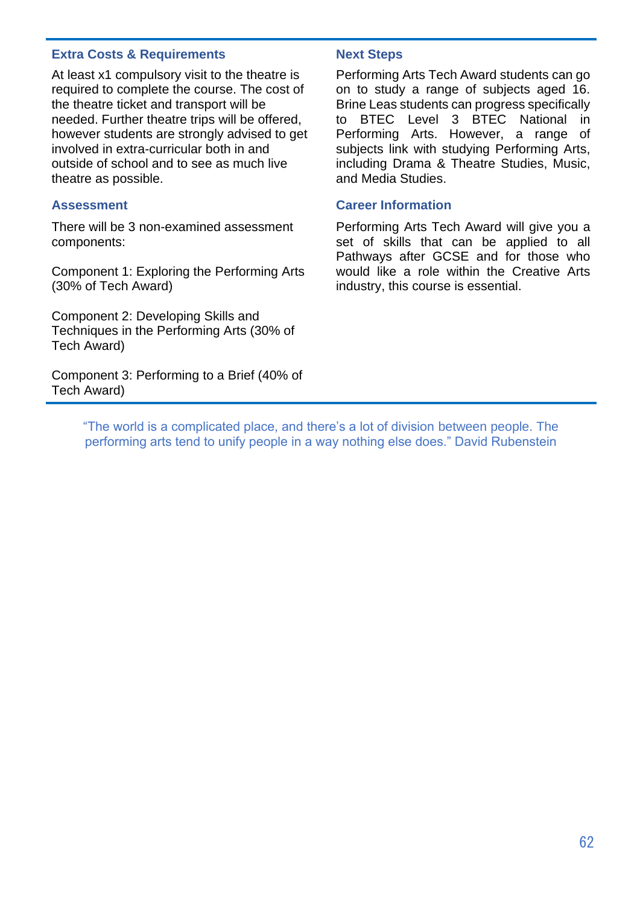### Extra Costs & Requirements

At least x1 compulsory visit to the theatre is required to complete the course. The cost of the theatre ticket and transport will be needed. Further theatre trips will be offered, however students are strongly advised to get involved in extra-curricular both in and outside of school and to see as much live theatre as possible.

### Assessment

There will be 3 non-examined assessment components:

Component 1: Exploring the Performing Arts (30% of Tech Award)

Component 2: Developing Skills and Techniques in the Performing Arts (30% of Tech Award)

Component 3: Performing to a Brief (40% of Tech Award)

### Next Steps

Performing Arts Tech Award students can go on to study a range of subjects aged 16. Brine Leas students can progress specifically to BTEC Level 3 BTEC National in Performing Arts. However, a range of subjects link with studying Performing Arts, including Drama & Theatre Studies, Music, and Media Studies.

### Career Information

Performing Arts Tech Award will give you a set of skills that can be applied to all Pathways after GCSE and for those who would like a role within the Creative Arts industry, this course is essential.

"The world is a complicated place, and there's a lot of division between people. The performing arts tend to unify people in a way nothing else does." David Rubenstein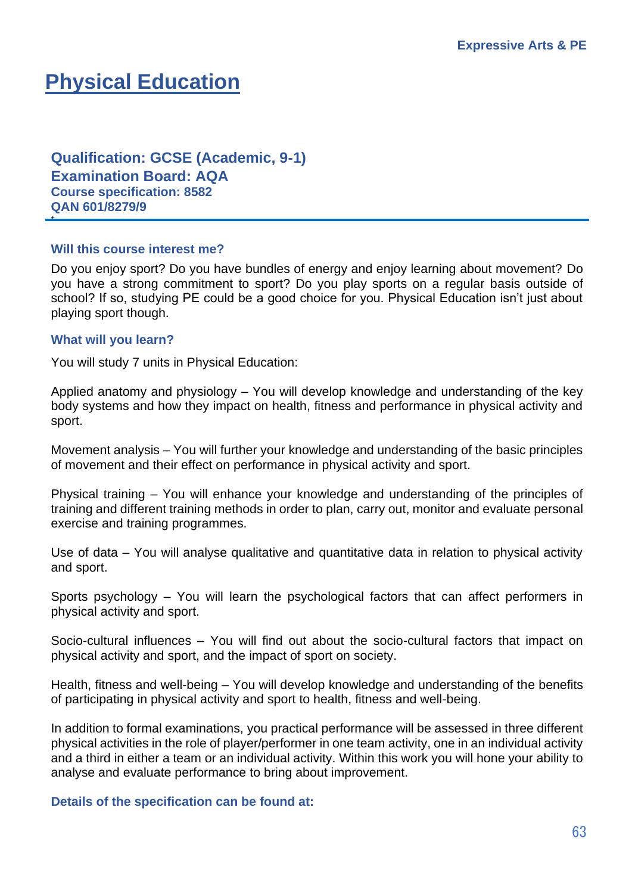# Physical Education

**Qualification: GCSE (Academic, 9-1)**
**Examination Board: AQA**
**Course specification: 8582**
**QAN 601/8279/9**

### Will this course interest me?

Do you enjoy sport? Do you have bundles of energy and enjoy learning about movement? Do you have a strong commitment to sport? Do you play sports on a regular basis outside of school? If so, studying PE could be a good choice for you. Physical Education isn't just about playing sport though.

### What will you learn?

You will study 7 units in Physical Education:

Applied anatomy and physiology – You will develop knowledge and understanding of the key body systems and how they impact on health, fitness and performance in physical activity and sport.

Movement analysis – You will further your knowledge and understanding of the basic principles of movement and their effect on performance in physical activity and sport.

Physical training – You will enhance your knowledge and understanding of the principles of training and different training methods in order to plan, carry out, monitor and evaluate personal exercise and training programmes.

Use of data – You will analyse qualitative and quantitative data in relation to physical activity and sport.

Sports psychology – You will learn the psychological factors that can affect performers in physical activity and sport.

Socio-cultural influences – You will find out about the socio-cultural factors that impact on physical activity and sport, and the impact of sport on society.

Health, fitness and well-being – You will develop knowledge and understanding of the benefits of participating in physical activity and sport to health, fitness and well-being.

In addition to formal examinations, you practical performance will be assessed in three different physical activities in the role of player/performer in one team activity, one in an individual activity and a third in either a team or an individual activity. Within this work you will hone your ability to analyse and evaluate performance to bring about improvement.

### Details of the specification can be found at: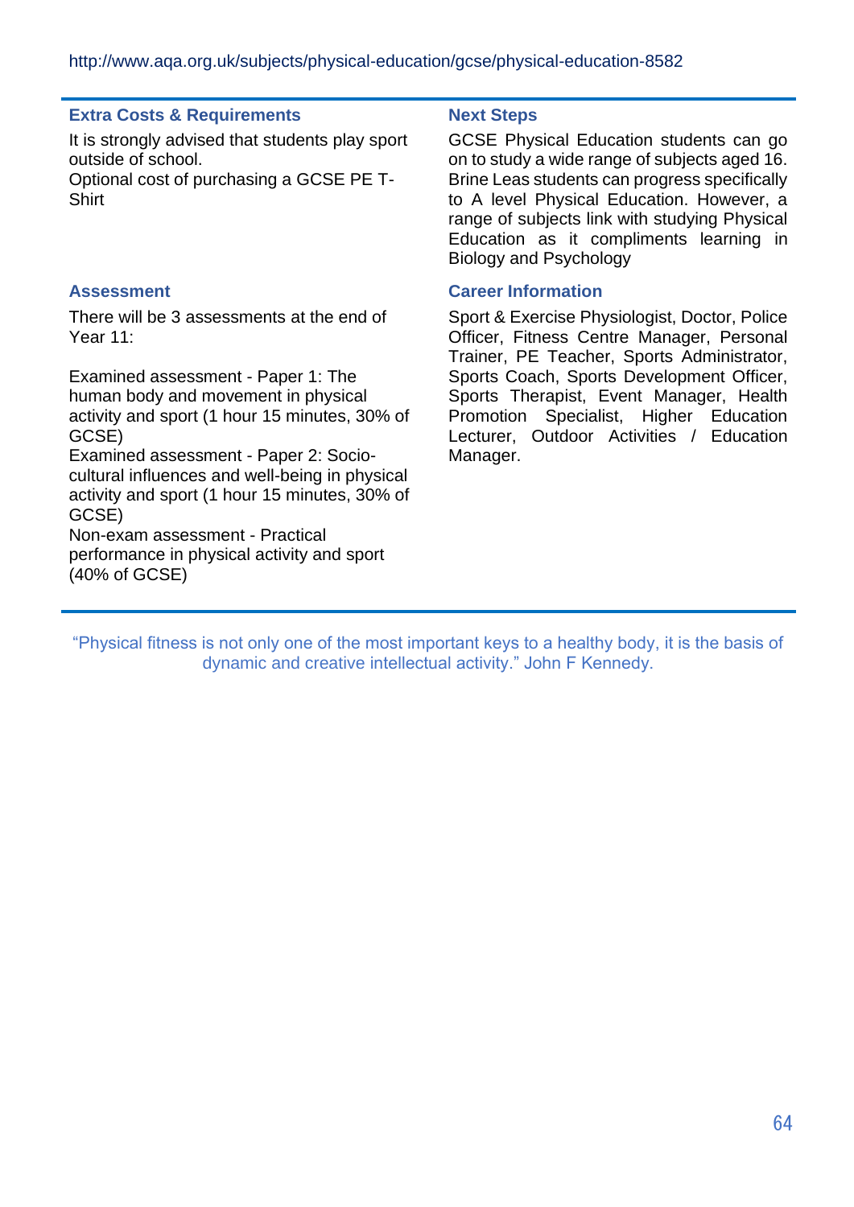http://www.aqa.org.uk/subjects/physical-education/gcse/physical-education-8582

### Extra Costs & Requirements

It is strongly advised that students play sport outside of school.
Optional cost of purchasing a GCSE PE T-Shirt

### Assessment

There will be 3 assessments at the end of Year 11:

Examined assessment - Paper 1: The human body and movement in physical activity and sport (1 hour 15 minutes, 30% of GCSE)
Examined assessment - Paper 2: Socio-cultural influences and well-being in physical activity and sport (1 hour 15 minutes, 30% of GCSE)
Non-exam assessment - Practical performance in physical activity and sport (40% of GCSE)

### Next Steps

GCSE Physical Education students can go on to study a wide range of subjects aged 16. Brine Leas students can progress specifically to A level Physical Education. However, a range of subjects link with studying Physical Education as it compliments learning in Biology and Psychology

### Career Information

Sport & Exercise Physiologist, Doctor, Police Officer, Fitness Centre Manager, Personal Trainer, PE Teacher, Sports Administrator, Sports Coach, Sports Development Officer, Sports Therapist, Event Manager, Health Promotion Specialist, Higher Education Lecturer, Outdoor Activities / Education Manager.

"Physical fitness is not only one of the most important keys to a healthy body, it is the basis of dynamic and creative intellectual activity." John F Kennedy.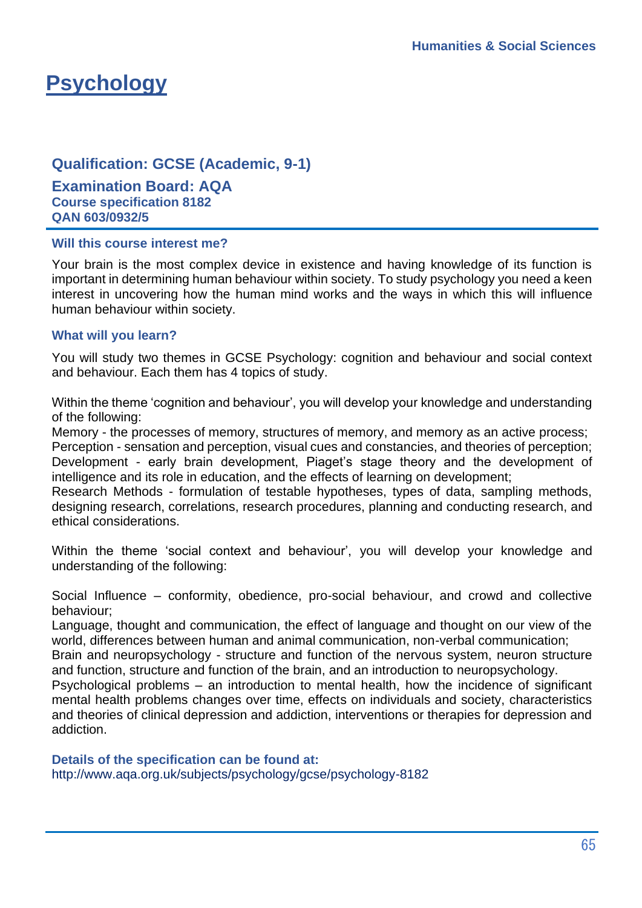# Psychology

## Qualification: GCSE (Academic, 9-1)

**Examination Board: AQA**
**Course specification 8182**
**QAN 603/0932/5**

### Will this course interest me?

Your brain is the most complex device in existence and having knowledge of its function is important in determining human behaviour within society. To study psychology you need a keen interest in uncovering how the human mind works and the ways in which this will influence human behaviour within society.

### What will you learn?

You will study two themes in GCSE Psychology: cognition and behaviour and social context and behaviour. Each them has 4 topics of study.

Within the theme 'cognition and behaviour', you will develop your knowledge and understanding of the following:

Memory - the processes of memory, structures of memory, and memory as an active process;
Perception - sensation and perception, visual cues and constancies, and theories of perception;
Development - early brain development, Piaget's stage theory and the development of intelligence and its role in education, and the effects of learning on development;
Research Methods - formulation of testable hypotheses, types of data, sampling methods, designing research, correlations, research procedures, planning and conducting research, and ethical considerations.

Within the theme 'social context and behaviour', you will develop your knowledge and understanding of the following:

Social Influence – conformity, obedience, pro-social behaviour, and crowd and collective behaviour;
Language, thought and communication, the effect of language and thought on our view of the world, differences between human and animal communication, non-verbal communication;
Brain and neuropsychology - structure and function of the nervous system, neuron structure and function, structure and function of the brain, and an introduction to neuropsychology.
Psychological problems – an introduction to mental health, how the incidence of significant mental health problems changes over time, effects on individuals and society, characteristics and theories of clinical depression and addiction, interventions or therapies for depression and addiction.

### Details of the specification can be found at:

http://www.aqa.org.uk/subjects/psychology/gcse/psychology-8182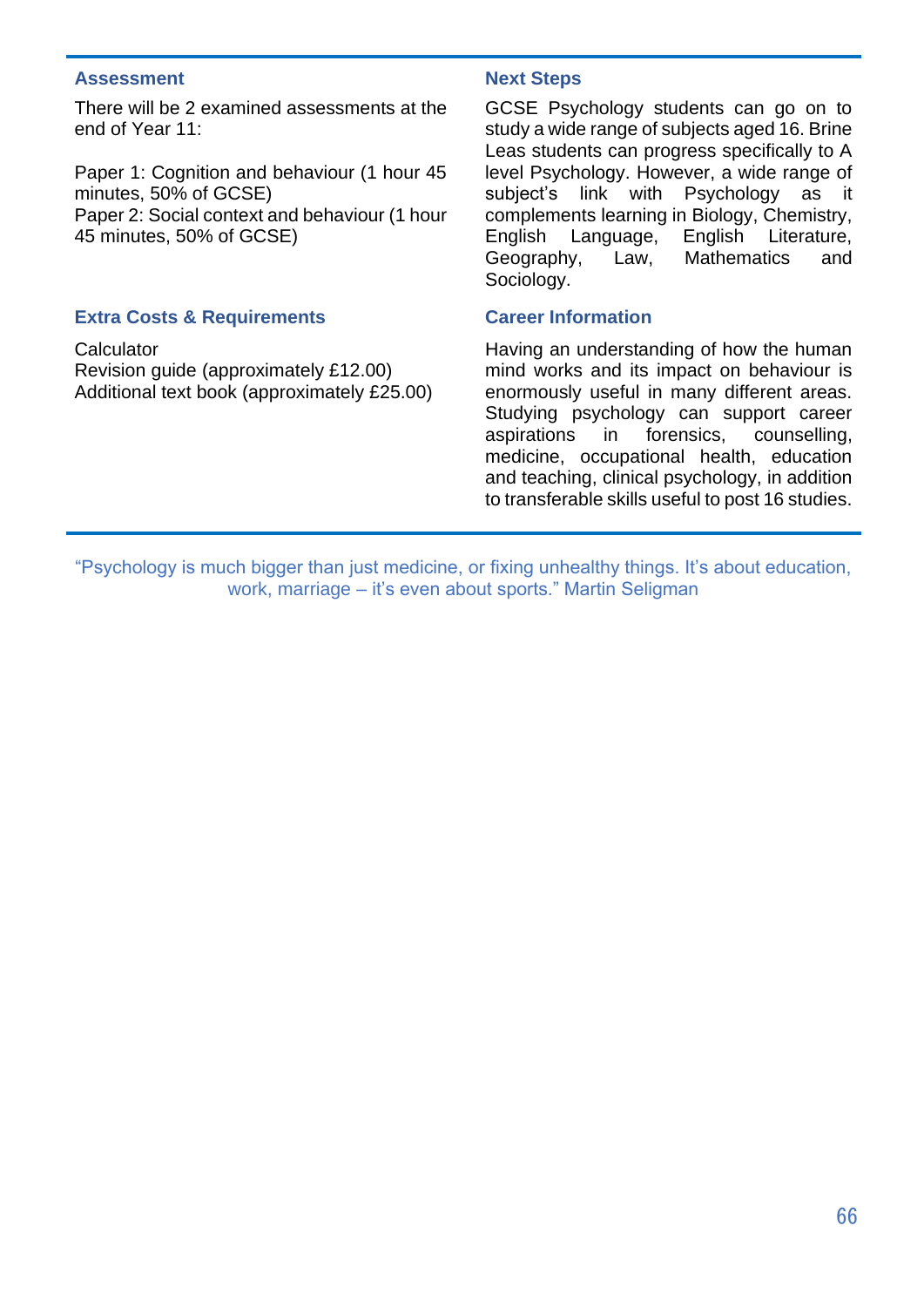### Assessment

There will be 2 examined assessments at the end of Year 11:

Paper 1: Cognition and behaviour (1 hour 45 minutes, 50% of GCSE)
Paper 2: Social context and behaviour (1 hour 45 minutes, 50% of GCSE)

### Extra Costs & Requirements

Calculator
Revision guide (approximately £12.00)
Additional text book (approximately £25.00)

### Next Steps

GCSE Psychology students can go on to study a wide range of subjects aged 16. Brine Leas students can progress specifically to A level Psychology. However, a wide range of subject's link with Psychology as it complements learning in Biology, Chemistry, English Language, English Literature, Geography, Law, Mathematics and Sociology.

### Career Information

Having an understanding of how the human mind works and its impact on behaviour is enormously useful in many different areas. Studying psychology can support career aspirations in forensics, counselling, medicine, occupational health, education and teaching, clinical psychology, in addition to transferable skills useful to post 16 studies.

"Psychology is much bigger than just medicine, or fixing unhealthy things. It's about education, work, marriage – it's even about sports." Martin Seligman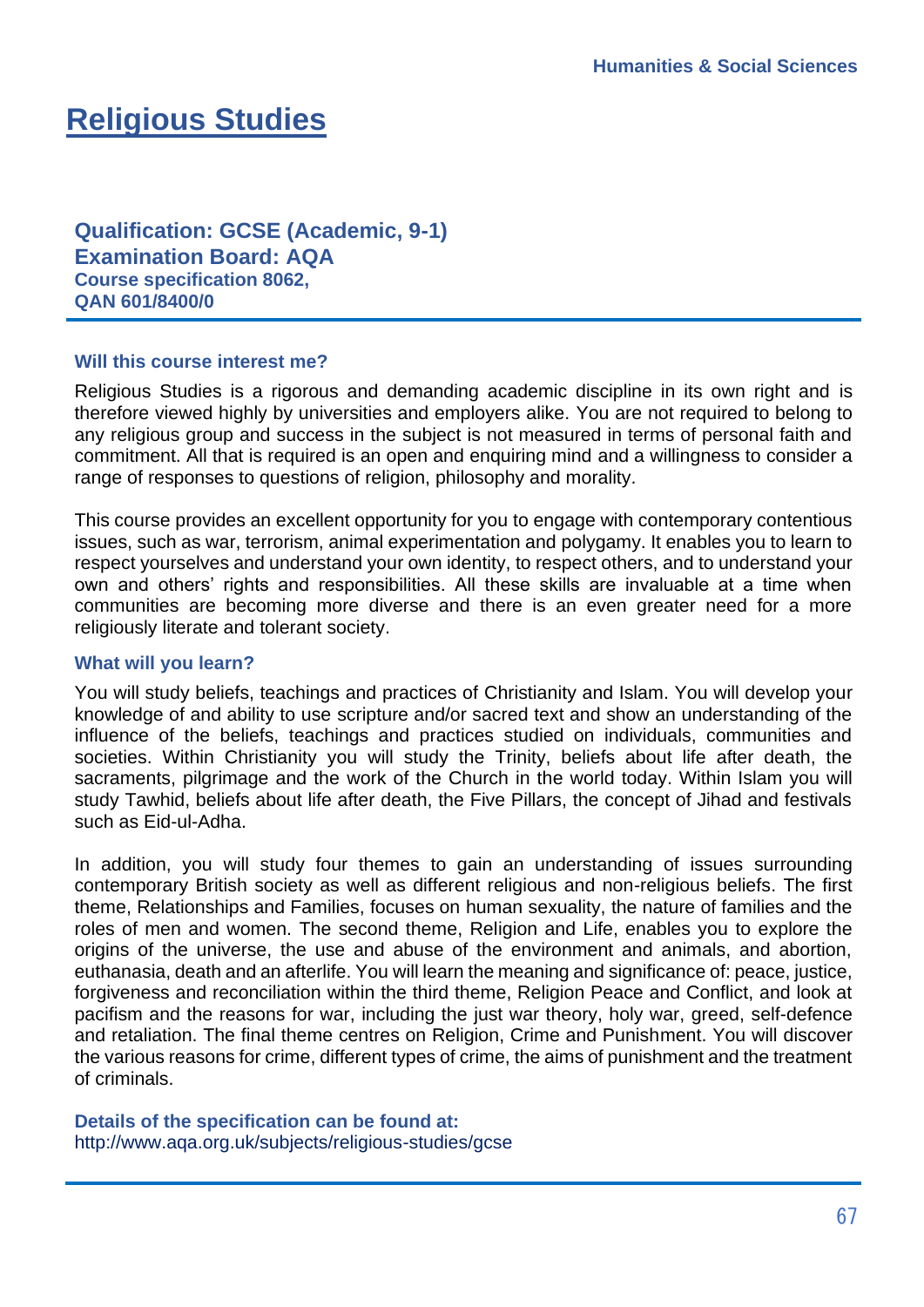# Religious Studies

**Qualification: GCSE (Academic, 9-1)**
**Examination Board: AQA**
**Course specification 8062,**
**QAN 601/8400/0**

### Will this course interest me?

Religious Studies is a rigorous and demanding academic discipline in its own right and is therefore viewed highly by universities and employers alike. You are not required to belong to any religious group and success in the subject is not measured in terms of personal faith and commitment. All that is required is an open and enquiring mind and a willingness to consider a range of responses to questions of religion, philosophy and morality.

This course provides an excellent opportunity for you to engage with contemporary contentious issues, such as war, terrorism, animal experimentation and polygamy. It enables you to learn to respect yourselves and understand your own identity, to respect others, and to understand your own and others' rights and responsibilities. All these skills are invaluable at a time when communities are becoming more diverse and there is an even greater need for a more religiously literate and tolerant society.

### What will you learn?

You will study beliefs, teachings and practices of Christianity and Islam. You will develop your knowledge of and ability to use scripture and/or sacred text and show an understanding of the influence of the beliefs, teachings and practices studied on individuals, communities and societies. Within Christianity you will study the Trinity, beliefs about life after death, the sacraments, pilgrimage and the work of the Church in the world today. Within Islam you will study Tawhid, beliefs about life after death, the Five Pillars, the concept of Jihad and festivals such as Eid-ul-Adha.

In addition, you will study four themes to gain an understanding of issues surrounding contemporary British society as well as different religious and non-religious beliefs. The first theme, Relationships and Families, focuses on human sexuality, the nature of families and the roles of men and women. The second theme, Religion and Life, enables you to explore the origins of the universe, the use and abuse of the environment and animals, and abortion, euthanasia, death and an afterlife. You will learn the meaning and significance of: peace, justice, forgiveness and reconciliation within the third theme, Religion Peace and Conflict, and look at pacifism and the reasons for war, including the just war theory, holy war, greed, self-defence and retaliation. The final theme centres on Religion, Crime and Punishment. You will discover the various reasons for crime, different types of crime, the aims of punishment and the treatment of criminals.

**Details of the specification can be found at:**
http://www.aqa.org.uk/subjects/religious-studies/gcse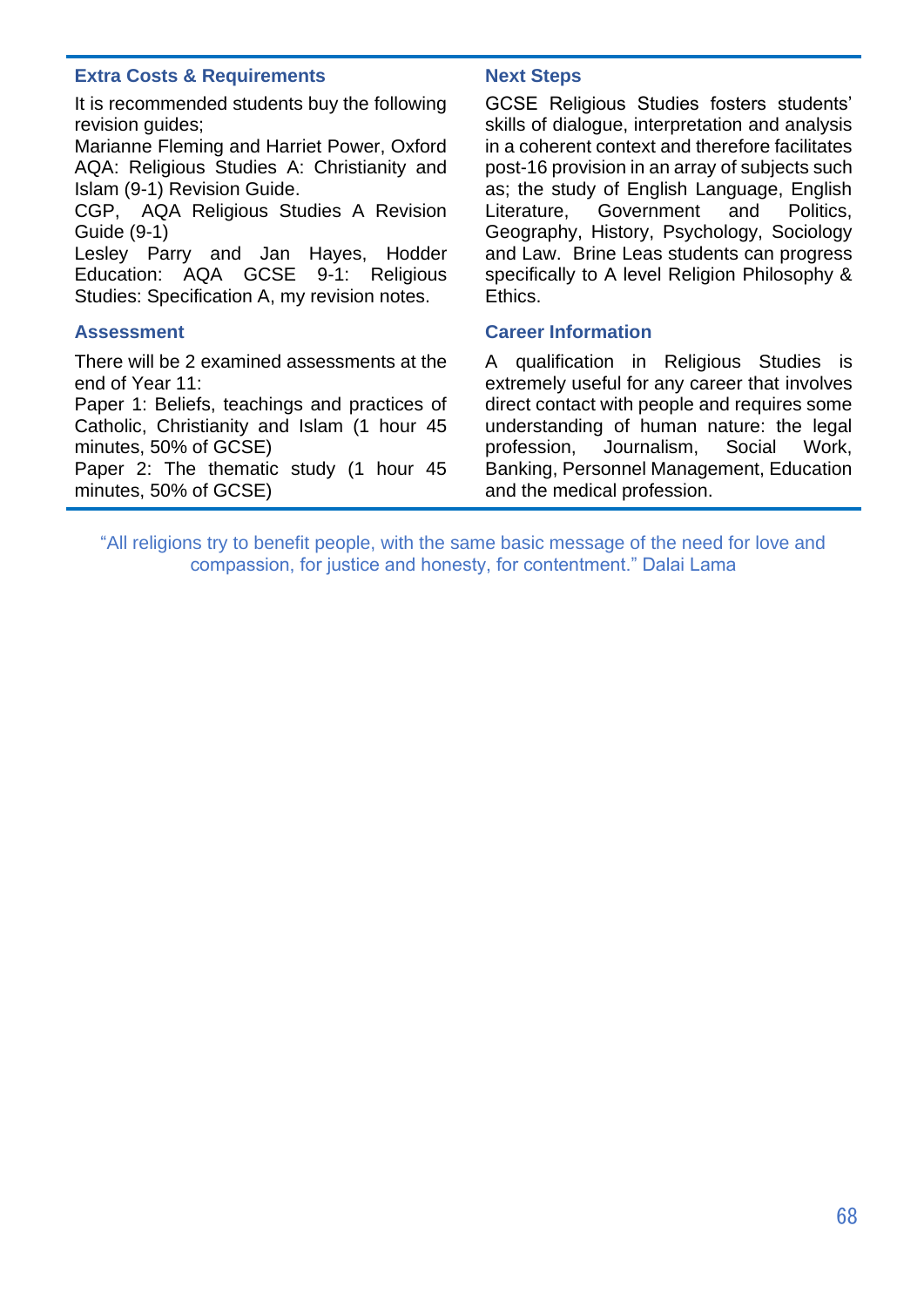## Extra Costs & Requirements

It is recommended students buy the following revision guides;
Marianne Fleming and Harriet Power, Oxford AQA: Religious Studies A: Christianity and Islam (9-1) Revision Guide.
CGP, AQA Religious Studies A Revision Guide (9-1)
Lesley Parry and Jan Hayes, Hodder Education: AQA GCSE 9-1: Religious Studies: Specification A, my revision notes.

## Assessment

There will be 2 examined assessments at the end of Year 11:
Paper 1: Beliefs, teachings and practices of Catholic, Christianity and Islam (1 hour 45 minutes, 50% of GCSE)
Paper 2: The thematic study (1 hour 45 minutes, 50% of GCSE)

## Next Steps

GCSE Religious Studies fosters students' skills of dialogue, interpretation and analysis in a coherent context and therefore facilitates post-16 provision in an array of subjects such as; the study of English Language, English Literature, Government and Politics, Geography, History, Psychology, Sociology and Law. Brine Leas students can progress specifically to A level Religion Philosophy & Ethics.

## Career Information

A qualification in Religious Studies is extremely useful for any career that involves direct contact with people and requires some understanding of human nature: the legal profession, Journalism, Social Work, Banking, Personnel Management, Education and the medical profession.

"All religions try to benefit people, with the same basic message of the need for love and compassion, for justice and honesty, for contentment." Dalai Lama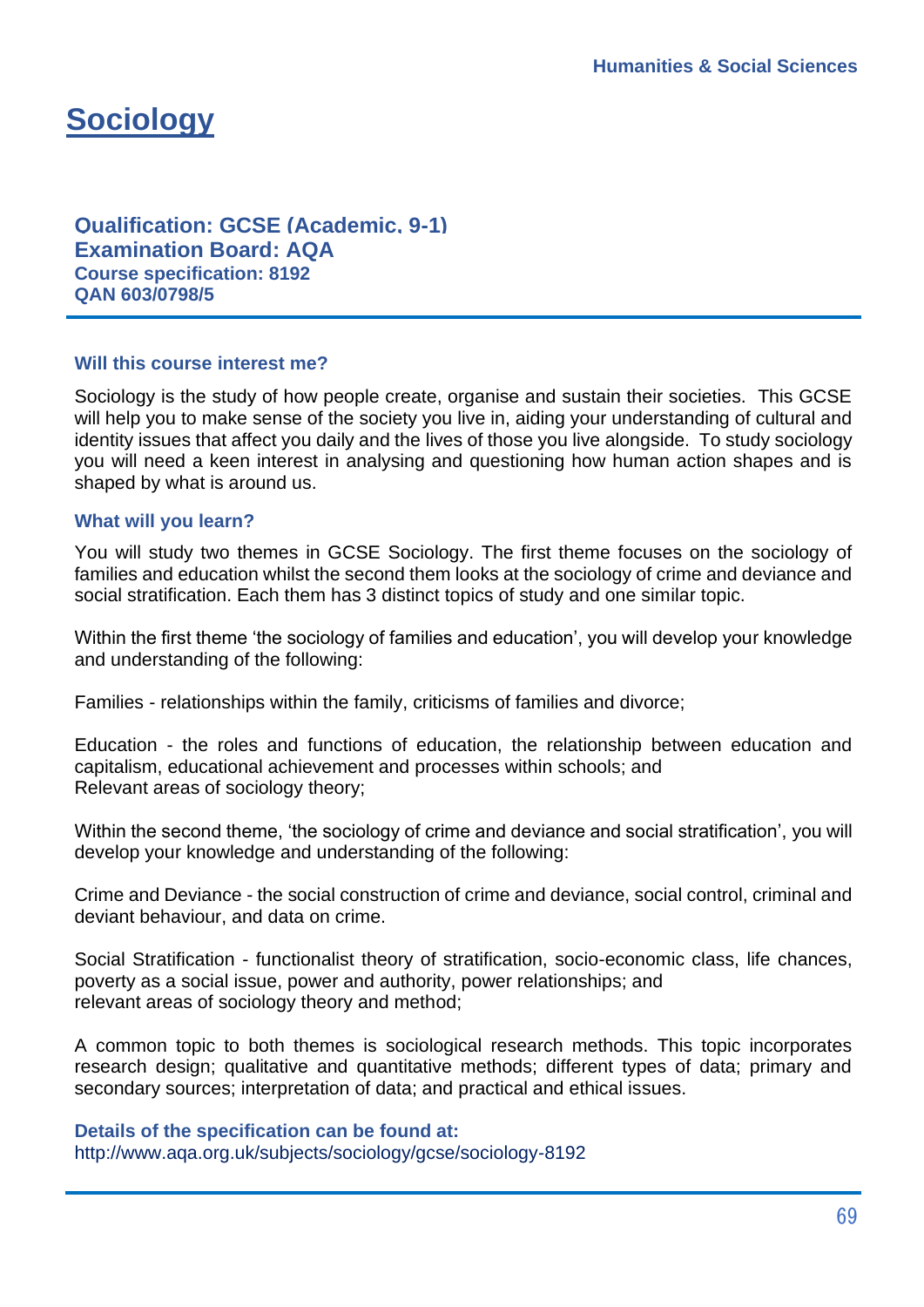# Sociology

**Qualification: GCSE (Academic, 9-1)**
**Examination Board: AQA**
**Course specification: 8192**
**QAN 603/0798/5**

---

### Will this course interest me?

Sociology is the study of how people create, organise and sustain their societies. This GCSE will help you to make sense of the society you live in, aiding your understanding of cultural and identity issues that affect you daily and the lives of those you live alongside. To study sociology you will need a keen interest in analysing and questioning how human action shapes and is shaped by what is around us.

### What will you learn?

You will study two themes in GCSE Sociology. The first theme focuses on the sociology of families and education whilst the second them looks at the sociology of crime and deviance and social stratification. Each them has 3 distinct topics of study and one similar topic.

Within the first theme 'the sociology of families and education', you will develop your knowledge and understanding of the following:

Families - relationships within the family, criticisms of families and divorce;

Education - the roles and functions of education, the relationship between education and capitalism, educational achievement and processes within schools; and
Relevant areas of sociology theory;

Within the second theme, 'the sociology of crime and deviance and social stratification', you will develop your knowledge and understanding of the following:

Crime and Deviance - the social construction of crime and deviance, social control, criminal and deviant behaviour, and data on crime.

Social Stratification - functionalist theory of stratification, socio-economic class, life chances, poverty as a social issue, power and authority, power relationships; and
relevant areas of sociology theory and method;

A common topic to both themes is sociological research methods. This topic incorporates research design; qualitative and quantitative methods; different types of data; primary and secondary sources; interpretation of data; and practical and ethical issues.

**Details of the specification can be found at:**
http://www.aqa.org.uk/subjects/sociology/gcse/sociology-8192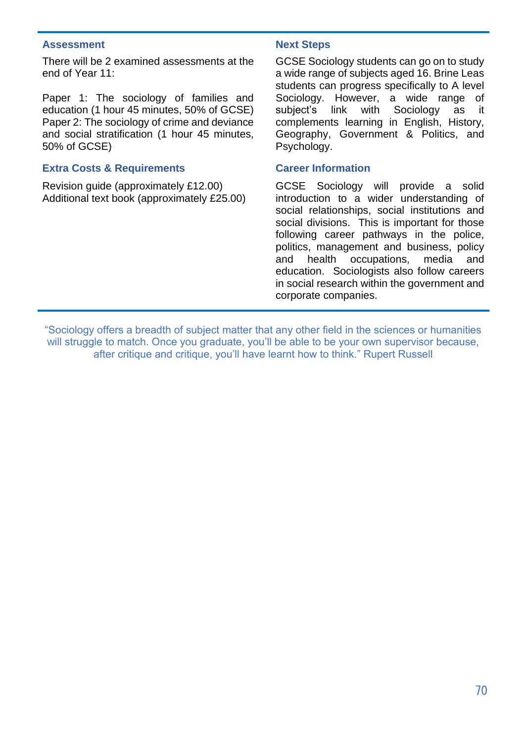## Assessment

There will be 2 examined assessments at the end of Year 11:

Paper 1: The sociology of families and education (1 hour 45 minutes, 50% of GCSE)
Paper 2: The sociology of crime and deviance and social stratification (1 hour 45 minutes, 50% of GCSE)

## Extra Costs & Requirements

Revision guide (approximately £12.00)
Additional text book (approximately £25.00)

## Next Steps

GCSE Sociology students can go on to study a wide range of subjects aged 16. Brine Leas students can progress specifically to A level Sociology. However, a wide range of subject's link with Sociology as it complements learning in English, History, Geography, Government & Politics, and Psychology.

## Career Information

GCSE Sociology will provide a solid introduction to a wider understanding of social relationships, social institutions and social divisions. This is important for those following career pathways in the police, politics, management and business, policy and health occupations, media and education. Sociologists also follow careers in social research within the government and corporate companies.

"Sociology offers a breadth of subject matter that any other field in the sciences or humanities will struggle to match. Once you graduate, you'll be able to be your own supervisor because, after critique and critique, you'll have learnt how to think." Rupert Russell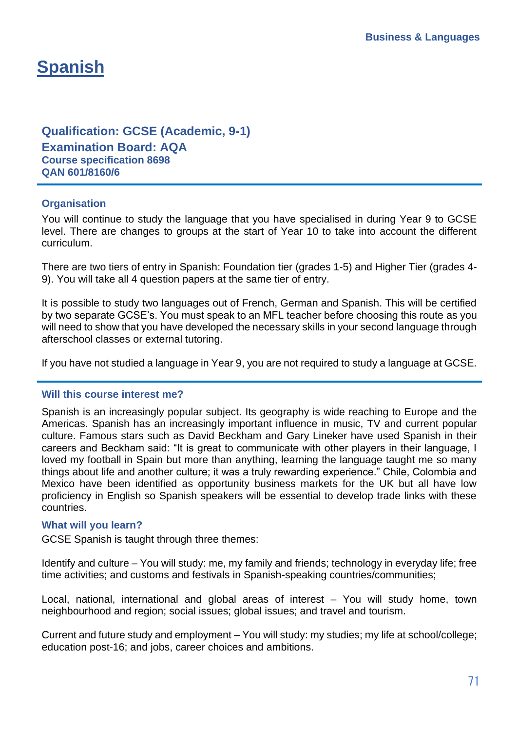# Spanish

## Qualification: GCSE (Academic, 9-1)

## Examination Board: AQA

**Course specification 8698**

**QAN 601/8160/6**

### Organisation

You will continue to study the language that you have specialised in during Year 9 to GCSE level. There are changes to groups at the start of Year 10 to take into account the different curriculum.

There are two tiers of entry in Spanish: Foundation tier (grades 1-5) and Higher Tier (grades 4-9). You will take all 4 question papers at the same tier of entry.

It is possible to study two languages out of French, German and Spanish. This will be certified by two separate GCSE's. You must speak to an MFL teacher before choosing this route as you will need to show that you have developed the necessary skills in your second language through afterschool classes or external tutoring.

If you have not studied a language in Year 9, you are not required to study a language at GCSE.

### Will this course interest me?

Spanish is an increasingly popular subject. Its geography is wide reaching to Europe and the Americas. Spanish has an increasingly important influence in music, TV and current popular culture. Famous stars such as David Beckham and Gary Lineker have used Spanish in their careers and Beckham said: "It is great to communicate with other players in their language, I loved my football in Spain but more than anything, learning the language taught me so many things about life and another culture; it was a truly rewarding experience." Chile, Colombia and Mexico have been identified as opportunity business markets for the UK but all have low proficiency in English so Spanish speakers will be essential to develop trade links with these countries.

### What will you learn?

GCSE Spanish is taught through three themes:

Identify and culture – You will study: me, my family and friends; technology in everyday life; free time activities; and customs and festivals in Spanish-speaking countries/communities;

Local, national, international and global areas of interest – You will study home, town neighbourhood and region; social issues; global issues; and travel and tourism.

Current and future study and employment – You will study: my studies; my life at school/college; education post-16; and jobs, career choices and ambitions.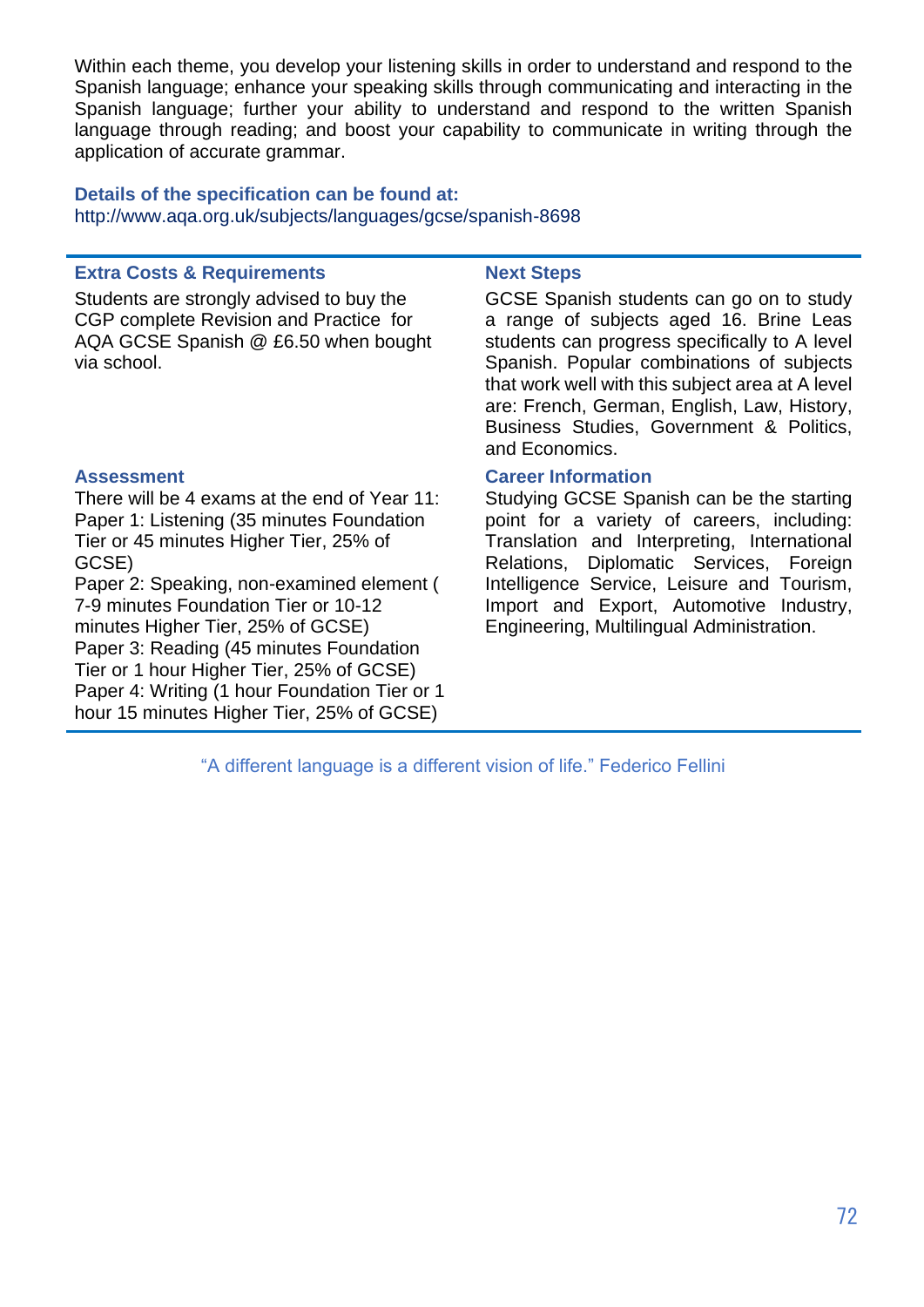Within each theme, you develop your listening skills in order to understand and respond to the Spanish language; enhance your speaking skills through communicating and interacting in the Spanish language; further your ability to understand and respond to the written Spanish language through reading; and boost your capability to communicate in writing through the application of accurate grammar.

**Details of the specification can be found at:**
http://www.aqa.org.uk/subjects/languages/gcse/spanish-8698

### Extra Costs & Requirements

Students are strongly advised to buy the CGP complete Revision and Practice for AQA GCSE Spanish @ £6.50 when bought via school.

### Assessment

There will be 4 exams at the end of Year 11:
Paper 1: Listening (35 minutes Foundation Tier or 45 minutes Higher Tier, 25% of GCSE)
Paper 2: Speaking, non-examined element ( 7-9 minutes Foundation Tier or 10-12 minutes Higher Tier, 25% of GCSE)
Paper 3: Reading (45 minutes Foundation Tier or 1 hour Higher Tier, 25% of GCSE)
Paper 4: Writing (1 hour Foundation Tier or 1 hour 15 minutes Higher Tier, 25% of GCSE)

### Next Steps

GCSE Spanish students can go on to study a range of subjects aged 16. Brine Leas students can progress specifically to A level Spanish. Popular combinations of subjects that work well with this subject area at A level are: French, German, English, Law, History, Business Studies, Government & Politics, and Economics.

### Career Information

Studying GCSE Spanish can be the starting point for a variety of careers, including: Translation and Interpreting, International Relations, Diplomatic Services, Foreign Intelligence Service, Leisure and Tourism, Import and Export, Automotive Industry, Engineering, Multilingual Administration.

"A different language is a different vision of life." Federico Fellini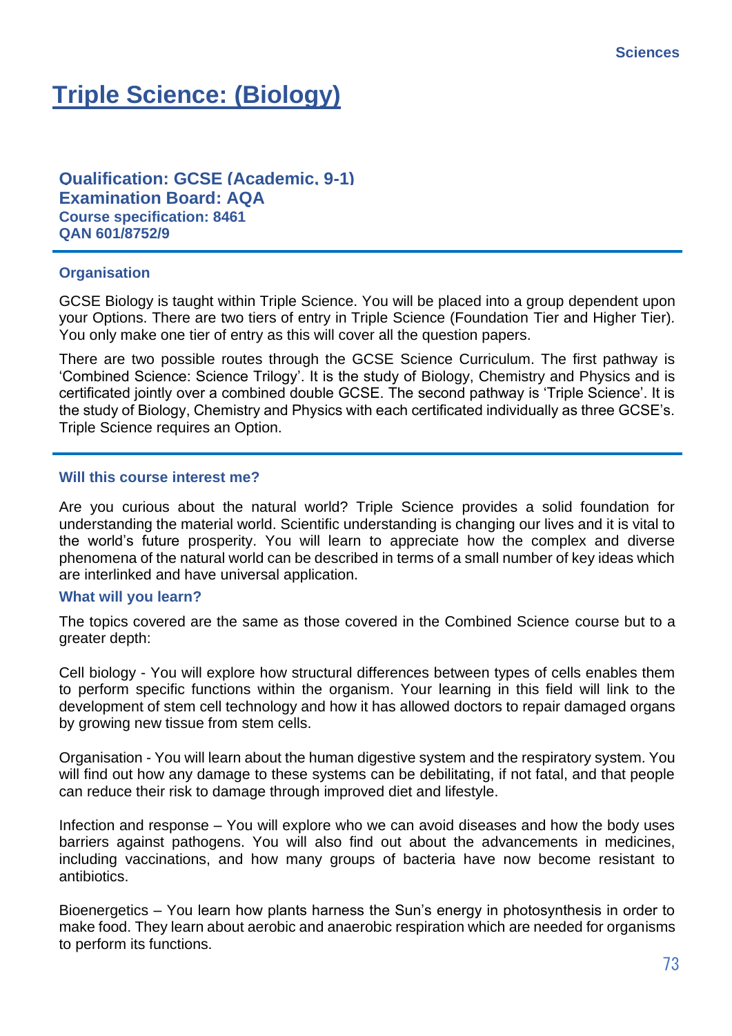# Triple Science: (Biology)

## Qualification: GCSE (Academic, 9-1)
## Examination Board: AQA
### Course specification: 8461
### QAN 601/8752/9

### Organisation

GCSE Biology is taught within Triple Science. You will be placed into a group dependent upon your Options. There are two tiers of entry in Triple Science (Foundation Tier and Higher Tier). You only make one tier of entry as this will cover all the question papers.

There are two possible routes through the GCSE Science Curriculum. The first pathway is 'Combined Science: Science Trilogy'. It is the study of Biology, Chemistry and Physics and is certificated jointly over a combined double GCSE. The second pathway is 'Triple Science'. It is the study of Biology, Chemistry and Physics with each certificated individually as three GCSE's. Triple Science requires an Option.

### Will this course interest me?

Are you curious about the natural world? Triple Science provides a solid foundation for understanding the material world. Scientific understanding is changing our lives and it is vital to the world's future prosperity. You will learn to appreciate how the complex and diverse phenomena of the natural world can be described in terms of a small number of key ideas which are interlinked and have universal application.

### What will you learn?

The topics covered are the same as those covered in the Combined Science course but to a greater depth:

Cell biology - You will explore how structural differences between types of cells enables them to perform specific functions within the organism. Your learning in this field will link to the development of stem cell technology and how it has allowed doctors to repair damaged organs by growing new tissue from stem cells.

Organisation - You will learn about the human digestive system and the respiratory system. You will find out how any damage to these systems can be debilitating, if not fatal, and that people can reduce their risk to damage through improved diet and lifestyle.

Infection and response – You will explore who we can avoid diseases and how the body uses barriers against pathogens. You will also find out about the advancements in medicines, including vaccinations, and how many groups of bacteria have now become resistant to antibiotics.

Bioenergetics – You learn how plants harness the Sun's energy in photosynthesis in order to make food. They learn about aerobic and anaerobic respiration which are needed for organisms to perform its functions.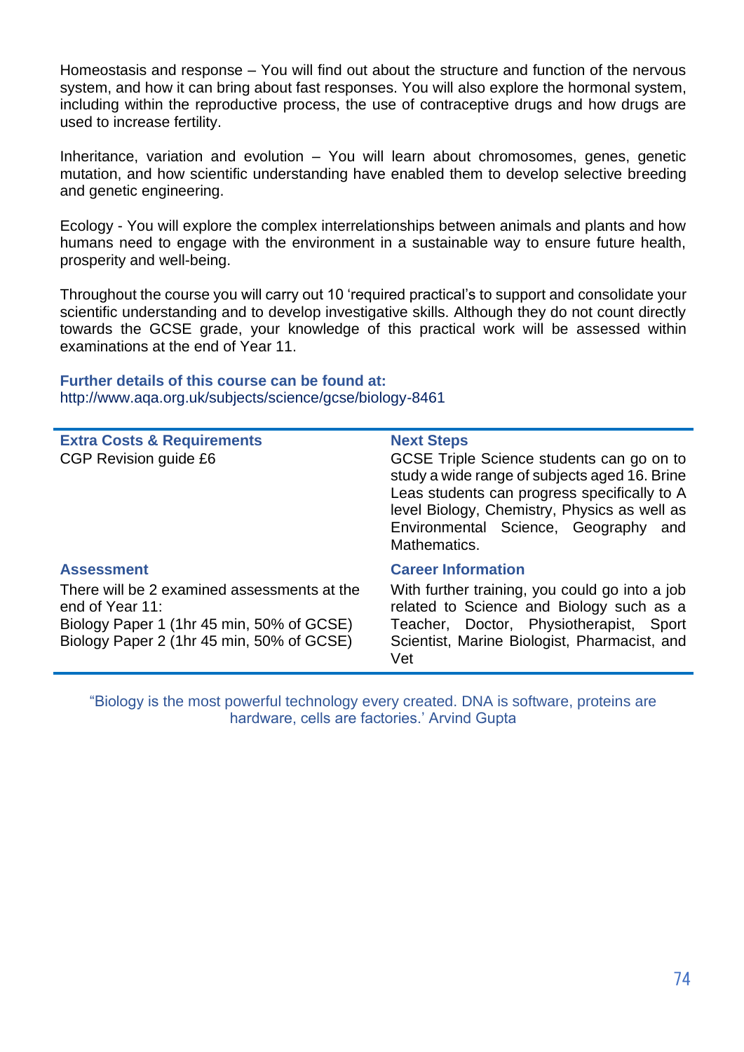Homeostasis and response – You will find out about the structure and function of the nervous system, and how it can bring about fast responses. You will also explore the hormonal system, including within the reproductive process, the use of contraceptive drugs and how drugs are used to increase fertility.

Inheritance, variation and evolution – You will learn about chromosomes, genes, genetic mutation, and how scientific understanding have enabled them to develop selective breeding and genetic engineering.

Ecology - You will explore the complex interrelationships between animals and plants and how humans need to engage with the environment in a sustainable way to ensure future health, prosperity and well-being.

Throughout the course you will carry out 10 'required practical's to support and consolidate your scientific understanding and to develop investigative skills. Although they do not count directly towards the GCSE grade, your knowledge of this practical work will be assessed within examinations at the end of Year 11.

**Further details of this course can be found at:**
http://www.aqa.org.uk/subjects/science/gcse/biology-8461

**Extra Costs & Requirements**

CGP Revision guide £6

**Next Steps**

GCSE Triple Science students can go on to study a wide range of subjects aged 16. Brine Leas students can progress specifically to A level Biology, Chemistry, Physics as well as Environmental Science, Geography and Mathematics.

**Assessment**

There will be 2 examined assessments at the end of Year 11:
Biology Paper 1 (1hr 45 min, 50% of GCSE)
Biology Paper 2 (1hr 45 min, 50% of GCSE)

**Career Information**

With further training, you could go into a job related to Science and Biology such as a Teacher, Doctor, Physiotherapist, Sport Scientist, Marine Biologist, Pharmacist, and Vet

"Biology is the most powerful technology every created. DNA is software, proteins are hardware, cells are factories.' Arvind Gupta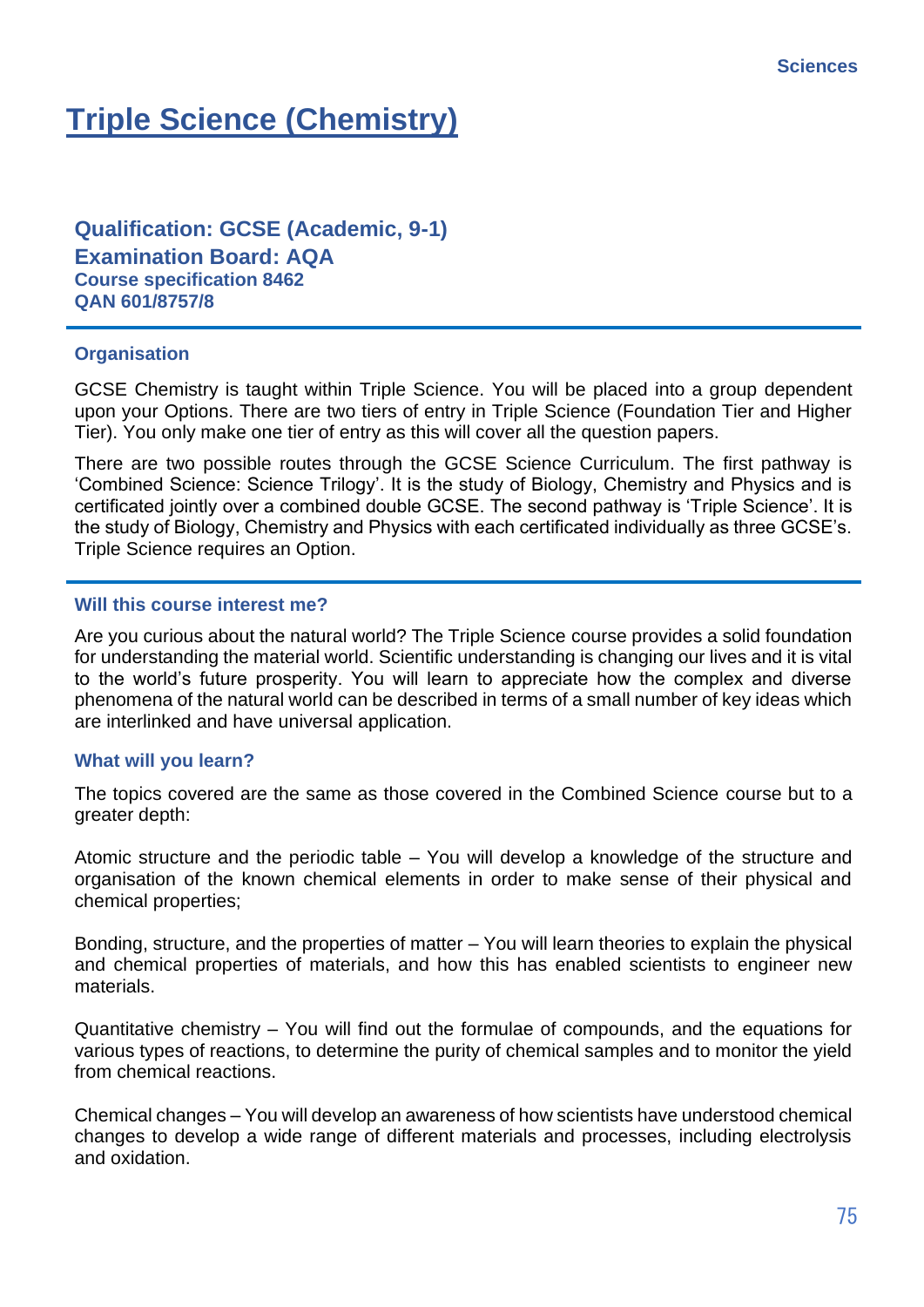# Triple Science (Chemistry)

**Qualification: GCSE (Academic, 9-1)**
**Examination Board: AQA**
**Course specification 8462**
**QAN 601/8757/8**

## Organisation

GCSE Chemistry is taught within Triple Science. You will be placed into a group dependent upon your Options. There are two tiers of entry in Triple Science (Foundation Tier and Higher Tier). You only make one tier of entry as this will cover all the question papers.

There are two possible routes through the GCSE Science Curriculum. The first pathway is 'Combined Science: Science Trilogy'. It is the study of Biology, Chemistry and Physics and is certificated jointly over a combined double GCSE. The second pathway is 'Triple Science'. It is the study of Biology, Chemistry and Physics with each certificated individually as three GCSE's. Triple Science requires an Option.

## Will this course interest me?

Are you curious about the natural world? The Triple Science course provides a solid foundation for understanding the material world. Scientific understanding is changing our lives and it is vital to the world's future prosperity. You will learn to appreciate how the complex and diverse phenomena of the natural world can be described in terms of a small number of key ideas which are interlinked and have universal application.

## What will you learn?

The topics covered are the same as those covered in the Combined Science course but to a greater depth:

Atomic structure and the periodic table – You will develop a knowledge of the structure and organisation of the known chemical elements in order to make sense of their physical and chemical properties;

Bonding, structure, and the properties of matter – You will learn theories to explain the physical and chemical properties of materials, and how this has enabled scientists to engineer new materials.

Quantitative chemistry – You will find out the formulae of compounds, and the equations for various types of reactions, to determine the purity of chemical samples and to monitor the yield from chemical reactions.

Chemical changes – You will develop an awareness of how scientists have understood chemical changes to develop a wide range of different materials and processes, including electrolysis and oxidation.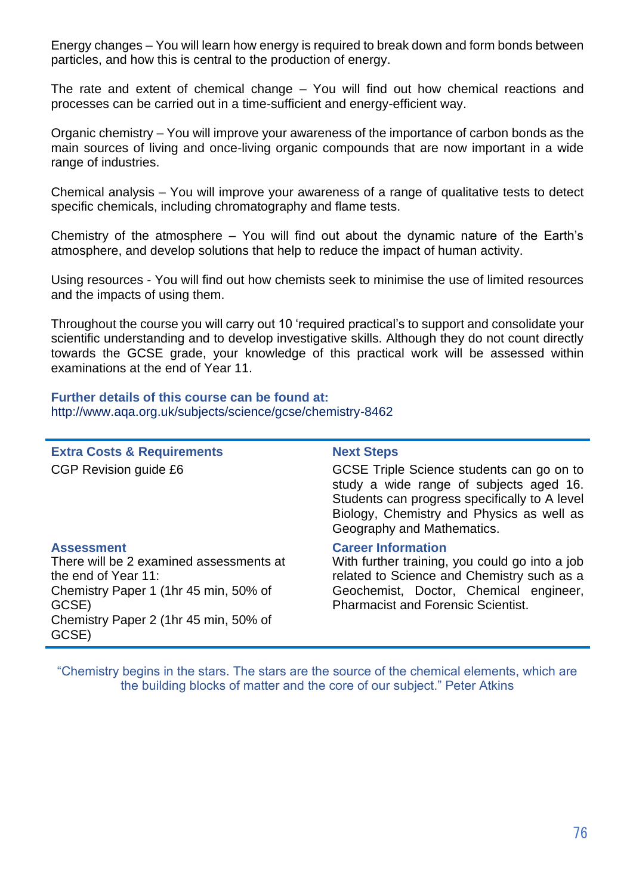Energy changes – You will learn how energy is required to break down and form bonds between particles, and how this is central to the production of energy.

The rate and extent of chemical change – You will find out how chemical reactions and processes can be carried out in a time-sufficient and energy-efficient way.

Organic chemistry – You will improve your awareness of the importance of carbon bonds as the main sources of living and once-living organic compounds that are now important in a wide range of industries.

Chemical analysis – You will improve your awareness of a range of qualitative tests to detect specific chemicals, including chromatography and flame tests.

Chemistry of the atmosphere – You will find out about the dynamic nature of the Earth's atmosphere, and develop solutions that help to reduce the impact of human activity.

Using resources - You will find out how chemists seek to minimise the use of limited resources and the impacts of using them.

Throughout the course you will carry out 10 'required practical's to support and consolidate your scientific understanding and to develop investigative skills. Although they do not count directly towards the GCSE grade, your knowledge of this practical work will be assessed within examinations at the end of Year 11.

**Further details of this course can be found at:**
http://www.aqa.org.uk/subjects/science/gcse/chemistry-8462

**Extra Costs & Requirements**

CGP Revision guide £6

**Assessment**

There will be 2 examined assessments at the end of Year 11:
Chemistry Paper 1 (1hr 45 min, 50% of GCSE)
Chemistry Paper 2 (1hr 45 min, 50% of GCSE)

**Next Steps**

GCSE Triple Science students can go on to study a wide range of subjects aged 16. Students can progress specifically to A level Biology, Chemistry and Physics as well as Geography and Mathematics.

**Career Information**

With further training, you could go into a job related to Science and Chemistry such as a Geochemist, Doctor, Chemical engineer, Pharmacist and Forensic Scientist.

"Chemistry begins in the stars. The stars are the source of the chemical elements, which are the building blocks of matter and the core of our subject." Peter Atkins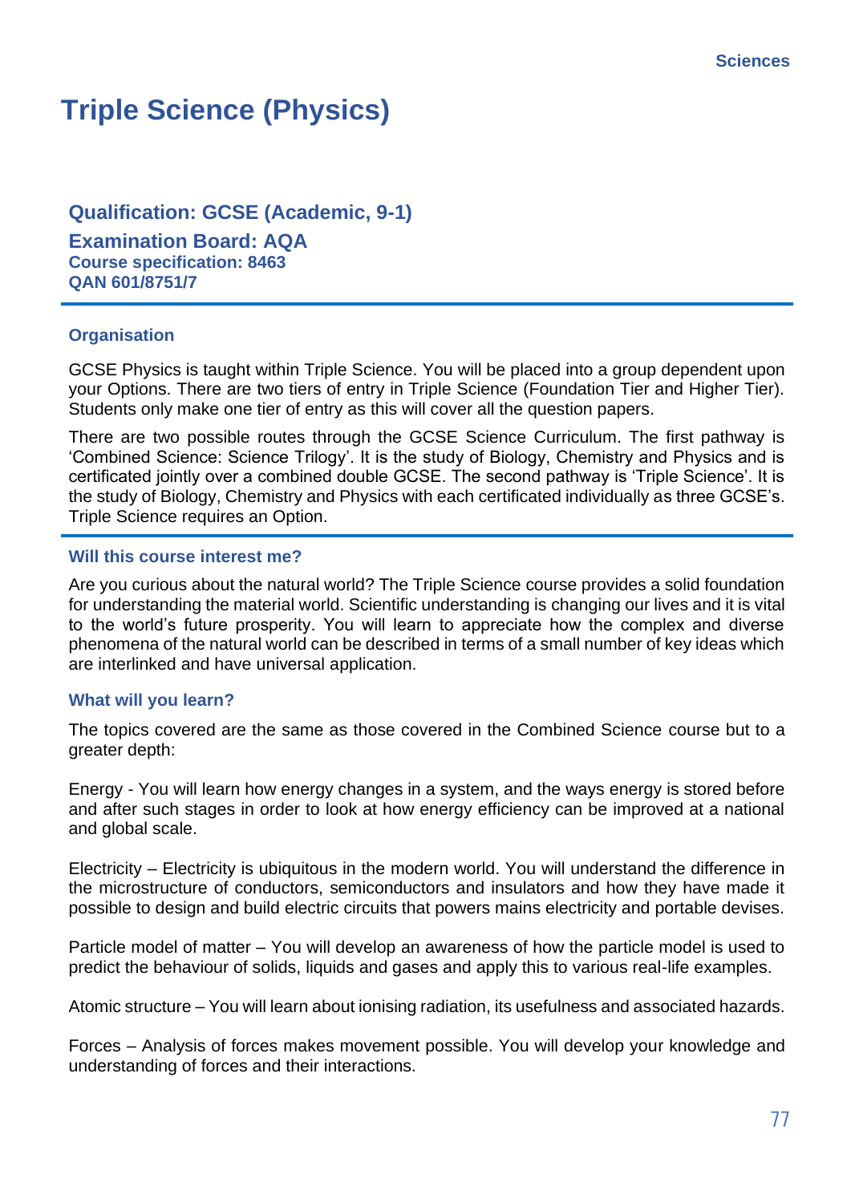# Triple Science (Physics)

## Qualification: GCSE (Academic, 9-1)

**Examination Board: AQA**
**Course specification: 8463**
**QAN 601/8751/7**

### Organisation

GCSE Physics is taught within Triple Science. You will be placed into a group dependent upon your Options. There are two tiers of entry in Triple Science (Foundation Tier and Higher Tier). Students only make one tier of entry as this will cover all the question papers.

There are two possible routes through the GCSE Science Curriculum. The first pathway is 'Combined Science: Science Trilogy'. It is the study of Biology, Chemistry and Physics and is certificated jointly over a combined double GCSE. The second pathway is 'Triple Science'. It is the study of Biology, Chemistry and Physics with each certificated individually as three GCSE's. Triple Science requires an Option.

### Will this course interest me?

Are you curious about the natural world? The Triple Science course provides a solid foundation for understanding the material world. Scientific understanding is changing our lives and it is vital to the world's future prosperity. You will learn to appreciate how the complex and diverse phenomena of the natural world can be described in terms of a small number of key ideas which are interlinked and have universal application.

### What will you learn?

The topics covered are the same as those covered in the Combined Science course but to a greater depth:

Energy - You will learn how energy changes in a system, and the ways energy is stored before and after such stages in order to look at how energy efficiency can be improved at a national and global scale.

Electricity – Electricity is ubiquitous in the modern world. You will understand the difference in the microstructure of conductors, semiconductors and insulators and how they have made it possible to design and build electric circuits that powers mains electricity and portable devises.

Particle model of matter – You will develop an awareness of how the particle model is used to predict the behaviour of solids, liquids and gases and apply this to various real-life examples.

Atomic structure – You will learn about ionising radiation, its usefulness and associated hazards.

Forces – Analysis of forces makes movement possible. You will develop your knowledge and understanding of forces and their interactions.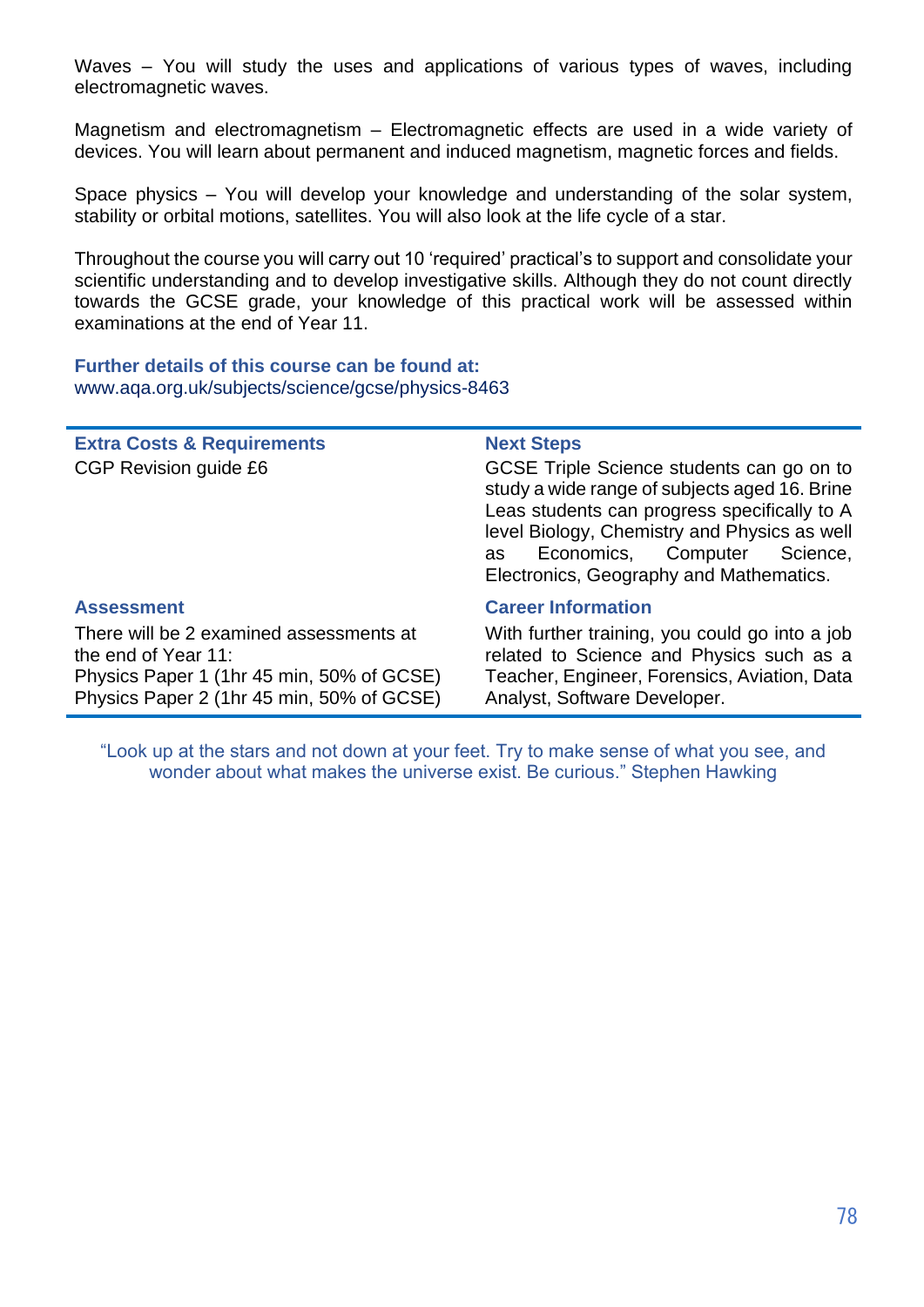Waves – You will study the uses and applications of various types of waves, including electromagnetic waves.

Magnetism and electromagnetism – Electromagnetic effects are used in a wide variety of devices. You will learn about permanent and induced magnetism, magnetic forces and fields.

Space physics – You will develop your knowledge and understanding of the solar system, stability or orbital motions, satellites. You will also look at the life cycle of a star.

Throughout the course you will carry out 10 'required' practical's to support and consolidate your scientific understanding and to develop investigative skills. Although they do not count directly towards the GCSE grade, your knowledge of this practical work will be assessed within examinations at the end of Year 11.

**Further details of this course can be found at:**
www.aqa.org.uk/subjects/science/gcse/physics-8463

**Extra Costs & Requirements**

CGP Revision guide £6

**Next Steps**

GCSE Triple Science students can go on to study a wide range of subjects aged 16. Brine Leas students can progress specifically to A level Biology, Chemistry and Physics as well as Economics, Computer Science, Electronics, Geography and Mathematics.

**Assessment**

There will be 2 examined assessments at the end of Year 11:
Physics Paper 1 (1hr 45 min, 50% of GCSE)
Physics Paper 2 (1hr 45 min, 50% of GCSE)

**Career Information**

With further training, you could go into a job related to Science and Physics such as a Teacher, Engineer, Forensics, Aviation, Data Analyst, Software Developer.

"Look up at the stars and not down at your feet. Try to make sense of what you see, and wonder about what makes the universe exist. Be curious." Stephen Hawking